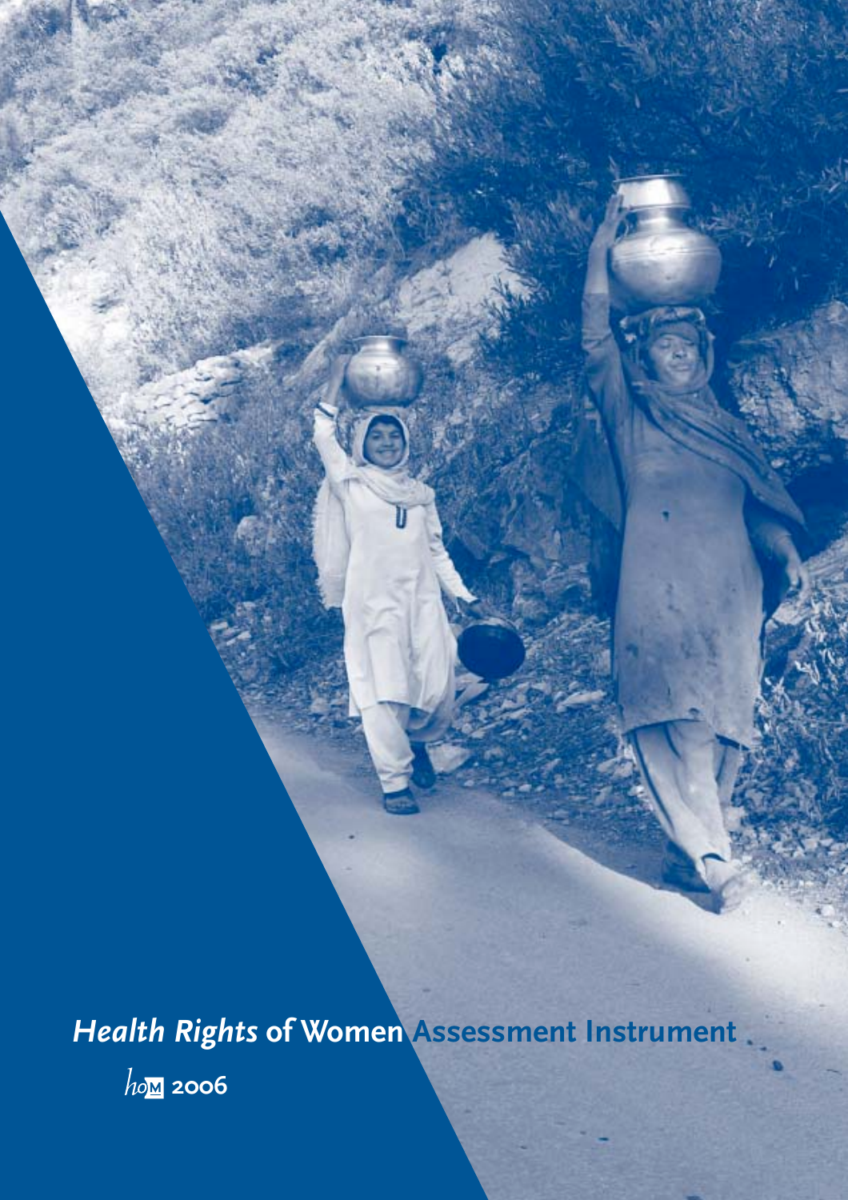# *Health Rights* of Women Assessment Instrument

hom 2006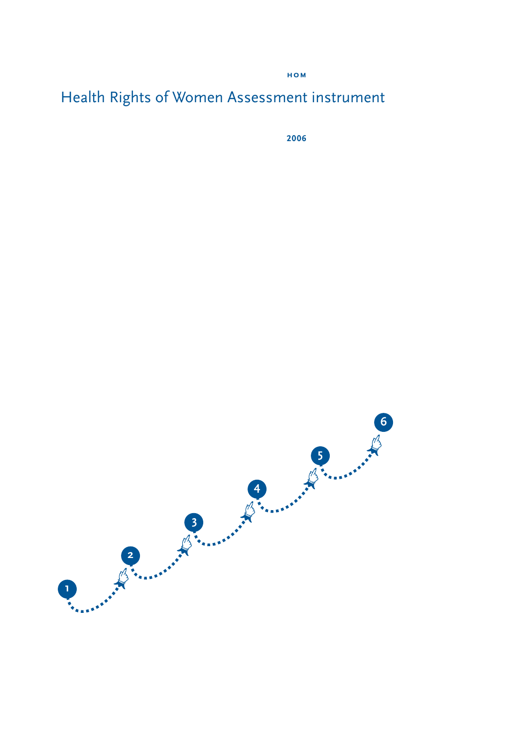HOM

# Health Rights of Women Assessment instrument

2006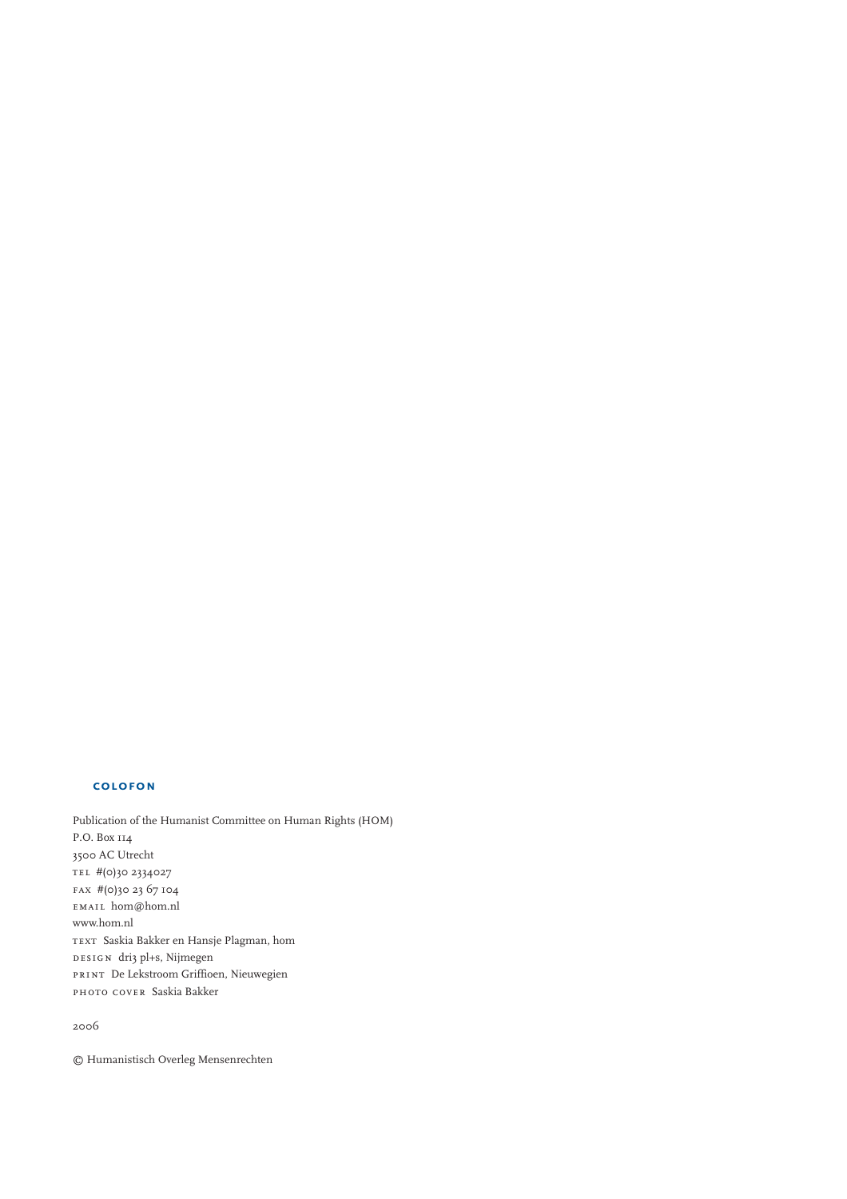## COLOFON

Publication of the Humanist Committee on Human Rights (HOM)
P.O. Box 114
3500 AC Utrecht
TEL #(0)30 2334027
FAX #(0)30 23 67 104
EMAIL hom@hom.nl
www.hom.nl
TEXT Saskia Bakker en Hansje Plagman, hom
DESIGN dri3 pl+s, Nijmegen
PRINT De Lekstroom Griffioen, Nieuwegien
PHOTO COVER Saskia Bakker

2006

© Humanistisch Overleg Mensenrechten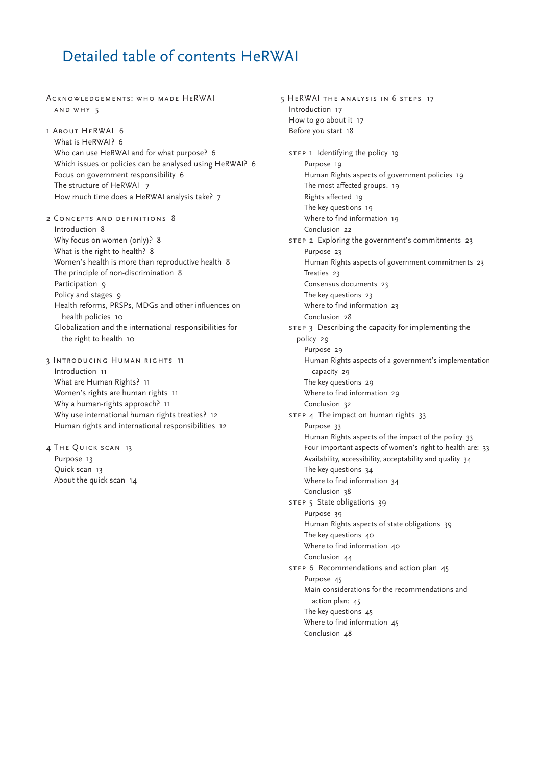# Detailed table of contents HeRWAI

Acknowledgements: who made HeRWAI and why 5

1 About HeRWAI 6
- What is HeRWAI? 6
- Who can use HeRWAI and for what purpose? 6
- Which issues or policies can be analysed using HeRWAI? 6
- Focus on government responsibility 6
- The structure of HeRWAI 7
- How much time does a HeRWAI analysis take? 7

2 Concepts and definitions 8
- Introduction 8
- Why focus on women (only)? 8
- What is the right to health? 8
- Women's health is more than reproductive health 8
- The principle of non-discrimination 8
- Participation 9
- Policy and stages 9
- Health reforms, PRSPs, MDGs and other influences on health policies 10
- Globalization and the international responsibilities for the right to health 10

3 Introducing Human rights 11
- Introduction 11
- What are Human Rights? 11
- Women's rights are human rights 11
- Why a human-rights approach? 11
- Why use international human rights treaties? 12
- Human rights and international responsibilities 12

4 The Quick scan 13
- Purpose 13
- Quick scan 13
- About the quick scan 14

5 HeRWAI the analysis in 6 steps 17
- Introduction 17
- How to go about it 17
- Before you start 18

- step 1 Identifying the policy 19
  - Purpose 19
  - Human Rights aspects of government policies 19
  - The most affected groups. 19
  - Rights affected 19
  - The key questions 19
  - Where to find information 19
  - Conclusion 22
- step 2 Exploring the government's commitments 23
  - Purpose 23
  - Human Rights aspects of government commitments 23
  - Treaties 23
  - Consensus documents 23
  - The key questions 23
  - Where to find information 23
  - Conclusion 28
- step 3 Describing the capacity for implementing the policy 29
  - Purpose 29
  - Human Rights aspects of a government's implementation capacity 29
  - The key questions 29
  - Where to find information 29
  - Conclusion 32
- step 4 The impact on human rights 33
  - Purpose 33
  - Human Rights aspects of the impact of the policy 33
  - Four important aspects of women's right to health are: 33
  - Availability, accessibility, acceptability and quality 34
  - The key questions 34
  - Where to find information 34
  - Conclusion 38
- step 5 State obligations 39
  - Purpose 39
  - Human Rights aspects of state obligations 39
  - The key questions 40
  - Where to find information 40
  - Conclusion 44
- step 6 Recommendations and action plan 45
  - Purpose 45
  - Main considerations for the recommendations and action plan: 45
  - The key questions 45
  - Where to find information 45
  - Conclusion 48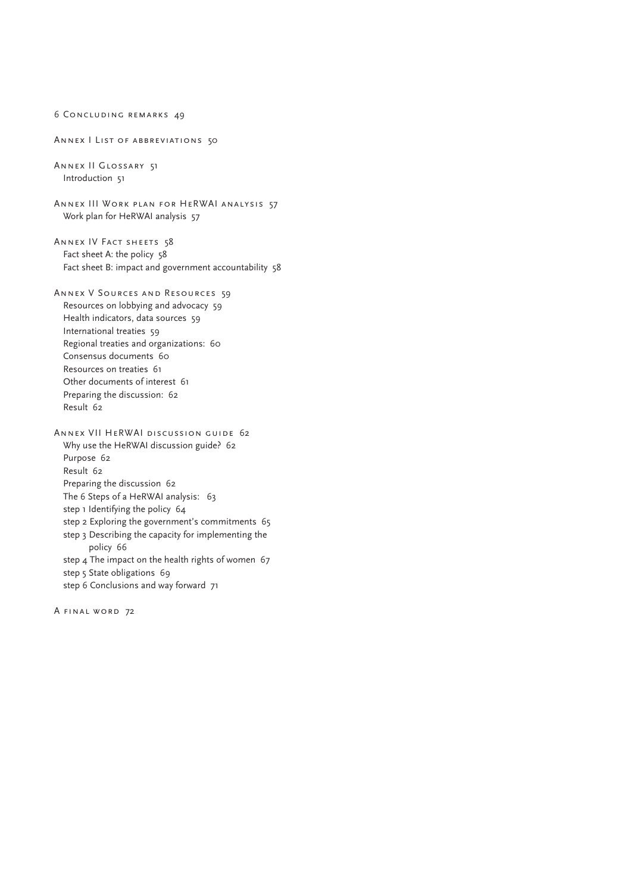6 Concluding remarks 49

Annex I List of abbreviations 50

Annex II Glossary 51
- Introduction 51

Annex III Work plan for HeRWAI analysis 57
- Work plan for HeRWAI analysis 57

Annex IV Fact sheets 58
- Fact sheet A: the policy 58
- Fact sheet B: impact and government accountability 58

Annex V Sources and Resources 59
- Resources on lobbying and advocacy 59
- Health indicators, data sources 59
- International treaties 59
- Regional treaties and organizations: 60
- Consensus documents 60
- Resources on treaties 61
- Other documents of interest 61
- Preparing the discussion: 62
- Result 62

Annex VII HeRWAI discussion guide 62
- Why use the HeRWAI discussion guide? 62
- Purpose 62
- Result 62
- Preparing the discussion 62
- The 6 Steps of a HeRWAI analysis: 63
- step 1 Identifying the policy 64
- step 2 Exploring the government's commitments 65
- step 3 Describing the capacity for implementing the policy 66
- step 4 The impact on the health rights of women 67
- step 5 State obligations 69
- step 6 Conclusions and way forward 71

A final word 72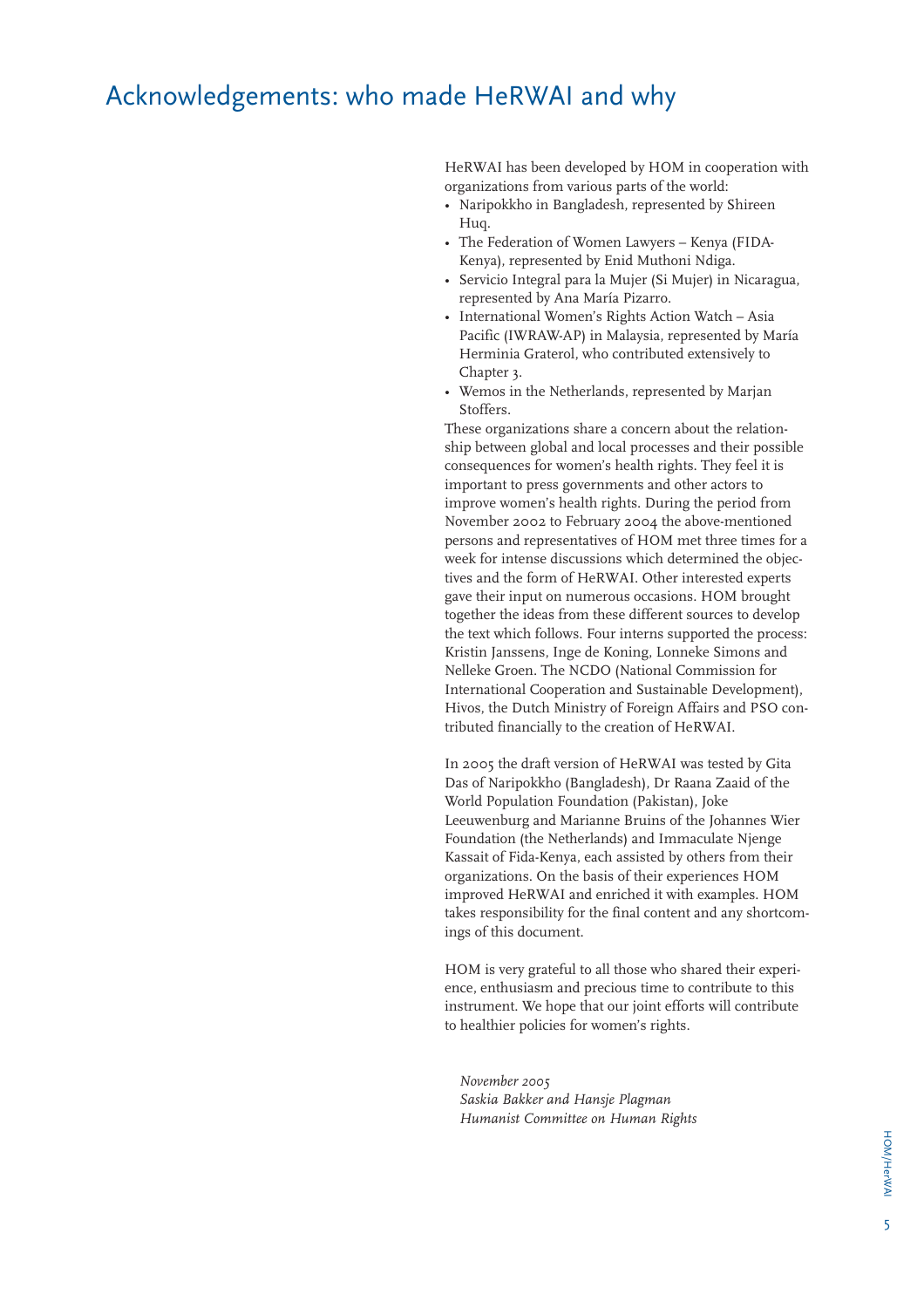# Acknowledgements: who made HeRWAI and why

HeRWAI has been developed by HOM in cooperation with organizations from various parts of the world:

- Naripokkho in Bangladesh, represented by Shireen Huq.
- The Federation of Women Lawyers – Kenya (FIDA-Kenya), represented by Enid Muthoni Ndiga.
- Servicio Integral para la Mujer (Si Mujer) in Nicaragua, represented by Ana María Pizarro.
- International Women's Rights Action Watch – Asia Pacific (IWRAW-AP) in Malaysia, represented by María Herminia Graterol, who contributed extensively to Chapter 3.
- Wemos in the Netherlands, represented by Marjan Stoffers.

These organizations share a concern about the relationship between global and local processes and their possible consequences for women's health rights. They feel it is important to press governments and other actors to improve women's health rights. During the period from November 2002 to February 2004 the above-mentioned persons and representatives of HOM met three times for a week for intense discussions which determined the objectives and the form of HeRWAI. Other interested experts gave their input on numerous occasions. HOM brought together the ideas from these different sources to develop the text which follows. Four interns supported the process: Kristin Janssens, Inge de Koning, Lonneke Simons and Nelleke Groen. The NCDO (National Commission for International Cooperation and Sustainable Development), Hivos, the Dutch Ministry of Foreign Affairs and PSO contributed financially to the creation of HeRWAI.

In 2005 the draft version of HeRWAI was tested by Gita Das of Naripokkho (Bangladesh), Dr Raana Zaaid of the World Population Foundation (Pakistan), Joke Leeuwenburg and Marianne Bruins of the Johannes Wier Foundation (the Netherlands) and Immaculate Njenge Kassait of Fida-Kenya, each assisted by others from their organizations. On the basis of their experiences HOM improved HeRWAI and enriched it with examples. HOM takes responsibility for the final content and any shortcomings of this document.

HOM is very grateful to all those who shared their experience, enthusiasm and precious time to contribute to this instrument. We hope that our joint efforts will contribute to healthier policies for women's rights.

*November 2005*
*Saskia Bakker and Hansje Plagman*
*Humanist Committee on Human Rights*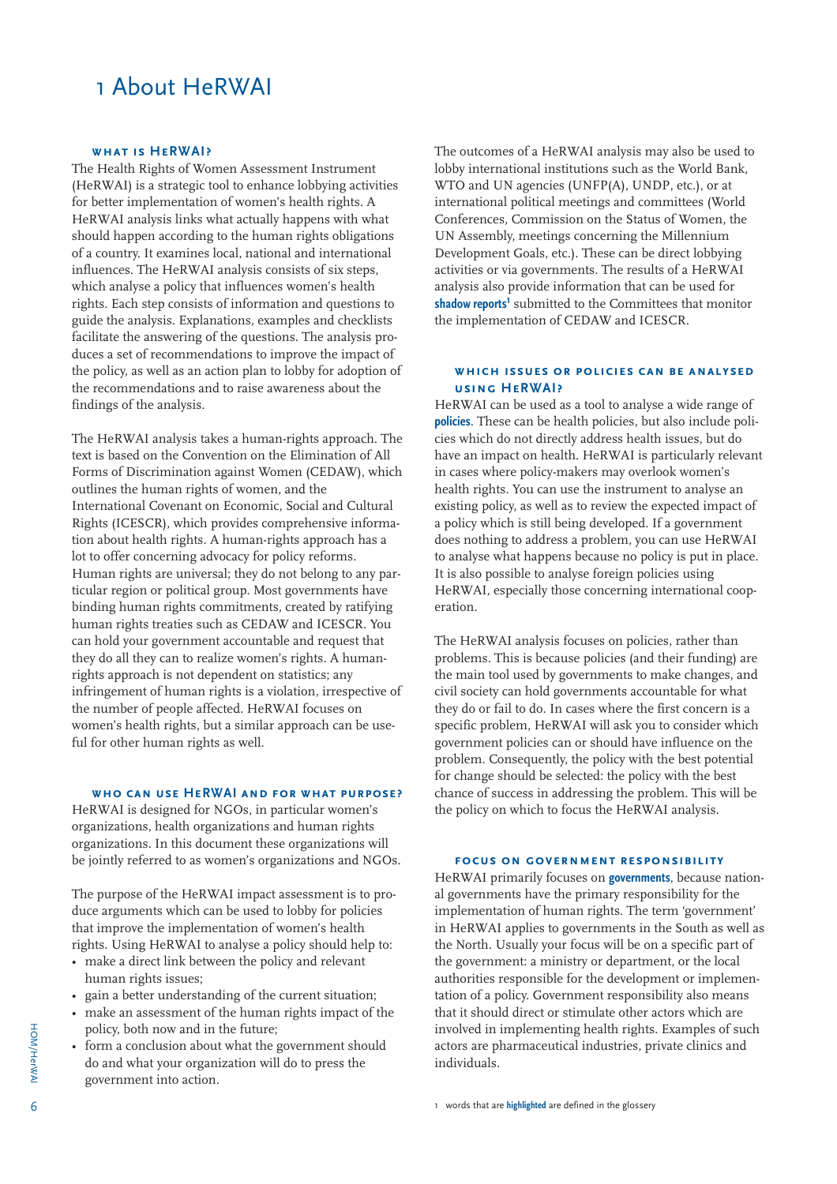# 1 About HeRWAI

### What is HeRWAI?

The Health Rights of Women Assessment Instrument (HeRWAI) is a strategic tool to enhance lobbying activities for better implementation of women's health rights. A HeRWAI analysis links what actually happens with what should happen according to the human rights obligations of a country. It examines local, national and international influences. The HeRWAI analysis consists of six steps, which analyse a policy that influences women's health rights. Each step consists of information and questions to guide the analysis. Explanations, examples and checklists facilitate the answering of the questions. The analysis produces a set of recommendations to improve the impact of the policy, as well as an action plan to lobby for adoption of the recommendations and to raise awareness about the findings of the analysis.

The HeRWAI analysis takes a human-rights approach. The text is based on the Convention on the Elimination of All Forms of Discrimination against Women (CEDAW), which outlines the human rights of women, and the International Covenant on Economic, Social and Cultural Rights (ICESCR), which provides comprehensive information about health rights. A human-rights approach has a lot to offer concerning advocacy for policy reforms. Human rights are universal; they do not belong to any particular region or political group. Most governments have binding human rights commitments, created by ratifying human rights treaties such as CEDAW and ICESCR. You can hold your government accountable and request that they do all they can to realize women's rights. A human-rights approach is not dependent on statistics; any infringement of human rights is a violation, irrespective of the number of people affected. HeRWAI focuses on women's health rights, but a similar approach can be useful for other human rights as well.

### Who can use HeRWAI and for what purpose?

HeRWAI is designed for NGOs, in particular women's organizations, health organizations and human rights organizations. In this document these organizations will be jointly referred to as women's organizations and NGOs.

The purpose of the HeRWAI impact assessment is to produce arguments which can be used to lobby for policies that improve the implementation of women's health rights. Using HeRWAI to analyse a policy should help to:

- make a direct link between the policy and relevant human rights issues;
- gain a better understanding of the current situation;
- make an assessment of the human rights impact of the policy, both now and in the future;
- form a conclusion about what the government should do and what your organization will do to press the government into action.

The outcomes of a HeRWAI analysis may also be used to lobby international institutions such as the World Bank, WTO and UN agencies (UNFP(A), UNDP, etc.), or at international political meetings and committees (World Conferences, Commission on the Status of Women, the UN Assembly, meetings concerning the Millennium Development Goals, etc.). These can be direct lobbying activities or via governments. The results of a HeRWAI analysis also provide information that can be used for **shadow reports**[1] submitted to the Committees that monitor the implementation of CEDAW and ICESCR.

### Which issues or policies can be analysed using HeRWAI?

HeRWAI can be used as a tool to analyse a wide range of **policies**. These can be health policies, but also include policies which do not directly address health issues, but do have an impact on health. HeRWAI is particularly relevant in cases where policy-makers may overlook women's health rights. You can use the instrument to analyse an existing policy, as well as to review the expected impact of a policy which is still being developed. If a government does nothing to address a problem, you can use HeRWAI to analyse what happens because no policy is put in place. It is also possible to analyse foreign policies using HeRWAI, especially those concerning international cooperation.

The HeRWAI analysis focuses on policies, rather than problems. This is because policies (and their funding) are the main tool used by governments to make changes, and civil society can hold governments accountable for what they do or fail to do. In cases where the first concern is a specific problem, HeRWAI will ask you to consider which government policies can or should have influence on the problem. Consequently, the policy with the best potential for change should be selected: the policy with the best chance of success in addressing the problem. This will be the policy on which to focus the HeRWAI analysis.

### Focus on government responsibility

HeRWAI primarily focuses on **governments**, because national governments have the primary responsibility for the implementation of human rights. The term 'government' in HeRWAI applies to governments in the South as well as the North. Usually your focus will be on a specific part of the government: a ministry or department, or the local authorities responsible for the development or implementation of a policy. Government responsibility also means that it should direct or stimulate other actors which are involved in implementing health rights. Examples of such actors are pharmaceutical industries, private clinics and individuals.

[1] words that are **highlighted** are defined in the glossary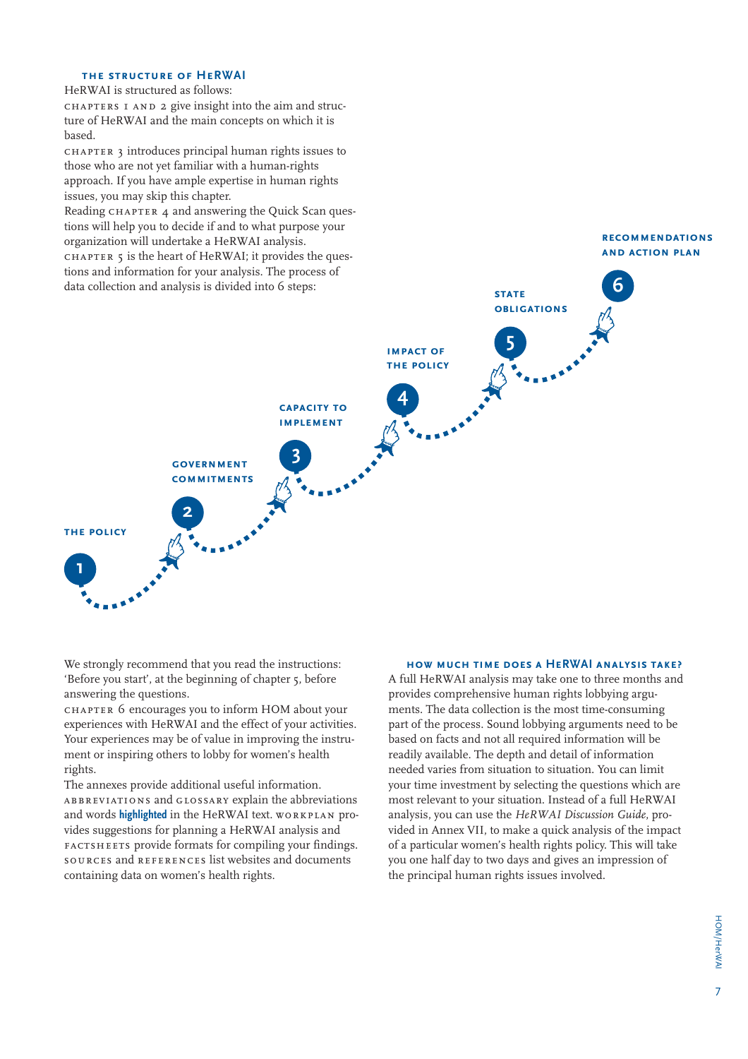### THE STRUCTURE OF HeRWAI

HeRWAI is structured as follows:

CHAPTERS 1 AND 2 give insight into the aim and structure of HeRWAI and the main concepts on which it is based.

CHAPTER 3 introduces principal human rights issues to those who are not yet familiar with a human-rights approach. If you have ample expertise in human rights issues, you may skip this chapter.

Reading CHAPTER 4 and answering the Quick Scan questions will help you to decide if and to what purpose your organization will undertake a HeRWAI analysis.

CHAPTER 5 is the heart of HeRWAI; it provides the questions and information for your analysis. The process of data collection and analysis is divided into 6 steps:

1. THE POLICY
2. GOVERNMENT COMMITMENTS
3. CAPACITY TO IMPLEMENT
4. IMPACT OF THE POLICY
5. STATE OBLIGATIONS
6. RECOMMENDATIONS AND ACTION PLAN

We strongly recommend that you read the instructions: 'Before you start', at the beginning of chapter 5, before answering the questions.

CHAPTER 6 encourages you to inform HOM about your experiences with HeRWAI and the effect of your activities. Your experiences may be of value in improving the instrument or inspiring others to lobby for women's health rights.

The annexes provide additional useful information. ABBREVIATIONS and GLOSSARY explain the abbreviations and words **highlighted** in the HeRWAI text. WORKPLAN provides suggestions for planning a HeRWAI analysis and FACTSHEETS provide formats for compiling your findings. SOURCES and REFERENCES list websites and documents containing data on women's health rights.

### HOW MUCH TIME DOES A HeRWAI ANALYSIS TAKE?

A full HeRWAI analysis may take one to three months and provides comprehensive human rights lobbying arguments. The data collection is the most time-consuming part of the process. Sound lobbying arguments need to be based on facts and not all required information will be readily available. The depth and detail of information needed varies from situation to situation. You can limit your time investment by selecting the questions which are most relevant to your situation. Instead of a full HeRWAI analysis, you can use the *HeRWAI Discussion Guide*, provided in Annex VII, to make a quick analysis of the impact of a particular women's health rights policy. This will take you one half day to two days and gives an impression of the principal human rights issues involved.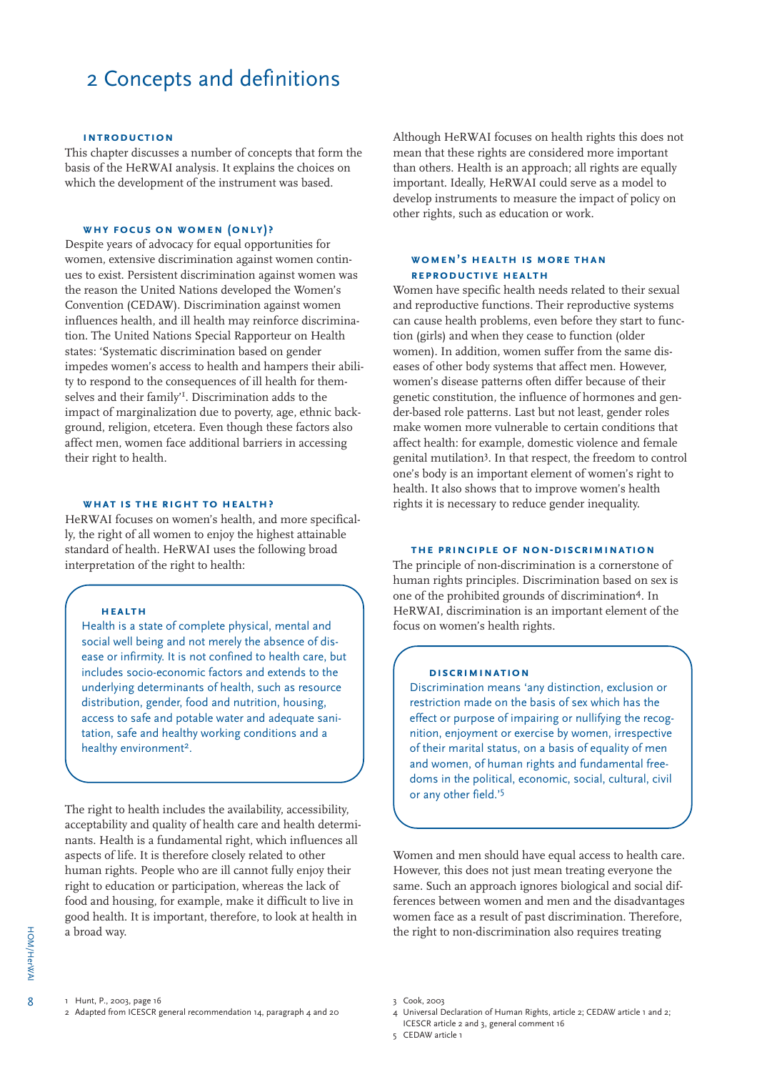# 2 Concepts and definitions

### introduction

This chapter discusses a number of concepts that form the basis of the HeRWAI analysis. It explains the choices on which the development of the instrument was based.

### why focus on women (only)?

Despite years of advocacy for equal opportunities for women, extensive discrimination against women continues to exist. Persistent discrimination against women was the reason the United Nations developed the Women's Convention (CEDAW). Discrimination against women influences health, and ill health may reinforce discrimination. The United Nations Special Rapporteur on Health states: 'Systematic discrimination based on gender impedes women's access to health and hampers their ability to respond to the consequences of ill health for themselves and their family'[1]. Discrimination adds to the impact of marginalization due to poverty, age, ethnic background, religion, etcetera. Even though these factors also affect men, women face additional barriers in accessing their right to health.

### what is the right to health?

HeRWAI focuses on women's health, and more specifically, the right of all women to enjoy the highest attainable standard of health. HeRWAI uses the following broad interpretation of the right to health:

> **health**
>
> Health is a state of complete physical, mental and social well being and not merely the absence of disease or infirmity. It is not confined to health care, but includes socio-economic factors and extends to the underlying determinants of health, such as resource distribution, gender, food and nutrition, housing, access to safe and potable water and adequate sanitation, safe and healthy working conditions and a healthy environment[2].

The right to health includes the availability, accessibility, acceptability and quality of health care and health determinants. Health is a fundamental right, which influences all aspects of life. It is therefore closely related to other human rights. People who are ill cannot fully enjoy their right to education or participation, whereas the lack of food and housing, for example, make it difficult to live in good health. It is important, therefore, to look at health in a broad way.

Although HeRWAI focuses on health rights this does not mean that these rights are considered more important than others. Health is an approach; all rights are equally important. Ideally, HeRWAI could serve as a model to develop instruments to measure the impact of policy on other rights, such as education or work.

### women's health is more than reproductive health

Women have specific health needs related to their sexual and reproductive functions. Their reproductive systems can cause health problems, even before they start to function (girls) and when they cease to function (older women). In addition, women suffer from the same diseases of other body systems that affect men. However, women's disease patterns often differ because of their genetic constitution, the influence of hormones and gender-based role patterns. Last but not least, gender roles make women more vulnerable to certain conditions that affect health: for example, domestic violence and female genital mutilation[3]. In that respect, the freedom to control one's body is an important element of women's right to health. It also shows that to improve women's health rights it is necessary to reduce gender inequality.

### the principle of non-discrimination

The principle of non-discrimination is a cornerstone of human rights principles. Discrimination based on sex is one of the prohibited grounds of discrimination[4]. In HeRWAI, discrimination is an important element of the focus on women's health rights.

> **discrimination**
>
> Discrimination means 'any distinction, exclusion or restriction made on the basis of sex which has the effect or purpose of impairing or nullifying the recognition, enjoyment or exercise by women, irrespective of their marital status, on a basis of equality of men and women, of human rights and fundamental freedoms in the political, economic, social, cultural, civil or any other field.'[5]

Women and men should have equal access to health care. However, this does not just mean treating everyone the same. Such an approach ignores biological and social differences between women and men and the disadvantages women face as a result of past discrimination. Therefore, the right to non-discrimination also requires treating

---

1 Hunt, P., 2003, page 16

2 Adapted from ICESCR general recommendation 14, paragraph 4 and 20

3 Cook, 2003

4 Universal Declaration of Human Rights, article 2; CEDAW article 1 and 2; ICESCR article 2 and 3, general comment 16

5 CEDAW article 1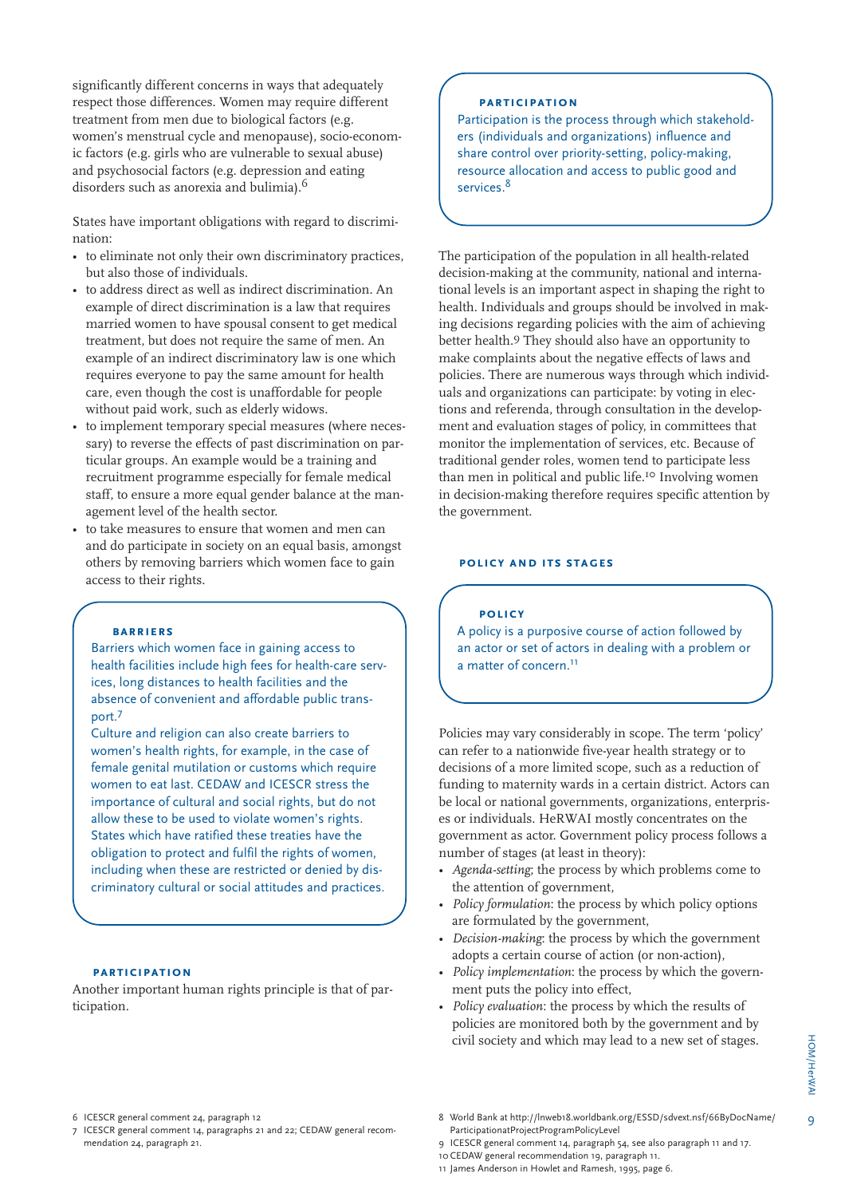significantly different concerns in ways that adequately respect those differences. Women may require different treatment from men due to biological factors (e.g. women's menstrual cycle and menopause), socio-economic factors (e.g. girls who are vulnerable to sexual abuse) and psychosocial factors (e.g. depression and eating disorders such as anorexia and bulimia).[6]

States have important obligations with regard to discrimination:

- to eliminate not only their own discriminatory practices, but also those of individuals.
- to address direct as well as indirect discrimination. An example of direct discrimination is a law that requires married women to have spousal consent to get medical treatment, but does not require the same of men. An example of an indirect discriminatory law is one which requires everyone to pay the same amount for health care, even though the cost is unaffordable for people without paid work, such as elderly widows.
- to implement temporary special measures (where necessary) to reverse the effects of past discrimination on particular groups. An example would be a training and recruitment programme especially for female medical staff, to ensure a more equal gender balance at the management level of the health sector.
- to take measures to ensure that women and men can and do participate in society on an equal basis, amongst others by removing barriers which women face to gain access to their rights.

> **BARRIERS**
>
> Barriers which women face in gaining access to health facilities include high fees for health-care services, long distances to health facilities and the absence of convenient and affordable public transport.[7]
>
> Culture and religion can also create barriers to women's health rights, for example, in the case of female genital mutilation or customs which require women to eat last. CEDAW and ICESCR stress the importance of cultural and social rights, but do not allow these to be used to violate women's rights. States which have ratified these treaties have the obligation to protect and fulfil the rights of women, including when these are restricted or denied by discriminatory cultural or social attitudes and practices.

### PARTICIPATION

Another important human rights principle is that of participation.

> **PARTICIPATION**
>
> Participation is the process through which stakeholders (individuals and organizations) influence and share control over priority-setting, policy-making, resource allocation and access to public good and services.[8]

The participation of the population in all health-related decision-making at the community, national and international levels is an important aspect in shaping the right to health. Individuals and groups should be involved in making decisions regarding policies with the aim of achieving better health.[9] They should also have an opportunity to make complaints about the negative effects of laws and policies. There are numerous ways through which individuals and organizations can participate: by voting in elections and referenda, through consultation in the development and evaluation stages of policy, in committees that monitor the implementation of services, etc. Because of traditional gender roles, women tend to participate less than men in political and public life.[10] Involving women in decision-making therefore requires specific attention by the government.

### POLICY AND ITS STAGES

> **POLICY**
>
> A policy is a purposive course of action followed by an actor or set of actors in dealing with a problem or a matter of concern.[11]

Policies may vary considerably in scope. The term 'policy' can refer to a nationwide five-year health strategy or to decisions of a more limited scope, such as a reduction of funding to maternity wards in a certain district. Actors can be local or national governments, organizations, enterprises or individuals. HeRWAI mostly concentrates on the government as actor. Government policy process follows a number of stages (at least in theory):

- *Agenda-setting*; the process by which problems come to the attention of government,
- *Policy formulation*: the process by which policy options are formulated by the government,
- *Decision-making*: the process by which the government adopts a certain course of action (or non-action),
- *Policy implementation*: the process by which the government puts the policy into effect,
- *Policy evaluation*: the process by which the results of policies are monitored both by the government and by civil society and which may lead to a new set of stages.

---

6 ICESCR general comment 24, paragraph 12

7 ICESCR general comment 14, paragraphs 21 and 22; CEDAW general recommendation 24, paragraph 21.

8 World Bank at http://lnweb18.worldbank.org/ESSD/sdvext.nsf/66ByDocName/ParticipationatProjectProgramPolicyLevel

9 ICESCR general comment 14, paragraph 54, see also paragraph 11 and 17.

10 CEDAW general recommendation 19, paragraph 11.

11 James Anderson in Howlet and Ramesh, 1995, page 6.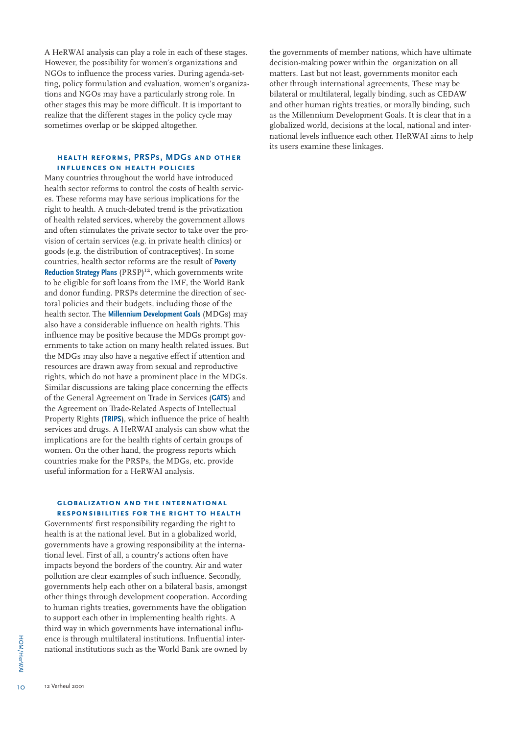A HeRWAI analysis can play a role in each of these stages. However, the possibility for women's organizations and NGOs to influence the process varies. During agenda-setting, policy formulation and evaluation, women's organizations and NGOs may have a particularly strong role. In other stages this may be more difficult. It is important to realize that the different stages in the policy cycle may sometimes overlap or be skipped altogether.

### health reforms, PRSPs, MDGs and other influences on health policies

Many countries throughout the world have introduced health sector reforms to control the costs of health services. These reforms may have serious implications for the right to health. A much-debated trend is the privatization of health related services, whereby the government allows and often stimulates the private sector to take over the provision of certain services (e.g. in private health clinics) or goods (e.g. the distribution of contraceptives). In some countries, health sector reforms are the result of **Poverty Reduction Strategy Plans** (PRSP)[12], which governments write to be eligible for soft loans from the IMF, the World Bank and donor funding. PRSPs determine the direction of sectoral policies and their budgets, including those of the health sector. The **Millennium Development Goals** (MDGs) may also have a considerable influence on health rights. This influence may be positive because the MDGs prompt governments to take action on many health related issues. But the MDGs may also have a negative effect if attention and resources are drawn away from sexual and reproductive rights, which do not have a prominent place in the MDGs. Similar discussions are taking place concerning the effects of the General Agreement on Trade in Services (**GATS**) and the Agreement on Trade-Related Aspects of Intellectual Property Rights (**TRIPS**), which influence the price of health services and drugs. A HeRWAI analysis can show what the implications are for the health rights of certain groups of women. On the other hand, the progress reports which countries make for the PRSPs, the MDGs, etc. provide useful information for a HeRWAI analysis.

### globalization and the international responsibilities for the right to health

Governments' first responsibility regarding the right to health is at the national level. But in a globalized world, governments have a growing responsibility at the international level. First of all, a country's actions often have impacts beyond the borders of the country. Air and water pollution are clear examples of such influence. Secondly, governments help each other on a bilateral basis, amongst other things through development cooperation. According to human rights treaties, governments have the obligation to support each other in implementing health rights. A third way in which governments have international influence is through multilateral institutions. Influential international institutions such as the World Bank are owned by the governments of member nations, which have ultimate decision-making power within the organization on all matters. Last but not least, governments monitor each other through international agreements, These may be bilateral or multilateral, legally binding, such as CEDAW and other human rights treaties, or morally binding, such as the Millennium Development Goals. It is clear that in a globalized world, decisions at the local, national and international levels influence each other. HeRWAI aims to help its users examine these linkages.

12 Verheul 2001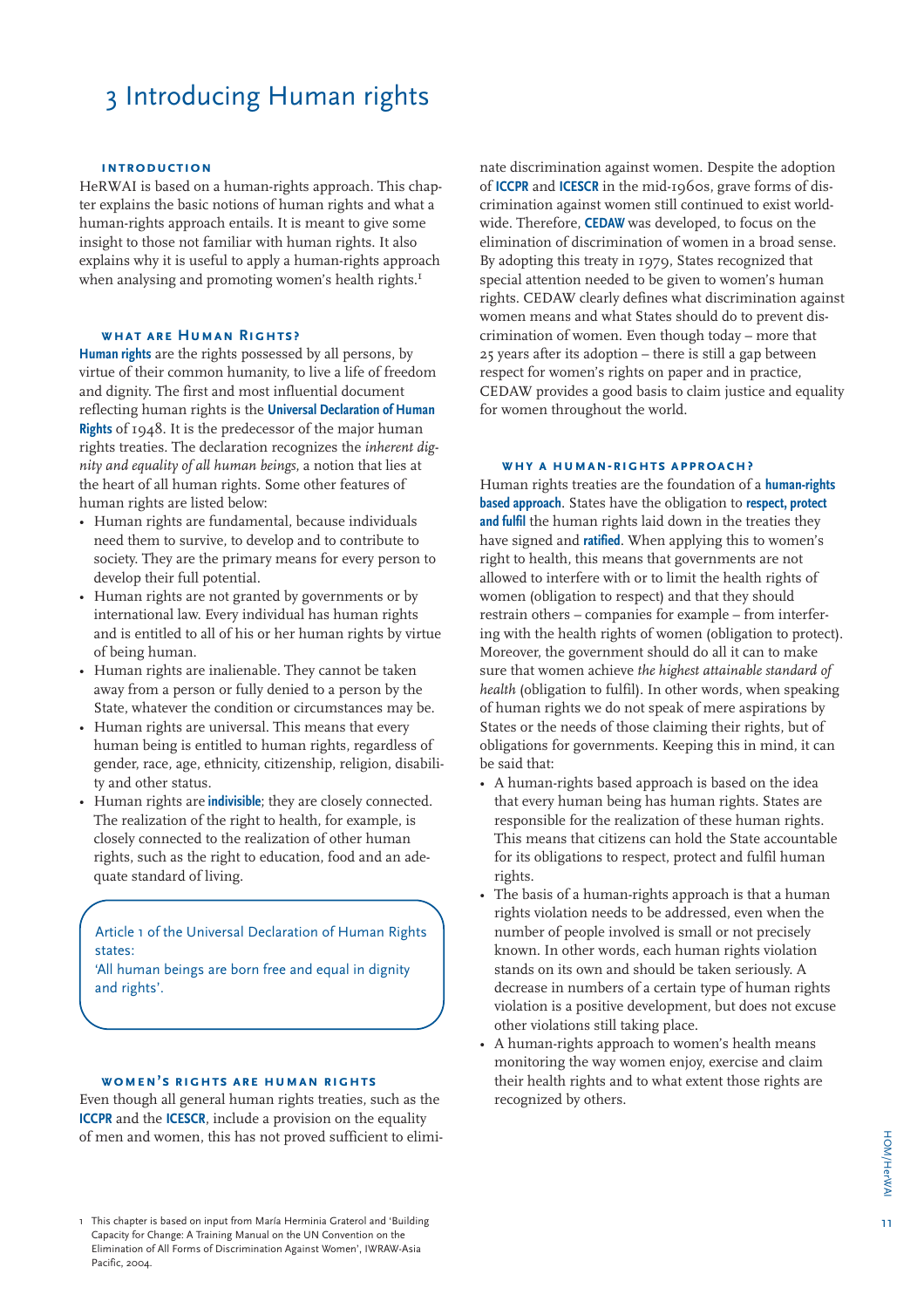# 3 Introducing Human rights

### Introduction

HeRWAI is based on a human-rights approach. This chapter explains the basic notions of human rights and what a human-rights approach entails. It is meant to give some insight to those not familiar with human rights. It also explains why it is useful to apply a human-rights approach when analysing and promoting women's health rights.[1]

### What are Human Rights?

**Human rights** are the rights possessed by all persons, by virtue of their common humanity, to live a life of freedom and dignity. The first and most influential document reflecting human rights is the **Universal Declaration of Human Rights** of 1948. It is the predecessor of the major human rights treaties. The declaration recognizes the *inherent dignity and equality of all human beings*, a notion that lies at the heart of all human rights. Some other features of human rights are listed below:

- Human rights are fundamental, because individuals need them to survive, to develop and to contribute to society. They are the primary means for every person to develop their full potential.
- Human rights are not granted by governments or by international law. Every individual has human rights and is entitled to all of his or her human rights by virtue of being human.
- Human rights are inalienable. They cannot be taken away from a person or fully denied to a person by the State, whatever the condition or circumstances may be.
- Human rights are universal. This means that every human being is entitled to human rights, regardless of gender, race, age, ethnicity, citizenship, religion, disability and other status.
- Human rights are **indivisible**; they are closely connected. The realization of the right to health, for example, is closely connected to the realization of other human rights, such as the right to education, food and an adequate standard of living.

> Article 1 of the Universal Declaration of Human Rights states:
> 'All human beings are born free and equal in dignity and rights'.

### Women's rights are human rights

Even though all general human rights treaties, such as the **ICCPR** and the **ICESCR**, include a provision on the equality of men and women, this has not proved sufficient to eliminate discrimination against women. Despite the adoption of **ICCPR** and **ICESCR** in the mid-1960s, grave forms of discrimination against women still continued to exist worldwide. Therefore, **CEDAW** was developed, to focus on the elimination of discrimination of women in a broad sense. By adopting this treaty in 1979, States recognized that special attention needed to be given to women's human rights. CEDAW clearly defines what discrimination against women means and what States should do to prevent discrimination of women. Even though today – more that 25 years after its adoption – there is still a gap between respect for women's rights on paper and in practice, CEDAW provides a good basis to claim justice and equality for women throughout the world.

### Why a human-rights approach?

Human rights treaties are the foundation of a **human-rights based approach**. States have the obligation to **respect, protect and fulfil** the human rights laid down in the treaties they have signed and **ratified**. When applying this to women's right to health, this means that governments are not allowed to interfere with or to limit the health rights of women (obligation to respect) and that they should restrain others – companies for example – from interfering with the health rights of women (obligation to protect). Moreover, the government should do all it can to make sure that women achieve *the highest attainable standard of health* (obligation to fulfil). In other words, when speaking of human rights we do not speak of mere aspirations by States or the needs of those claiming their rights, but of obligations for governments. Keeping this in mind, it can be said that:

- A human-rights based approach is based on the idea that every human being has human rights. States are responsible for the realization of these human rights. This means that citizens can hold the State accountable for its obligations to respect, protect and fulfil human rights.
- The basis of a human-rights approach is that a human rights violation needs to be addressed, even when the number of people involved is small or not precisely known. In other words, each human rights violation stands on its own and should be taken seriously. A decrease in numbers of a certain type of human rights violation is a positive development, but does not excuse other violations still taking place.
- A human-rights approach to women's health means monitoring the way women enjoy, exercise and claim their health rights and to what extent those rights are recognized by others.

[1] This chapter is based on input from María Herminia Graterol and 'Building Capacity for Change: A Training Manual on the UN Convention on the Elimination of All Forms of Discrimination Against Women', IWRAW-Asia Pacific, 2004.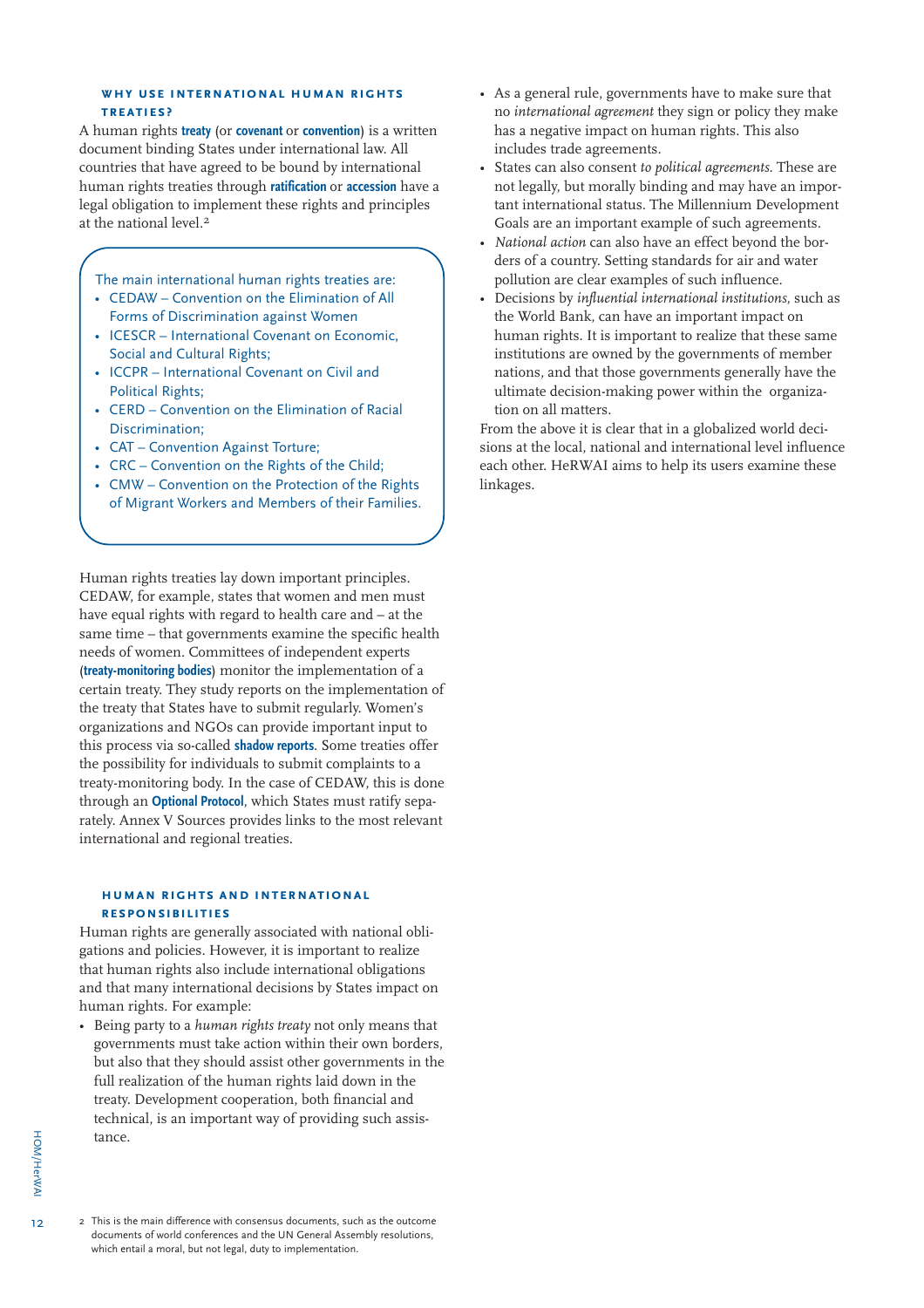### WHY USE INTERNATIONAL HUMAN RIGHTS TREATIES?

A human rights **treaty** (or **covenant** or **convention**) is a written document binding States under international law. All countries that have agreed to be bound by international human rights treaties through **ratification** or **accession** have a legal obligation to implement these rights and principles at the national level.[2]

> The main international human rights treaties are:
> - CEDAW – Convention on the Elimination of All Forms of Discrimination against Women
> - ICESCR – International Covenant on Economic, Social and Cultural Rights;
> - ICCPR – International Covenant on Civil and Political Rights;
> - CERD – Convention on the Elimination of Racial Discrimination;
> - CAT – Convention Against Torture;
> - CRC – Convention on the Rights of the Child;
> - CMW – Convention on the Protection of the Rights of Migrant Workers and Members of their Families.

Human rights treaties lay down important principles. CEDAW, for example, states that women and men must have equal rights with regard to health care and – at the same time – that governments examine the specific health needs of women. Committees of independent experts (**treaty-monitoring bodies**) monitor the implementation of a certain treaty. They study reports on the implementation of the treaty that States have to submit regularly. Women's organizations and NGOs can provide important input to this process via so-called **shadow reports**. Some treaties offer the possibility for individuals to submit complaints to a treaty-monitoring body. In the case of CEDAW, this is done through an **Optional Protocol**, which States must ratify separately. Annex V Sources provides links to the most relevant international and regional treaties.

### HUMAN RIGHTS AND INTERNATIONAL RESPONSIBILITIES

Human rights are generally associated with national obligations and policies. However, it is important to realize that human rights also include international obligations and that many international decisions by States impact on human rights. For example:

- Being party to a *human rights treaty* not only means that governments must take action within their own borders, but also that they should assist other governments in the full realization of the human rights laid down in the treaty. Development cooperation, both financial and technical, is an important way of providing such assistance.
- As a general rule, governments have to make sure that no *international agreement* they sign or policy they make has a negative impact on human rights. This also includes trade agreements.
- States can also consent *to political agreements*. These are not legally, but morally binding and may have an important international status. The Millennium Development Goals are an important example of such agreements.
- *National action* can also have an effect beyond the borders of a country. Setting standards for air and water pollution are clear examples of such influence.
- Decisions by *influential international institutions*, such as the World Bank, can have an important impact on human rights. It is important to realize that these same institutions are owned by the governments of member nations, and that those governments generally have the ultimate decision-making power within the organization on all matters.

From the above it is clear that in a globalized world decisions at the local, national and international level influence each other. HeRWAI aims to help its users examine these linkages.

[2] This is the main difference with consensus documents, such as the outcome documents of world conferences and the UN General Assembly resolutions, which entail a moral, but not legal, duty to implementation.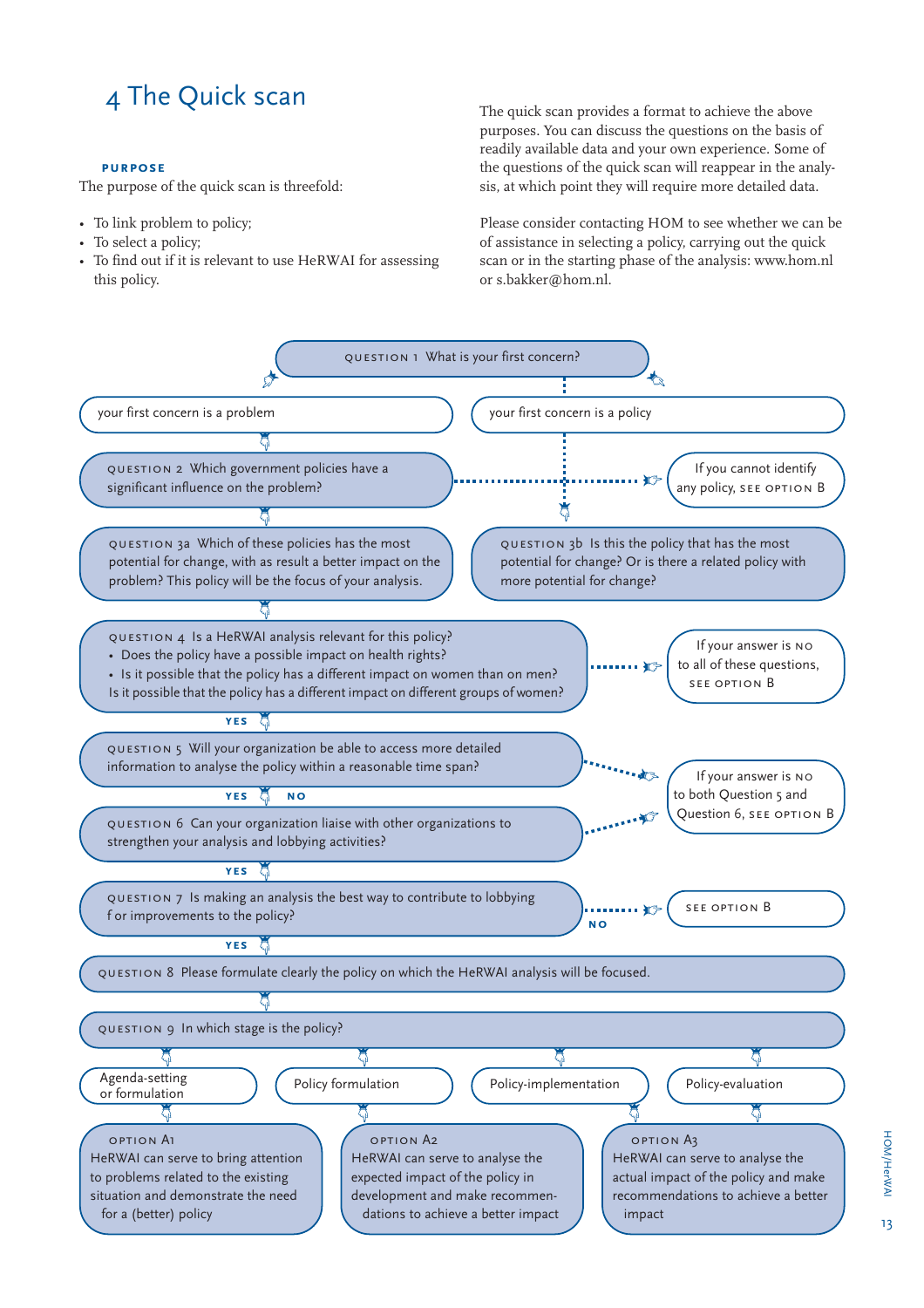# 4 The Quick scan

**PURPOSE**

The purpose of the quick scan is threefold:

- To link problem to policy;
- To select a policy;
- To find out if it is relevant to use HeRWAI for assessing this policy.

The quick scan provides a format to achieve the above purposes. You can discuss the questions on the basis of readily available data and your own experience. Some of the questions of the quick scan will reappear in the analysis, at which point they will require more detailed data.

Please consider contacting HOM to see whether we can be of assistance in selecting a policy, carrying out the quick scan or in the starting phase of the analysis: www.hom.nl or s.bakker@hom.nl.

QUESTION 1 What is your first concern?

- your first concern is a problem
  - QUESTION 2 Which government policies have a significant influence on the problem?
    - If you cannot identify any policy, SEE OPTION B
  - QUESTION 3a Which of these policies has the most potential for change, with as result a better impact on the problem? This policy will be the focus of your analysis.
- your first concern is a policy
  - QUESTION 3b Is this the policy that has the most potential for change? Or is there a related policy with more potential for change?

QUESTION 4 Is a HeRWAI analysis relevant for this policy?

- Does the policy have a possible impact on health rights?
- Is it possible that the policy has a different impact on women than on men?

Is it possible that the policy has a different impact on different groups of women?

If your answer is NO to all of these questions, SEE OPTION B

YES

QUESTION 5 Will your organization be able to access more detailed information to analyse the policy within a reasonable time span?

YES / NO

QUESTION 6 Can your organization liaise with other organizations to strengthen your analysis and lobbying activities?

If your answer is NO to both Question 5 and Question 6, SEE OPTION B

YES

QUESTION 7 Is making an analysis the best way to contribute to lobbying for improvements to the policy?

NO: SEE OPTION B

YES

QUESTION 8 Please formulate clearly the policy on which the HeRWAI analysis will be focused.

QUESTION 9 In which stage is the policy?

- Agenda-setting or formulation → OPTION A1: HeRWAI can serve to bring attention to problems related to the existing situation and demonstrate the need for a (better) policy
- Policy formulation → OPTION A2: HeRWAI can serve to analyse the expected impact of the policy in development and make recommendations to achieve a better impact
- Policy-implementation → OPTION A3: HeRWAI can serve to analyse the actual impact of the policy and make recommendations to achieve a better impact
- Policy-evaluation → OPTION A3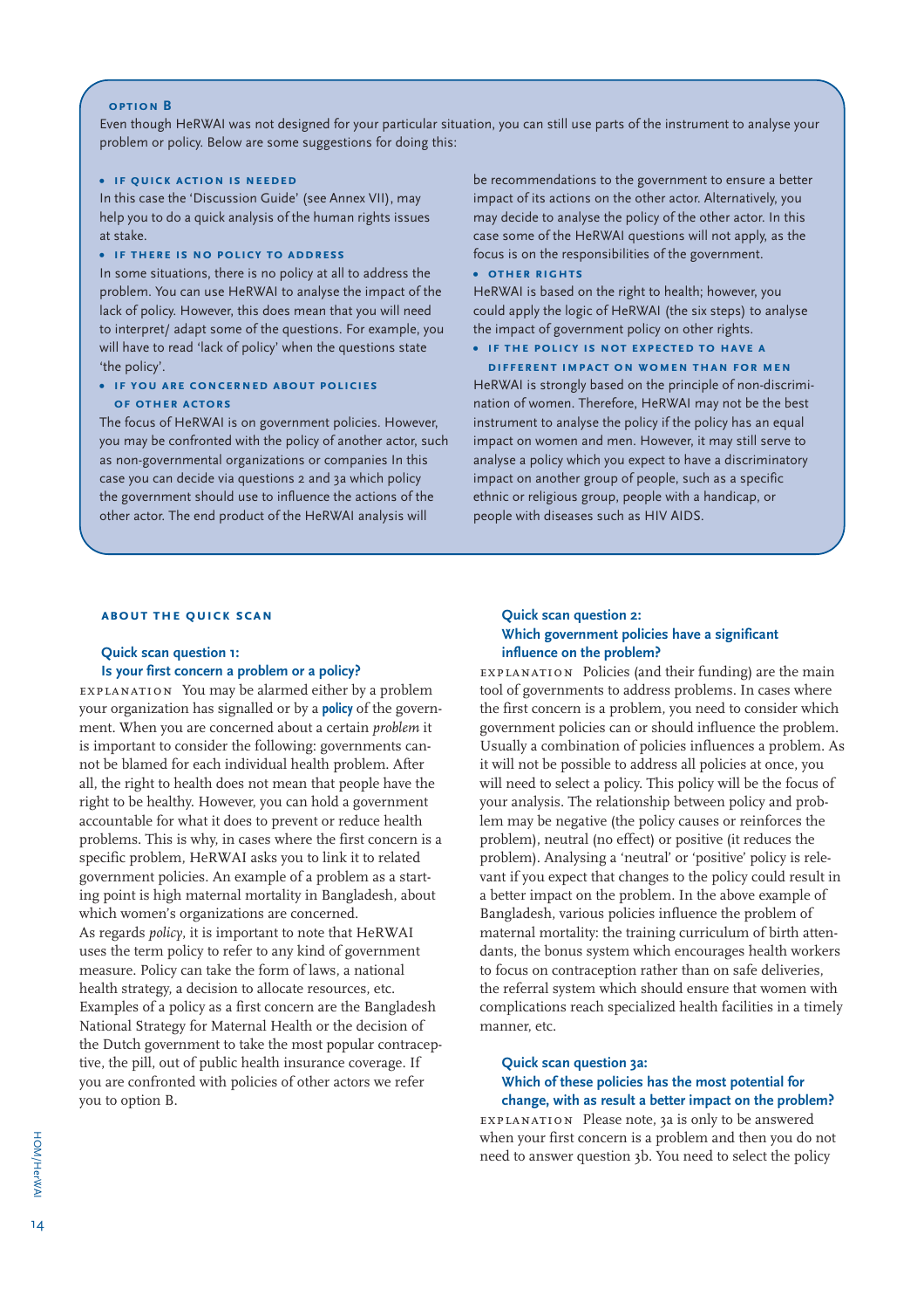#### OPTION B

Even though HeRWAI was not designed for your particular situation, you can still use parts of the instrument to analyse your problem or policy. Below are some suggestions for doing this:

- **IF QUICK ACTION IS NEEDED**

In this case the 'Discussion Guide' (see Annex VII), may help you to do a quick analysis of the human rights issues at stake.

- **IF THERE IS NO POLICY TO ADDRESS**

In some situations, there is no policy at all to address the problem. You can use HeRWAI to analyse the impact of the lack of policy. However, this does mean that you will need to interpret/ adapt some of the questions. For example, you will have to read 'lack of policy' when the questions state 'the policy'.

- **IF YOU ARE CONCERNED ABOUT POLICIES OF OTHER ACTORS**

The focus of HeRWAI is on government policies. However, you may be confronted with the policy of another actor, such as non-governmental organizations or companies In this case you can decide via questions 2 and 3a which policy the government should use to influence the actions of the other actor. The end product of the HeRWAI analysis will be recommendations to the government to ensure a better impact of its actions on the other actor. Alternatively, you may decide to analyse the policy of the other actor. In this case some of the HeRWAI questions will not apply, as the focus is on the responsibilities of the government.

- **OTHER RIGHTS**

HeRWAI is based on the right to health; however, you could apply the logic of HeRWAI (the six steps) to analyse the impact of government policy on other rights.

- **IF THE POLICY IS NOT EXPECTED TO HAVE A DIFFERENT IMPACT ON WOMEN THAN FOR MEN**

HeRWAI is strongly based on the principle of non-discrimination of women. Therefore, HeRWAI may not be the best instrument to analyse the policy if the policy has an equal impact on women and men. However, it may still serve to analyse a policy which you expect to have a discriminatory impact on another group of people, such as a specific ethnic or religious group, people with a handicap, or people with diseases such as HIV AIDS.

## ABOUT THE QUICK SCAN

### Quick scan question 1: Is your first concern a problem or a policy?

EXPLANATION You may be alarmed either by a problem your organization has signalled or by a **policy** of the government. When you are concerned about a certain *problem* it is important to consider the following: governments cannot be blamed for each individual health problem. After all, the right to health does not mean that people have the right to be healthy. However, you can hold a government accountable for what it does to prevent or reduce health problems. This is why, in cases where the first concern is a specific problem, HeRWAI asks you to link it to related government policies. An example of a problem as a starting point is high maternal mortality in Bangladesh, about which women's organizations are concerned.

As regards *policy*, it is important to note that HeRWAI uses the term policy to refer to any kind of government measure. Policy can take the form of laws, a national health strategy, a decision to allocate resources, etc. Examples of a policy as a first concern are the Bangladesh National Strategy for Maternal Health or the decision of the Dutch government to take the most popular contraceptive, the pill, out of public health insurance coverage. If you are confronted with policies of other actors we refer you to option B.

### Quick scan question 2: Which government policies have a significant influence on the problem?

EXPLANATION Policies (and their funding) are the main tool of governments to address problems. In cases where the first concern is a problem, you need to consider which government policies can or should influence the problem. Usually a combination of policies influences a problem. As it will not be possible to address all policies at once, you will need to select a policy. This policy will be the focus of your analysis. The relationship between policy and problem may be negative (the policy causes or reinforces the problem), neutral (no effect) or positive (it reduces the problem). Analysing a 'neutral' or 'positive' policy is relevant if you expect that changes to the policy could result in a better impact on the problem. In the above example of Bangladesh, various policies influence the problem of maternal mortality: the training curriculum of birth attendants, the bonus system which encourages health workers to focus on contraception rather than on safe deliveries, the referral system which should ensure that women with complications reach specialized health facilities in a timely manner, etc.

### Quick scan question 3a: Which of these policies has the most potential for change, with as result a better impact on the problem?

EXPLANATION Please note, 3a is only to be answered when your first concern is a problem and then you do not need to answer question 3b. You need to select the policy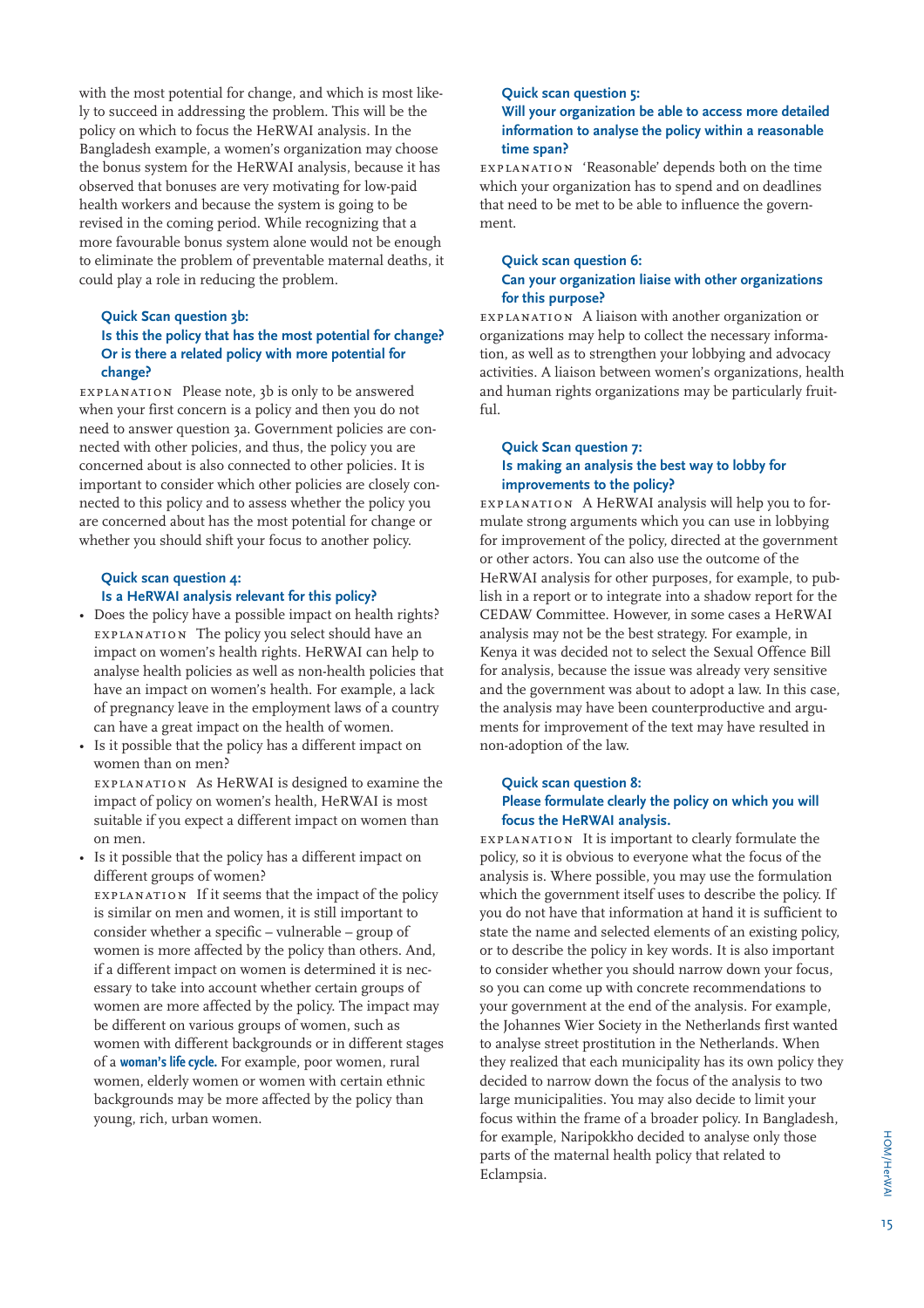with the most potential for change, and which is most likely to succeed in addressing the problem. This will be the policy on which to focus the HeRWAI analysis. In the Bangladesh example, a women's organization may choose the bonus system for the HeRWAI analysis, because it has observed that bonuses are very motivating for low-paid health workers and because the system is going to be revised in the coming period. While recognizing that a more favourable bonus system alone would not be enough to eliminate the problem of preventable maternal deaths, it could play a role in reducing the problem.

### Quick Scan question 3b: Is this the policy that has the most potential for change? Or is there a related policy with more potential for change?

EXPLANATION Please note, 3b is only to be answered when your first concern is a policy and then you do not need to answer question 3a. Government policies are connected with other policies, and thus, the policy you are concerned about is also connected to other policies. It is important to consider which other policies are closely connected to this policy and to assess whether the policy you are concerned about has the most potential for change or whether you should shift your focus to another policy.

### Quick scan question 4: Is a HeRWAI analysis relevant for this policy?

- Does the policy have a possible impact on health rights?
  EXPLANATION The policy you select should have an impact on women's health rights. HeRWAI can help to analyse health policies as well as non-health policies that have an impact on women's health. For example, a lack of pregnancy leave in the employment laws of a country can have a great impact on the health of women.
- Is it possible that the policy has a different impact on women than on men?
  EXPLANATION As HeRWAI is designed to examine the impact of policy on women's health, HeRWAI is most suitable if you expect a different impact on women than on men.
- Is it possible that the policy has a different impact on different groups of women?
  EXPLANATION If it seems that the impact of the policy is similar on men and women, it is still important to consider whether a specific – vulnerable – group of women is more affected by the policy than others. And, if a different impact on women is determined it is necessary to take into account whether certain groups of women are more affected by the policy. The impact may be different on various groups of women, such as women with different backgrounds or in different stages of a **woman's life cycle.** For example, poor women, rural women, elderly women or women with certain ethnic backgrounds may be more affected by the policy than young, rich, urban women.

### Quick scan question 5: Will your organization be able to access more detailed information to analyse the policy within a reasonable time span?

EXPLANATION 'Reasonable' depends both on the time which your organization has to spend and on deadlines that need to be met to be able to influence the government.

### Quick scan question 6: Can your organization liaise with other organizations for this purpose?

EXPLANATION A liaison with another organization or organizations may help to collect the necessary information, as well as to strengthen your lobbying and advocacy activities. A liaison between women's organizations, health and human rights organizations may be particularly fruitful.

### Quick Scan question 7: Is making an analysis the best way to lobby for improvements to the policy?

EXPLANATION A HeRWAI analysis will help you to formulate strong arguments which you can use in lobbying for improvement of the policy, directed at the government or other actors. You can also use the outcome of the HeRWAI analysis for other purposes, for example, to publish in a report or to integrate into a shadow report for the CEDAW Committee. However, in some cases a HeRWAI analysis may not be the best strategy. For example, in Kenya it was decided not to select the Sexual Offence Bill for analysis, because the issue was already very sensitive and the government was about to adopt a law. In this case, the analysis may have been counterproductive and arguments for improvement of the text may have resulted in non-adoption of the law.

### Quick scan question 8: Please formulate clearly the policy on which you will focus the HeRWAI analysis.

EXPLANATION It is important to clearly formulate the policy, so it is obvious to everyone what the focus of the analysis is. Where possible, you may use the formulation which the government itself uses to describe the policy. If you do not have that information at hand it is sufficient to state the name and selected elements of an existing policy, or to describe the policy in key words. It is also important to consider whether you should narrow down your focus, so you can come up with concrete recommendations to your government at the end of the analysis. For example, the Johannes Wier Society in the Netherlands first wanted to analyse street prostitution in the Netherlands. When they realized that each municipality has its own policy they decided to narrow down the focus of the analysis to two large municipalities. You may also decide to limit your focus within the frame of a broader policy. In Bangladesh, for example, Naripokkho decided to analyse only those parts of the maternal health policy that related to Eclampsia.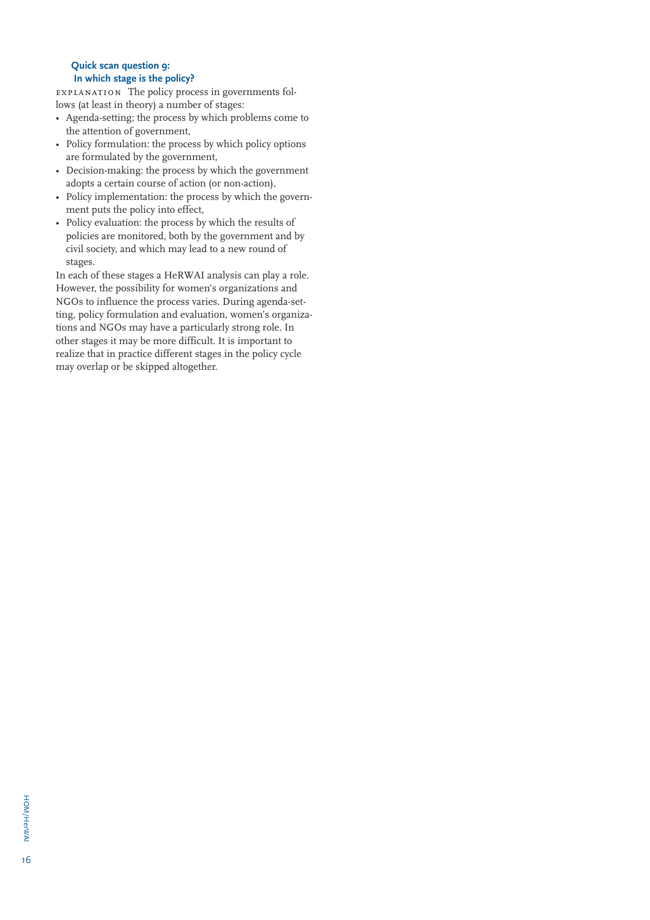### Quick scan question 9:
### In which stage is the policy?

EXPLANATION The policy process in governments follows (at least in theory) a number of stages:

- Agenda-setting; the process by which problems come to the attention of government,
- Policy formulation: the process by which policy options are formulated by the government,
- Decision-making: the process by which the government adopts a certain course of action (or non-action),
- Policy implementation: the process by which the government puts the policy into effect,
- Policy evaluation: the process by which the results of policies are monitored, both by the government and by civil society, and which may lead to a new round of stages.

In each of these stages a HeRWAI analysis can play a role. However, the possibility for women's organizations and NGOs to influence the process varies. During agenda-setting, policy formulation and evaluation, women's organizations and NGOs may have a particularly strong role. In other stages it may be more difficult. It is important to realize that in practice different stages in the policy cycle may overlap or be skipped altogether.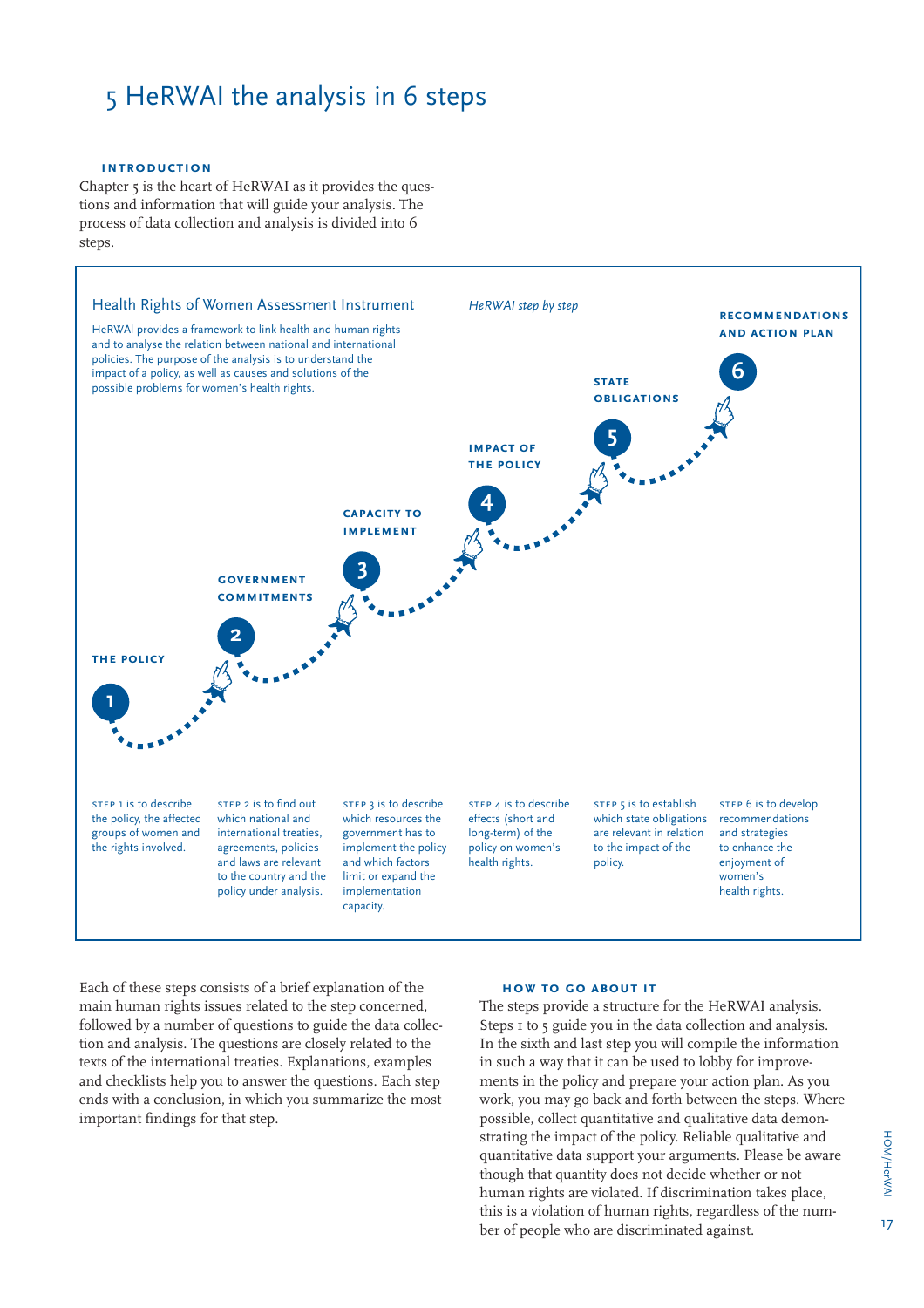# 5 HeRWAI the analysis in 6 steps

### INTRODUCTION

Chapter 5 is the heart of HeRWAI as it provides the questions and information that will guide your analysis. The process of data collection and analysis is divided into 6 steps.

## Health Rights of Women Assessment Instrument

HeRWAI provides a framework to link health and human rights and to analyse the relation between national and international policies. The purpose of the analysis is to understand the impact of a policy, as well as causes and solutions of the possible problems for women's health rights.

*HeRWAI step by step*

1. **THE POLICY**
2. **GOVERNMENT COMMITMENTS**
3. **CAPACITY TO IMPLEMENT**
4. **IMPACT OF THE POLICY**
5. **STATE OBLIGATIONS**
6. **RECOMMENDATIONS AND ACTION PLAN**

STEP 1 is to describe the policy, the affected groups of women and the rights involved.

STEP 2 is to find out which national and international treaties, agreements, policies and laws are relevant to the country and the policy under analysis.

STEP 3 is to describe which resources the government has to implement the policy and which factors limit or expand the implementation capacity.

STEP 4 is to describe effects (short and long-term) of the policy on women's health rights.

STEP 5 is to establish which state obligations are relevant in relation to the impact of the policy.

STEP 6 is to develop recommendations and strategies to enhance the enjoyment of women's health rights.

Each of these steps consists of a brief explanation of the main human rights issues related to the step concerned, followed by a number of questions to guide the data collection and analysis. The questions are closely related to the texts of the international treaties. Explanations, examples and checklists help you to answer the questions. Each step ends with a conclusion, in which you summarize the most important findings for that step.

### HOW TO GO ABOUT IT

The steps provide a structure for the HeRWAI analysis. Steps 1 to 5 guide you in the data collection and analysis. In the sixth and last step you will compile the information in such a way that it can be used to lobby for improvements in the policy and prepare your action plan. As you work, you may go back and forth between the steps. Where possible, collect quantitative and qualitative data demonstrating the impact of the policy. Reliable qualitative and quantitative data support your arguments. Please be aware though that quantity does not decide whether or not human rights are violated. If discrimination takes place, this is a violation of human rights, regardless of the number of people who are discriminated against.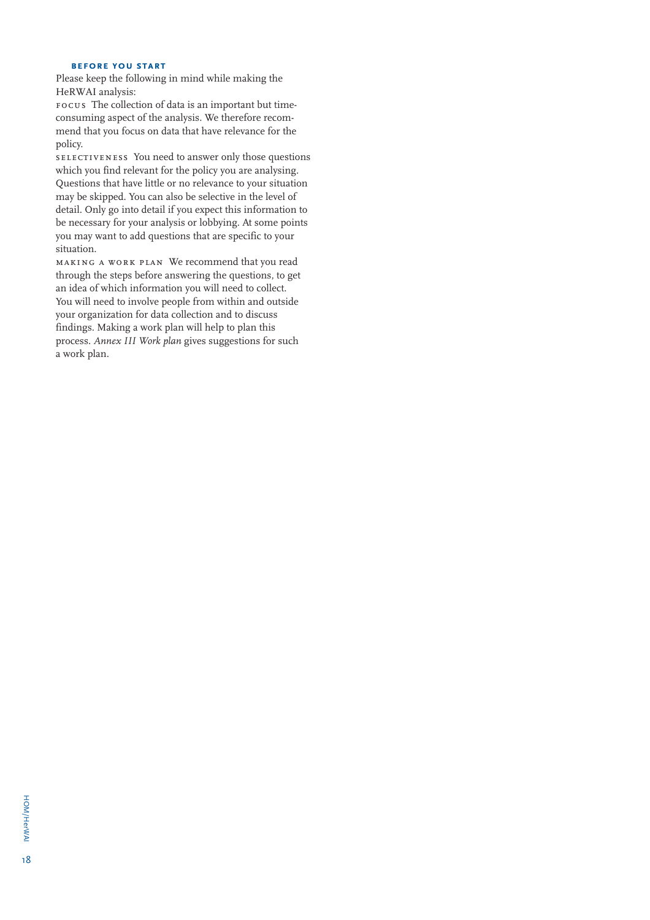### BEFORE YOU START

Please keep the following in mind while making the HeRWAI analysis:

FOCUS The collection of data is an important but time-consuming aspect of the analysis. We therefore recommend that you focus on data that have relevance for the policy.

SELECTIVENESS You need to answer only those questions which you find relevant for the policy you are analysing. Questions that have little or no relevance to your situation may be skipped. You can also be selective in the level of detail. Only go into detail if you expect this information to be necessary for your analysis or lobbying. At some points you may want to add questions that are specific to your situation.

MAKING A WORK PLAN We recommend that you read through the steps before answering the questions, to get an idea of which information you will need to collect. You will need to involve people from within and outside your organization for data collection and to discuss findings. Making a work plan will help to plan this process. *Annex III Work plan* gives suggestions for such a work plan.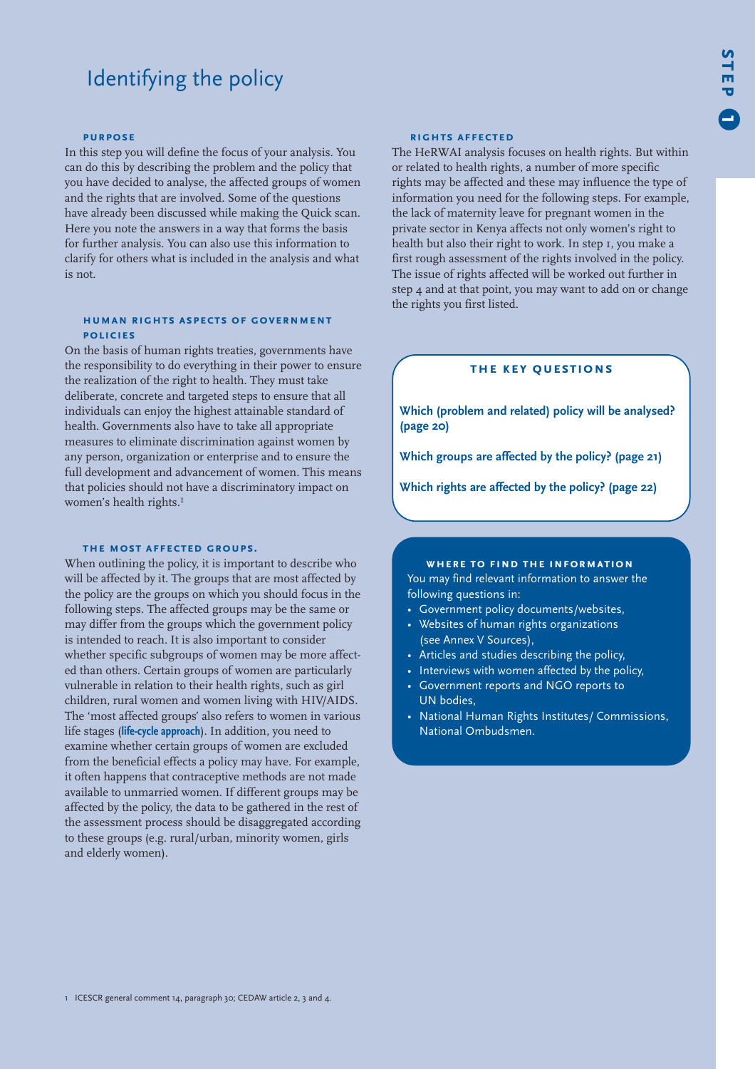# Identifying the policy

### PURPOSE

In this step you will define the focus of your analysis. You can do this by describing the problem and the policy that you have decided to analyse, the affected groups of women and the rights that are involved. Some of the questions have already been discussed while making the Quick scan. Here you note the answers in a way that forms the basis for further analysis. You can also use this information to clarify for others what is included in the analysis and what is not.

### HUMAN RIGHTS ASPECTS OF GOVERNMENT POLICIES

On the basis of human rights treaties, governments have the responsibility to do everything in their power to ensure the realization of the right to health. They must take deliberate, concrete and targeted steps to ensure that all individuals can enjoy the highest attainable standard of health. Governments also have to take all appropriate measures to eliminate discrimination against women by any person, organization or enterprise and to ensure the full development and advancement of women. This means that policies should not have a discriminatory impact on women's health rights.[1]

### THE MOST AFFECTED GROUPS.

When outlining the policy, it is important to describe who will be affected by it. The groups that are most affected by the policy are the groups on which you should focus in the following steps. The affected groups may be the same or may differ from the groups which the government policy is intended to reach. It is also important to consider whether specific subgroups of women may be more affected than others. Certain groups of women are particularly vulnerable in relation to their health rights, such as girl children, rural women and women living with HIV/AIDS. The 'most affected groups' also refers to women in various life stages (**life-cycle approach**). In addition, you need to examine whether certain groups of women are excluded from the beneficial effects a policy may have. For example, it often happens that contraceptive methods are not made available to unmarried women. If different groups may be affected by the policy, the data to be gathered in the rest of the assessment process should be disaggregated according to these groups (e.g. rural/urban, minority women, girls and elderly women).

### RIGHTS AFFECTED

The HeRWAI analysis focuses on health rights. But within or related to health rights, a number of more specific rights may be affected and these may influence the type of information you need for the following steps. For example, the lack of maternity leave for pregnant women in the private sector in Kenya affects not only women's right to health but also their right to work. In step 1, you make a first rough assessment of the rights involved in the policy. The issue of rights affected will be worked out further in step 4 and at that point, you may want to add on or change the rights you first listed.

### THE KEY QUESTIONS

**Which (problem and related) policy will be analysed? (page 20)**

**Which groups are affected by the policy? (page 21)**

**Which rights are affected by the policy? (page 22)**

### WHERE TO FIND THE INFORMATION

You may find relevant information to answer the following questions in:

- Government policy documents/websites,
- Websites of human rights organizations (see Annex V Sources),
- Articles and studies describing the policy,
- Interviews with women affected by the policy,
- Government reports and NGO reports to UN bodies,
- National Human Rights Institutes/ Commissions, National Ombudsmen.

[1] ICESCR general comment 14, paragraph 30; CEDAW article 2, 3 and 4.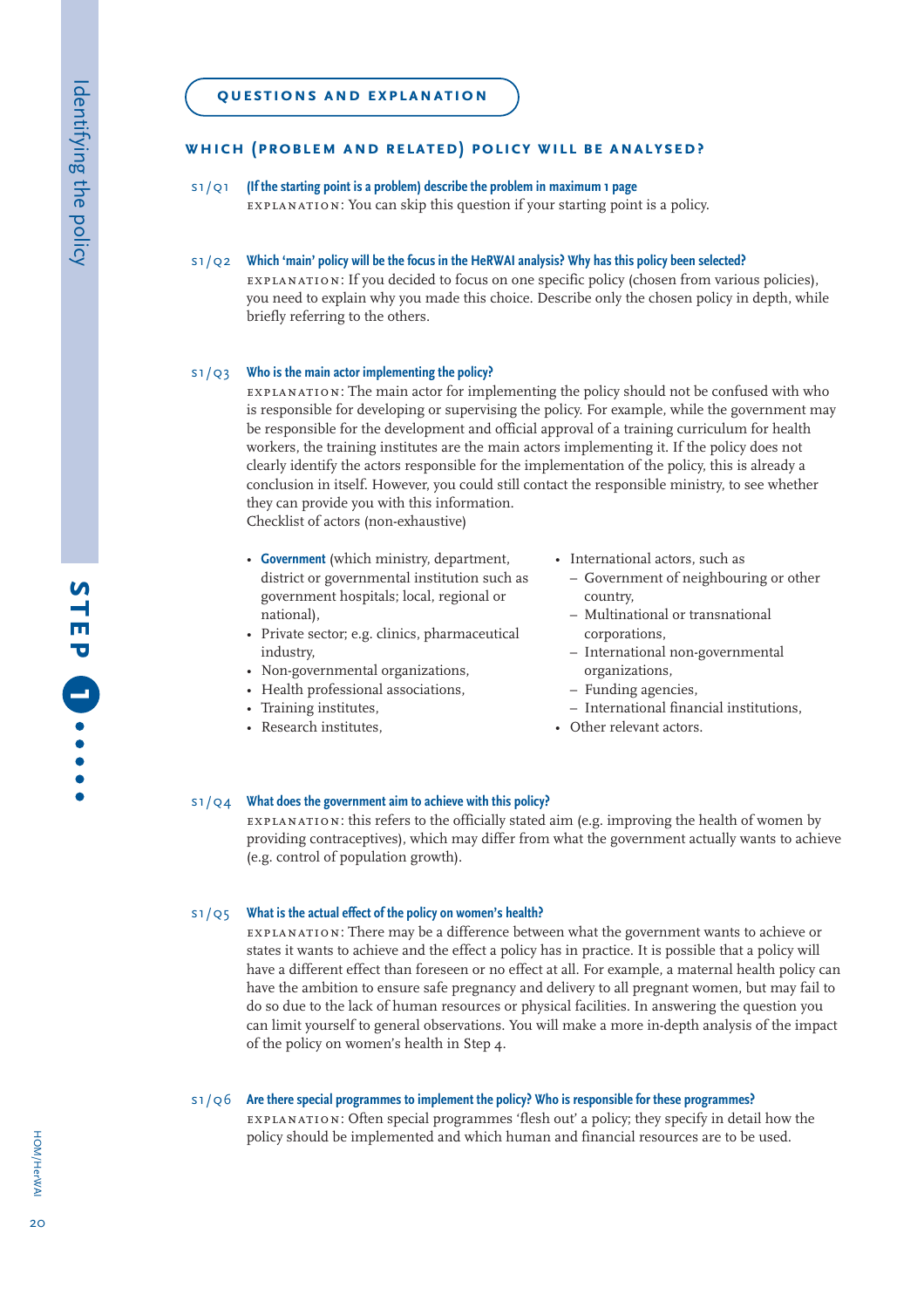## Questions and explanation

### Which (problem and related) policy will be analysed?

**S1/Q1 (If the starting point is a problem) describe the problem in maximum 1 page**
EXPLANATION: You can skip this question if your starting point is a policy.

**S1/Q2 Which 'main' policy will be the focus in the HeRWAI analysis? Why has this policy been selected?**
EXPLANATION: If you decided to focus on one specific policy (chosen from various policies), you need to explain why you made this choice. Describe only the chosen policy in depth, while briefly referring to the others.

**S1/Q3 Who is the main actor implementing the policy?**
EXPLANATION: The main actor for implementing the policy should not be confused with who is responsible for developing or supervising the policy. For example, while the government may be responsible for the development and official approval of a training curriculum for health workers, the training institutes are the main actors implementing it. If the policy does not clearly identify the actors responsible for the implementation of the policy, this is already a conclusion in itself. However, you could still contact the responsible ministry, to see whether they can provide you with this information.
Checklist of actors (non-exhaustive)

- **Government** (which ministry, department, district or governmental institution such as government hospitals; local, regional or national),
- Private sector; e.g. clinics, pharmaceutical industry,
- Non-governmental organizations,
- Health professional associations,
- Training institutes,
- Research institutes,
- International actors, such as
  - Government of neighbouring or other country,
  - Multinational or transnational corporations,
  - International non-governmental organizations,
  - Funding agencies,
  - International financial institutions,
- Other relevant actors.

**S1/Q4 What does the government aim to achieve with this policy?**
EXPLANATION: this refers to the officially stated aim (e.g. improving the health of women by providing contraceptives), which may differ from what the government actually wants to achieve (e.g. control of population growth).

**S1/Q5 What is the actual effect of the policy on women's health?**
EXPLANATION: There may be a difference between what the government wants to achieve or states it wants to achieve and the effect a policy has in practice. It is possible that a policy will have a different effect than foreseen or no effect at all. For example, a maternal health policy can have the ambition to ensure safe pregnancy and delivery to all pregnant women, but may fail to do so due to the lack of human resources or physical facilities. In answering the question you can limit yourself to general observations. You will make a more in-depth analysis of the impact of the policy on women's health in Step 4.

**S1/Q6 Are there special programmes to implement the policy? Who is responsible for these programmes?**
EXPLANATION: Often special programmes 'flesh out' a policy; they specify in detail how the policy should be implemented and which human and financial resources are to be used.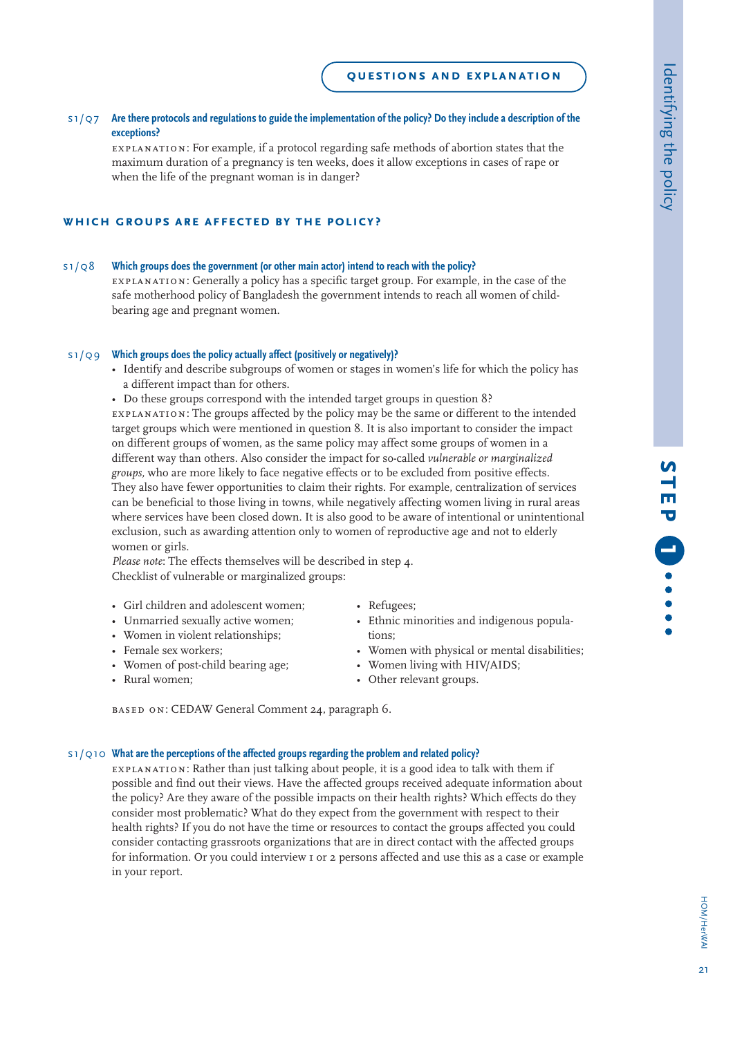## QUESTIONS AND EXPLANATION

**S1/Q7 Are there protocols and regulations to guide the implementation of the policy? Do they include a description of the exceptions?**

EXPLANATION: For example, if a protocol regarding safe methods of abortion states that the maximum duration of a pregnancy is ten weeks, does it allow exceptions in cases of rape or when the life of the pregnant woman is in danger?

### WHICH GROUPS ARE AFFECTED BY THE POLICY?

**S1/Q8 Which groups does the government (or other main actor) intend to reach with the policy?**

EXPLANATION: Generally a policy has a specific target group. For example, in the case of the safe motherhood policy of Bangladesh the government intends to reach all women of child-bearing age and pregnant women.

**S1/Q9 Which groups does the policy actually affect (positively or negatively)?**

- Identify and describe subgroups of women or stages in women's life for which the policy has a different impact than for others.
- Do these groups correspond with the intended target groups in question 8?

EXPLANATION: The groups affected by the policy may be the same or different to the intended target groups which were mentioned in question 8. It is also important to consider the impact on different groups of women, as the same policy may affect some groups of women in a different way than others. Also consider the impact for so-called *vulnerable or marginalized groups,* who are more likely to face negative effects or to be excluded from positive effects. They also have fewer opportunities to claim their rights. For example, centralization of services can be beneficial to those living in towns, while negatively affecting women living in rural areas where services have been closed down. It is also good to be aware of intentional or unintentional exclusion, such as awarding attention only to women of reproductive age and not to elderly women or girls.

*Please note*: The effects themselves will be described in step 4.

Checklist of vulnerable or marginalized groups:

- Girl children and adolescent women;
- Unmarried sexually active women;
- Women in violent relationships;
- Female sex workers;
- Women of post-child bearing age;
- Rural women;
- Refugees;
- Ethnic minorities and indigenous populations;
- Women with physical or mental disabilities;
- Women living with HIV/AIDS;
- Other relevant groups.

BASED ON: CEDAW General Comment 24, paragraph 6.

**S1/Q10 What are the perceptions of the affected groups regarding the problem and related policy?**

EXPLANATION: Rather than just talking about people, it is a good idea to talk with them if possible and find out their views. Have the affected groups received adequate information about the policy? Are they aware of the possible impacts on their health rights? Which effects do they consider most problematic? What do they expect from the government with respect to their health rights? If you do not have the time or resources to contact the groups affected you could consider contacting grassroots organizations that are in direct contact with the affected groups for information. Or you could interview 1 or 2 persons affected and use this as a case or example in your report.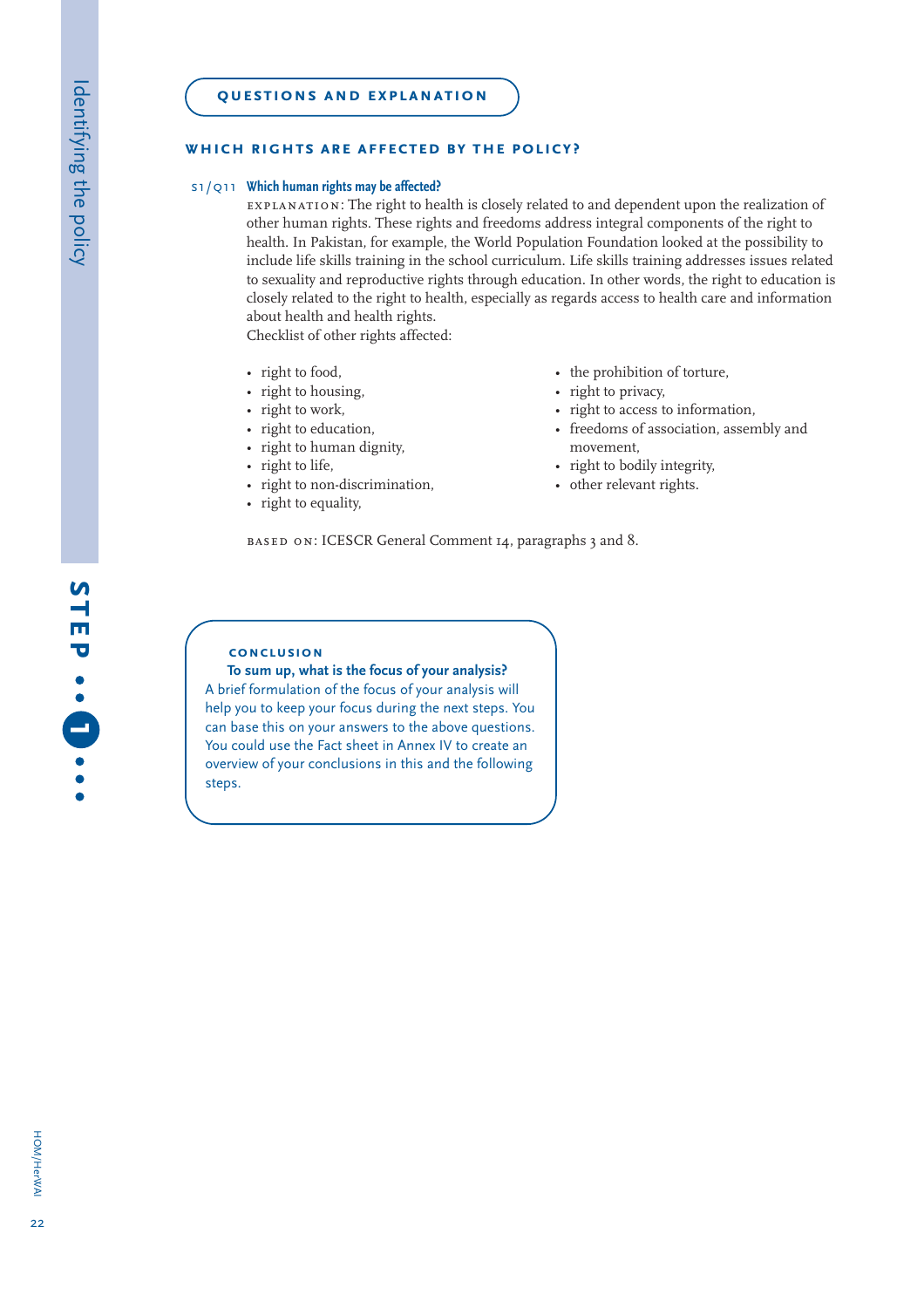## QUESTIONS AND EXPLANATION

### WHICH RIGHTS ARE AFFECTED BY THE POLICY?

S1/Q11 **Which human rights may be affected?**

EXPLANATION: The right to health is closely related to and dependent upon the realization of other human rights. These rights and freedoms address integral components of the right to health. In Pakistan, for example, the World Population Foundation looked at the possibility to include life skills training in the school curriculum. Life skills training addresses issues related to sexuality and reproductive rights through education. In other words, the right to education is closely related to the right to health, especially as regards access to health care and information about health and health rights.

Checklist of other rights affected:

- right to food,
- right to housing,
- right to work,
- right to education,
- right to human dignity,
- right to life,
- right to non-discrimination,
- right to equality,
- the prohibition of torture,
- right to privacy,
- right to access to information,
- freedoms of association, assembly and movement,
- right to bodily integrity,
- other relevant rights.

BASED ON: ICESCR General Comment 14, paragraphs 3 and 8.

#### CONCLUSION

**To sum up, what is the focus of your analysis?**

A brief formulation of the focus of your analysis will help you to keep your focus during the next steps. You can base this on your answers to the above questions. You could use the Fact sheet in Annex IV to create an overview of your conclusions in this and the following steps.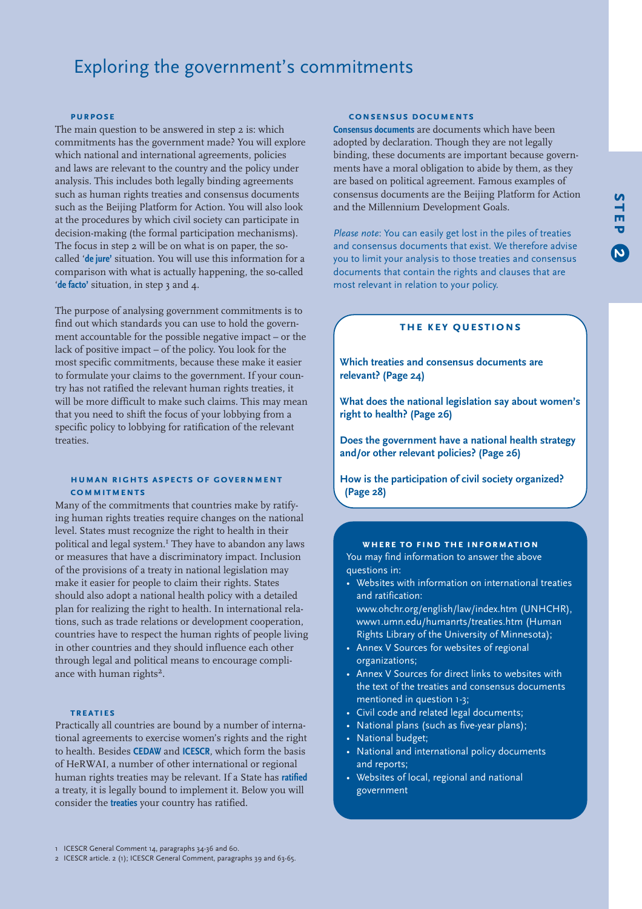# Exploring the government's commitments

### PURPOSE

The main question to be answered in step 2 is: which commitments has the government made? You will explore which national and international agreements, policies and laws are relevant to the country and the policy under analysis. This includes both legally binding agreements such as human rights treaties and consensus documents such as the Beijing Platform for Action. You will also look at the procedures by which civil society can participate in decision-making (the formal participation mechanisms). The focus in step 2 will be on what is on paper, the so-called '**de jure**' situation. You will use this information for a comparison with what is actually happening, the so-called '**de facto**' situation, in step 3 and 4.

The purpose of analysing government commitments is to find out which standards you can use to hold the government accountable for the possible negative impact – or the lack of positive impact – of the policy. You look for the most specific commitments, because these make it easier to formulate your claims to the government. If your country has not ratified the relevant human rights treaties, it will be more difficult to make such claims. This may mean that you need to shift the focus of your lobbying from a specific policy to lobbying for ratification of the relevant treaties.

### HUMAN RIGHTS ASPECTS OF GOVERNMENT COMMITMENTS

Many of the commitments that countries make by ratifying human rights treaties require changes on the national level. States must recognize the right to health in their political and legal system.[1] They have to abandon any laws or measures that have a discriminatory impact. Inclusion of the provisions of a treaty in national legislation may make it easier for people to claim their rights. States should also adopt a national health policy with a detailed plan for realizing the right to health. In international relations, such as trade relations or development cooperation, countries have to respect the human rights of people living in other countries and they should influence each other through legal and political means to encourage compliance with human rights[2].

### TREATIES

Practically all countries are bound by a number of international agreements to exercise women's rights and the right to health. Besides **CEDAW** and **ICESCR**, which form the basis of HeRWAI, a number of other international or regional human rights treaties may be relevant. If a State has **ratified** a treaty, it is legally bound to implement it. Below you will consider the **treaties** your country has ratified.

### CONSENSUS DOCUMENTS

**Consensus documents** are documents which have been adopted by declaration. Though they are not legally binding, these documents are important because governments have a moral obligation to abide by them, as they are based on political agreement. Famous examples of consensus documents are the Beijing Platform for Action and the Millennium Development Goals.

*Please note*: You can easily get lost in the piles of treaties and consensus documents that exist. We therefore advise you to limit your analysis to those treaties and consensus documents that contain the rights and clauses that are most relevant in relation to your policy.

### THE KEY QUESTIONS

**Which treaties and consensus documents are relevant? (Page 24)**

**What does the national legislation say about women's right to health? (Page 26)**

**Does the government have a national health strategy and/or other relevant policies? (Page 26)**

**How is the participation of civil society organized? (Page 28)**

### WHERE TO FIND THE INFORMATION

You may find information to answer the above questions in:

- Websites with information on international treaties and ratification: www.ohchr.org/english/law/index.htm (UNHCHR), www1.umn.edu/humanrts/treaties.htm (Human Rights Library of the University of Minnesota);
- Annex V Sources for websites of regional organizations;
- Annex V Sources for direct links to websites with the text of the treaties and consensus documents mentioned in question 1-3;
- Civil code and related legal documents;
- National plans (such as five-year plans);
- National budget;
- National and international policy documents and reports;
- Websites of local, regional and national government

---

1 ICESCR General Comment 14, paragraphs 34-36 and 60.

2 ICESCR article. 2 (1); ICESCR General Comment, paragraphs 39 and 63-65.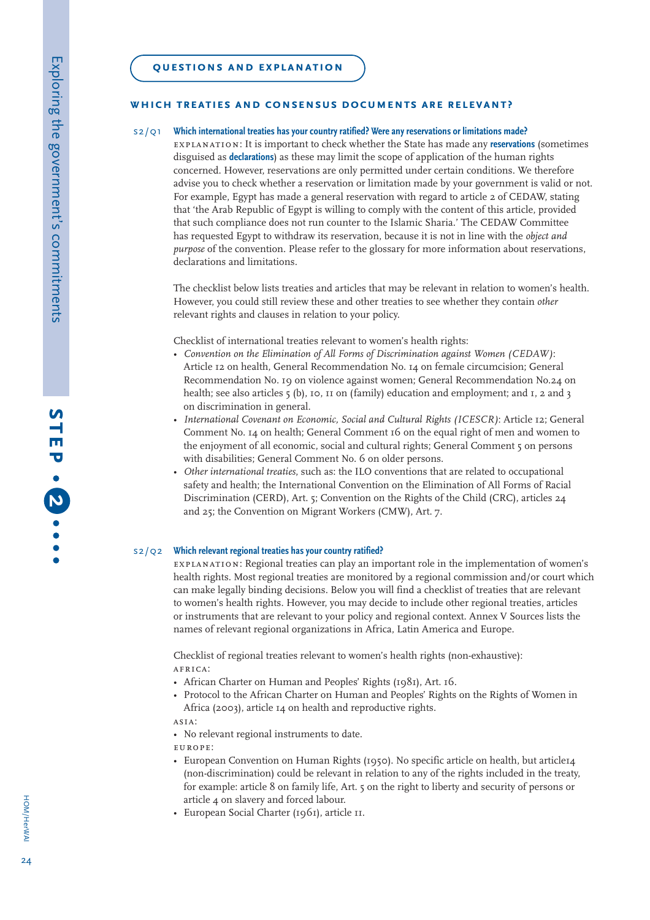## QUESTIONS AND EXPLANATION

### WHICH TREATIES AND CONSENSUS DOCUMENTS ARE RELEVANT?

S2/Q1 **Which international treaties has your country ratified? Were any reservations or limitations made?**

EXPLANATION: It is important to check whether the State has made any **reservations** (sometimes disguised as **declarations**) as these may limit the scope of application of the human rights concerned. However, reservations are only permitted under certain conditions. We therefore advise you to check whether a reservation or limitation made by your government is valid or not. For example, Egypt has made a general reservation with regard to article 2 of CEDAW, stating that 'the Arab Republic of Egypt is willing to comply with the content of this article, provided that such compliance does not run counter to the Islamic Sharia.' The CEDAW Committee has requested Egypt to withdraw its reservation, because it is not in line with the *object and purpose* of the convention. Please refer to the glossary for more information about reservations, declarations and limitations.

The checklist below lists treaties and articles that may be relevant in relation to women's health. However, you could still review these and other treaties to see whether they contain *other* relevant rights and clauses in relation to your policy.

Checklist of international treaties relevant to women's health rights:

- *Convention on the Elimination of All Forms of Discrimination against Women (CEDAW)*: Article 12 on health, General Recommendation No. 14 on female circumcision; General Recommendation No. 19 on violence against women; General Recommendation No.24 on health; see also articles 5 (b), 10, 11 on (family) education and employment; and 1, 2 and 3 on discrimination in general.
- *International Covenant on Economic, Social and Cultural Rights (ICESCR)*: Article 12; General Comment No. 14 on health; General Comment 16 on the equal right of men and women to the enjoyment of all economic, social and cultural rights; General Comment 5 on persons with disabilities; General Comment No. 6 on older persons.
- *Other international treaties*, such as: the ILO conventions that are related to occupational safety and health; the International Convention on the Elimination of All Forms of Racial Discrimination (CERD), Art. 5; Convention on the Rights of the Child (CRC), articles 24 and 25; the Convention on Migrant Workers (CMW), Art. 7.

S2/Q2 **Which relevant regional treaties has your country ratified?**

EXPLANATION: Regional treaties can play an important role in the implementation of women's health rights. Most regional treaties are monitored by a regional commission and/or court which can make legally binding decisions. Below you will find a checklist of treaties that are relevant to women's health rights. However, you may decide to include other regional treaties, articles or instruments that are relevant to your policy and regional context. Annex V Sources lists the names of relevant regional organizations in Africa, Latin America and Europe.

Checklist of regional treaties relevant to women's health rights (non-exhaustive):

AFRICA:

- African Charter on Human and Peoples' Rights (1981), Art. 16.
- Protocol to the African Charter on Human and Peoples' Rights on the Rights of Women in Africa (2003), article 14 on health and reproductive rights.

ASIA:

- No relevant regional instruments to date.

EUROPE:

- European Convention on Human Rights (1950). No specific article on health, but article14 (non-discrimination) could be relevant in relation to any of the rights included in the treaty, for example: article 8 on family life, Art. 5 on the right to liberty and security of persons or article 4 on slavery and forced labour.
- European Social Charter (1961), article 11.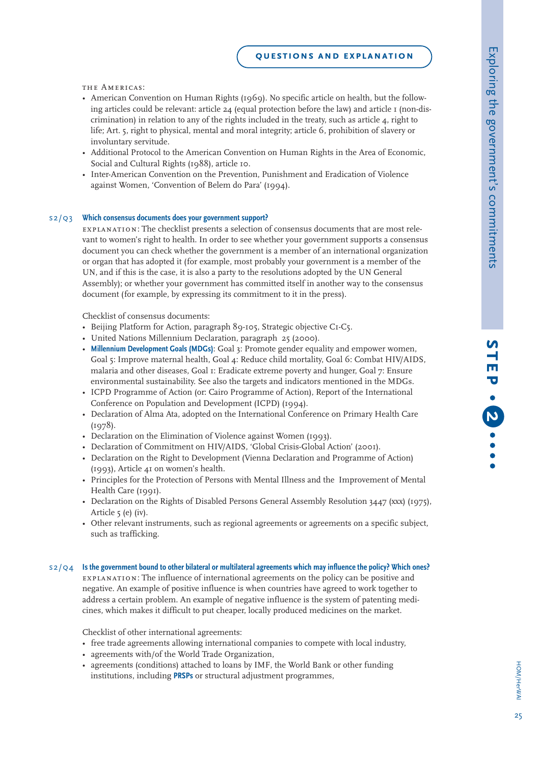THE AMERICAS:

- American Convention on Human Rights (1969). No specific article on health, but the following articles could be relevant: article 24 (equal protection before the law) and article 1 (non-discrimination) in relation to any of the rights included in the treaty, such as article 4, right to life; Art. 5, right to physical, mental and moral integrity; article 6, prohibition of slavery or involuntary servitude.
- Additional Protocol to the American Convention on Human Rights in the Area of Economic, Social and Cultural Rights (1988), article 10.
- Inter-American Convention on the Prevention, Punishment and Eradication of Violence against Women, 'Convention of Belem do Para' (1994).

S2/Q3 **Which consensus documents does your government support?**

EXPLANATION: The checklist presents a selection of consensus documents that are most relevant to women's right to health. In order to see whether your government supports a consensus document you can check whether the government is a member of an international organization or organ that has adopted it (for example, most probably your government is a member of the UN, and if this is the case, it is also a party to the resolutions adopted by the UN General Assembly); or whether your government has committed itself in another way to the consensus document (for example, by expressing its commitment to it in the press).

Checklist of consensus documents:

- Beijing Platform for Action, paragraph 89-105, Strategic objective C1-C5.
- United Nations Millennium Declaration, paragraph 25 (2000).
- **Millennium Development Goals (MDGs)**: Goal 3: Promote gender equality and empower women, Goal 5: Improve maternal health, Goal 4: Reduce child mortality, Goal 6: Combat HIV/AIDS, malaria and other diseases, Goal 1: Eradicate extreme poverty and hunger, Goal 7: Ensure environmental sustainability. See also the targets and indicators mentioned in the MDGs.
- ICPD Programme of Action (or: Cairo Programme of Action), Report of the International Conference on Population and Development (ICPD) (1994).
- Declaration of Alma Ata, adopted on the International Conference on Primary Health Care (1978).
- Declaration on the Elimination of Violence against Women (1993).
- Declaration of Commitment on HIV/AIDS, 'Global Crisis-Global Action' (2001).
- Declaration on the Right to Development (Vienna Declaration and Programme of Action) (1993), Article 41 on women's health.
- Principles for the Protection of Persons with Mental Illness and the Improvement of Mental Health Care (1991).
- Declaration on the Rights of Disabled Persons General Assembly Resolution 3447 (xxx) (1975), Article 5 (e) (iv).
- Other relevant instruments, such as regional agreements or agreements on a specific subject, such as trafficking.

S2/Q4 **Is the government bound to other bilateral or multilateral agreements which may influence the policy? Which ones?**

EXPLANATION: The influence of international agreements on the policy can be positive and negative. An example of positive influence is when countries have agreed to work together to address a certain problem. An example of negative influence is the system of patenting medicines, which makes it difficult to put cheaper, locally produced medicines on the market.

Checklist of other international agreements:

- free trade agreements allowing international companies to compete with local industry,
- agreements with/of the World Trade Organization,
- agreements (conditions) attached to loans by IMF, the World Bank or other funding institutions, including **PRSPs** or structural adjustment programmes,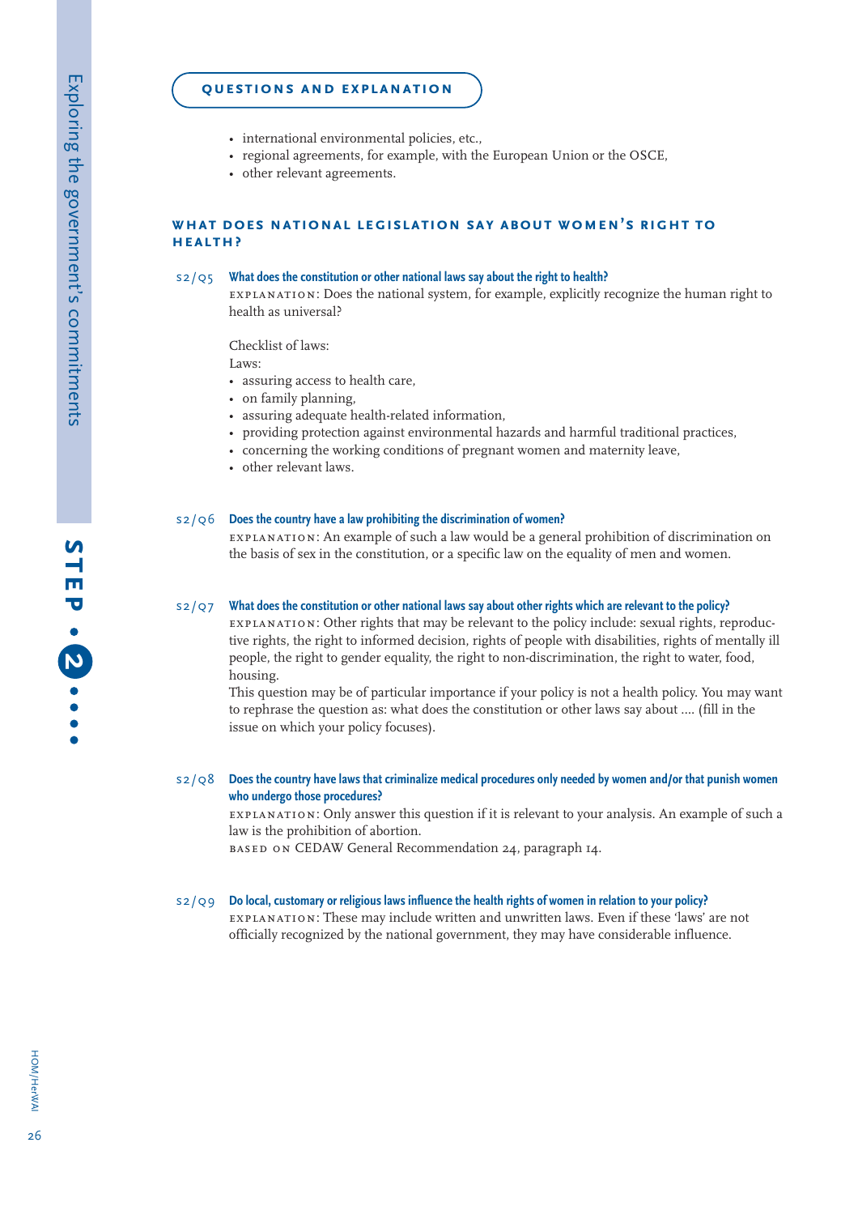## Questions and explanation

- international environmental policies, etc.,
- regional agreements, for example, with the European Union or the OSCE,
- other relevant agreements.

### What does national legislation say about women's right to health?

**S2/Q5 What does the constitution or other national laws say about the right to health?**

EXPLANATION: Does the national system, for example, explicitly recognize the human right to health as universal?

Checklist of laws:

Laws:

- assuring access to health care,
- on family planning,
- assuring adequate health-related information,
- providing protection against environmental hazards and harmful traditional practices,
- concerning the working conditions of pregnant women and maternity leave,
- other relevant laws.

**S2/Q6 Does the country have a law prohibiting the discrimination of women?**

EXPLANATION: An example of such a law would be a general prohibition of discrimination on the basis of sex in the constitution, or a specific law on the equality of men and women.

**S2/Q7 What does the constitution or other national laws say about other rights which are relevant to the policy?**

EXPLANATION: Other rights that may be relevant to the policy include: sexual rights, reproductive rights, the right to informed decision, rights of people with disabilities, rights of mentally ill people, the right to gender equality, the right to non-discrimination, the right to water, food, housing.

This question may be of particular importance if your policy is not a health policy. You may want to rephrase the question as: what does the constitution or other laws say about .... (fill in the issue on which your policy focuses).

**S2/Q8 Does the country have laws that criminalize medical procedures only needed by women and/or that punish women who undergo those procedures?**

EXPLANATION: Only answer this question if it is relevant to your analysis. An example of such a law is the prohibition of abortion.

BASED ON CEDAW General Recommendation 24, paragraph 14.

**S2/Q9 Do local, customary or religious laws influence the health rights of women in relation to your policy?**

EXPLANATION: These may include written and unwritten laws. Even if these 'laws' are not officially recognized by the national government, they may have considerable influence.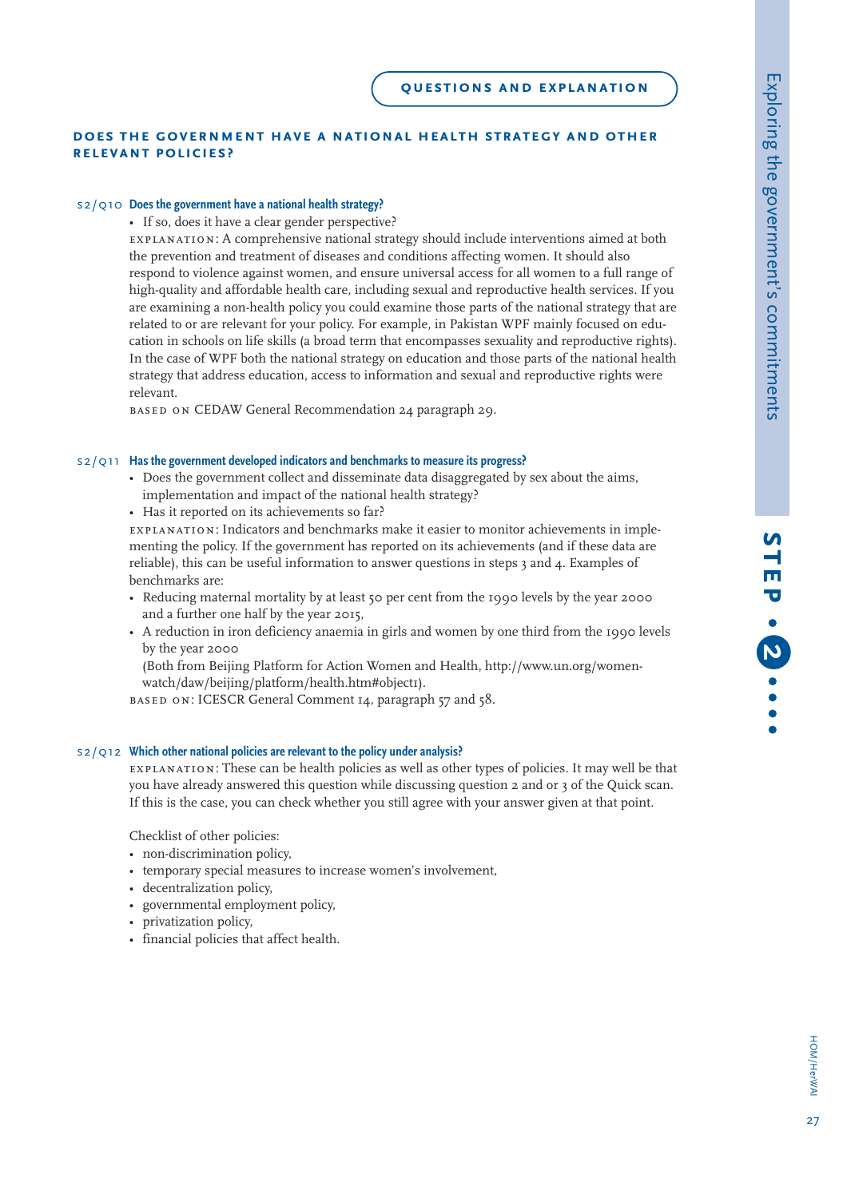**QUESTIONS AND EXPLANATION**

## DOES THE GOVERNMENT HAVE A NATIONAL HEALTH STRATEGY AND OTHER RELEVANT POLICIES?

### S2/Q10 Does the government have a national health strategy?

- If so, does it have a clear gender perspective?

EXPLANATION: A comprehensive national strategy should include interventions aimed at both the prevention and treatment of diseases and conditions affecting women. It should also respond to violence against women, and ensure universal access for all women to a full range of high-quality and affordable health care, including sexual and reproductive health services. If you are examining a non-health policy you could examine those parts of the national strategy that are related to or are relevant for your policy. For example, in Pakistan WPF mainly focused on education in schools on life skills (a broad term that encompasses sexuality and reproductive rights). In the case of WPF both the national strategy on education and those parts of the national health strategy that address education, access to information and sexual and reproductive rights were relevant.

BASED ON CEDAW General Recommendation 24 paragraph 29.

### S2/Q11 Has the government developed indicators and benchmarks to measure its progress?

- Does the government collect and disseminate data disaggregated by sex about the aims, implementation and impact of the national health strategy?
- Has it reported on its achievements so far?

EXPLANATION: Indicators and benchmarks make it easier to monitor achievements in implementing the policy. If the government has reported on its achievements (and if these data are reliable), this can be useful information to answer questions in steps 3 and 4. Examples of benchmarks are:

- Reducing maternal mortality by at least 50 per cent from the 1990 levels by the year 2000 and a further one half by the year 2015,
- A reduction in iron deficiency anaemia in girls and women by one third from the 1990 levels by the year 2000

  (Both from Beijing Platform for Action Women and Health, http://www.un.org/womenwatch/daw/beijing/platform/health.htm#object1).

BASED ON: ICESCR General Comment 14, paragraph 57 and 58.

### S2/Q12 Which other national policies are relevant to the policy under analysis?

EXPLANATION: These can be health policies as well as other types of policies. It may well be that you have already answered this question while discussing question 2 and or 3 of the Quick scan. If this is the case, you can check whether you still agree with your answer given at that point.

Checklist of other policies:

- non-discrimination policy,
- temporary special measures to increase women's involvement,
- decentralization policy,
- governmental employment policy,
- privatization policy,
- financial policies that affect health.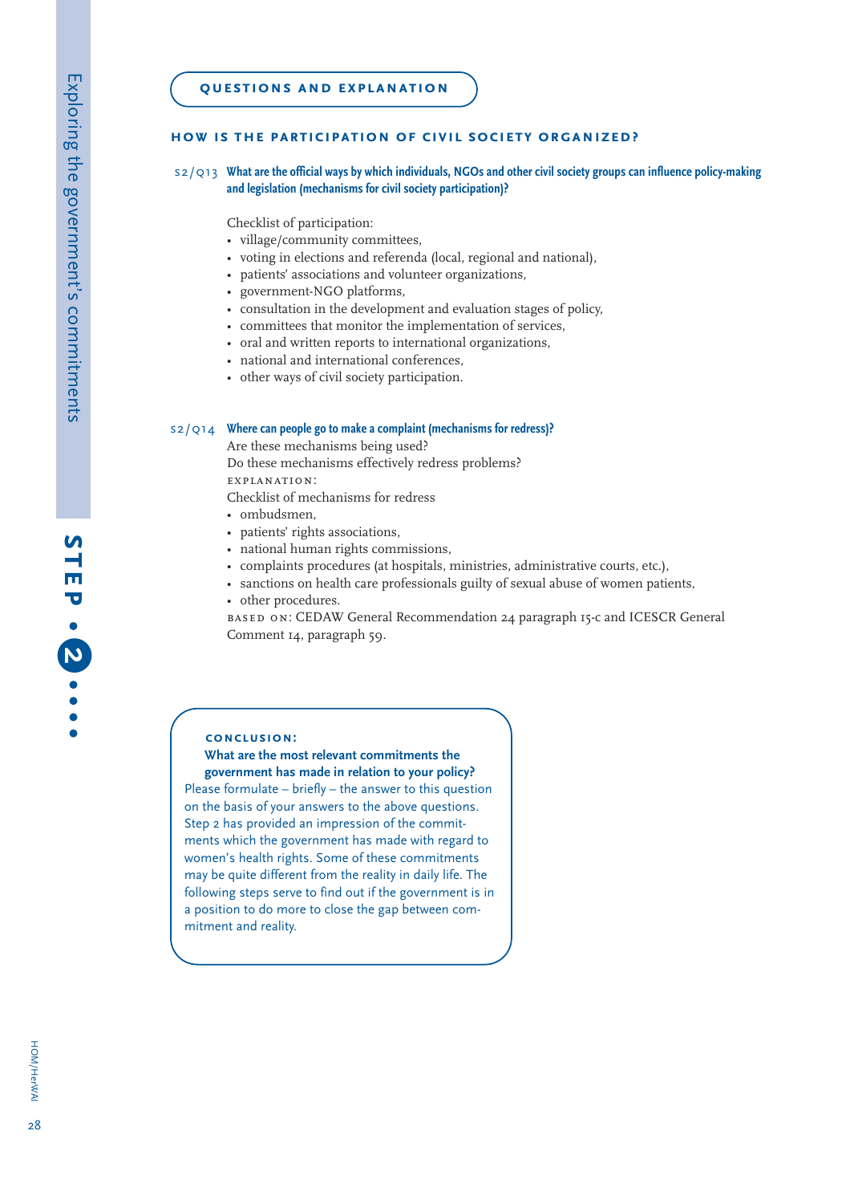## QUESTIONS AND EXPLANATION

### HOW IS THE PARTICIPATION OF CIVIL SOCIETY ORGANIZED?

S2/Q13 **What are the official ways by which individuals, NGOs and other civil society groups can influence policy-making and legislation (mechanisms for civil society participation)?**

Checklist of participation:

- village/community committees,
- voting in elections and referenda (local, regional and national),
- patients' associations and volunteer organizations,
- government-NGO platforms,
- consultation in the development and evaluation stages of policy,
- committees that monitor the implementation of services,
- oral and written reports to international organizations,
- national and international conferences,
- other ways of civil society participation.

S2/Q14 **Where can people go to make a complaint (mechanisms for redress)?**

Are these mechanisms being used?

Do these mechanisms effectively redress problems?

EXPLANATION:

Checklist of mechanisms for redress

- ombudsmen,
- patients' rights associations,
- national human rights commissions,
- complaints procedures (at hospitals, ministries, administrative courts, etc.),
- sanctions on health care professionals guilty of sexual abuse of women patients,
- other procedures.

BASED ON: CEDAW General Recommendation 24 paragraph 15-c and ICESCR General Comment 14, paragraph 59.

---

**CONCLUSION:**

**What are the most relevant commitments the government has made in relation to your policy?**

Please formulate – briefly – the answer to this question on the basis of your answers to the above questions. Step 2 has provided an impression of the commitments which the government has made with regard to women's health rights. Some of these commitments may be quite different from the reality in daily life. The following steps serve to find out if the government is in a position to do more to close the gap between commitment and reality.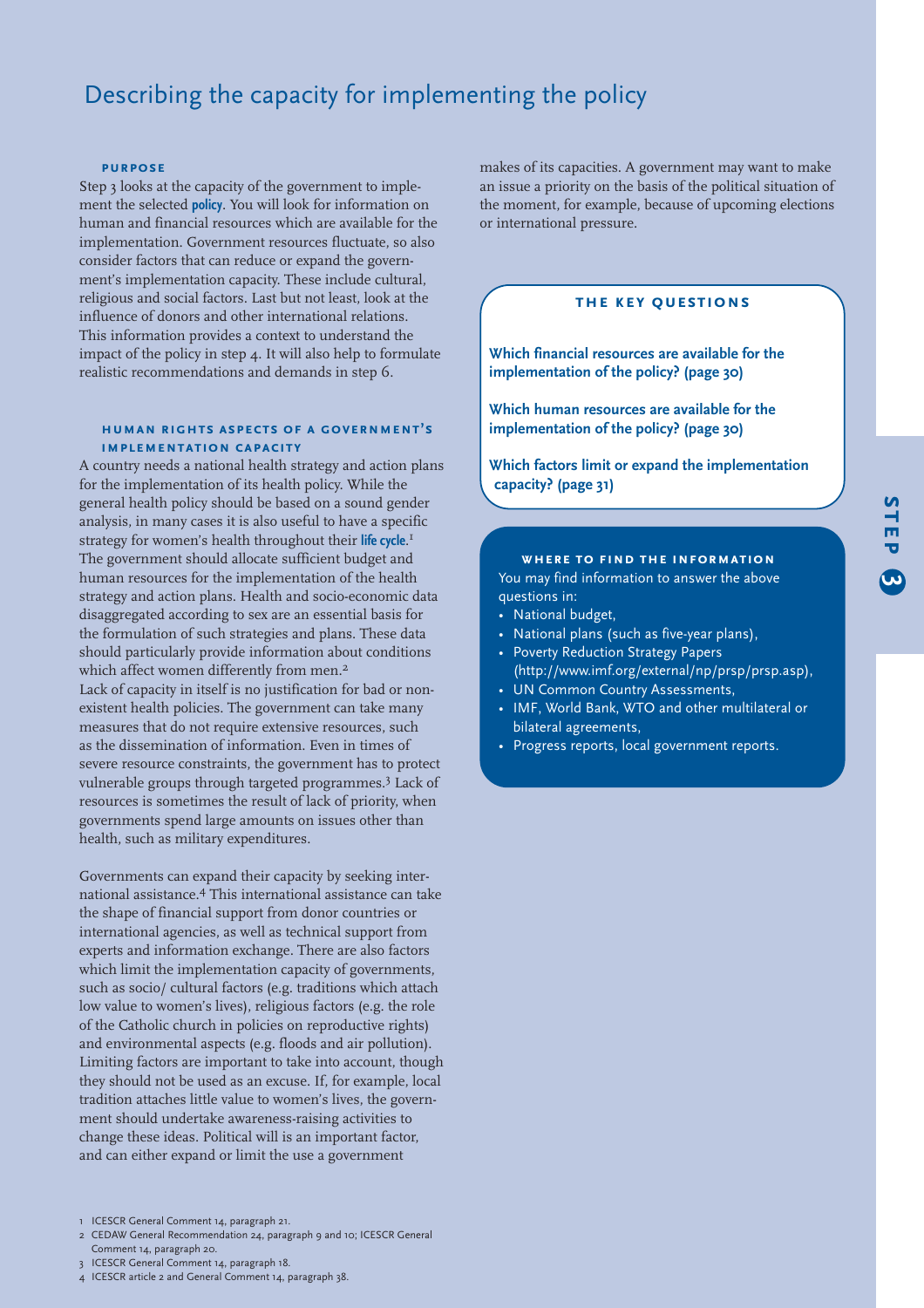# Describing the capacity for implementing the policy

### PURPOSE

Step 3 looks at the capacity of the government to implement the selected **policy**. You will look for information on human and financial resources which are available for the implementation. Government resources fluctuate, so also consider factors that can reduce or expand the government's implementation capacity. These include cultural, religious and social factors. Last but not least, look at the influence of donors and other international relations. This information provides a context to understand the impact of the policy in step 4. It will also help to formulate realistic recommendations and demands in step 6.

### HUMAN RIGHTS ASPECTS OF A GOVERNMENT'S IMPLEMENTATION CAPACITY

A country needs a national health strategy and action plans for the implementation of its health policy. While the general health policy should be based on a sound gender analysis, in many cases it is also useful to have a specific strategy for women's health throughout their **life cycle**.[1] The government should allocate sufficient budget and human resources for the implementation of the health strategy and action plans. Health and socio-economic data disaggregated according to sex are an essential basis for the formulation of such strategies and plans. These data should particularly provide information about conditions which affect women differently from men.[2]

Lack of capacity in itself is no justification for bad or non-existent health policies. The government can take many measures that do not require extensive resources, such as the dissemination of information. Even in times of severe resource constraints, the government has to protect vulnerable groups through targeted programmes.[3] Lack of resources is sometimes the result of lack of priority, when governments spend large amounts on issues other than health, such as military expenditures.

Governments can expand their capacity by seeking international assistance.[4] This international assistance can take the shape of financial support from donor countries or international agencies, as well as technical support from experts and information exchange. There are also factors which limit the implementation capacity of governments, such as socio/ cultural factors (e.g. traditions which attach low value to women's lives), religious factors (e.g. the role of the Catholic church in policies on reproductive rights) and environmental aspects (e.g. floods and air pollution). Limiting factors are important to take into account, though they should not be used as an excuse. If, for example, local tradition attaches little value to women's lives, the government should undertake awareness-raising activities to change these ideas. Political will is an important factor, and can either expand or limit the use a government makes of its capacities. A government may want to make an issue a priority on the basis of the political situation of the moment, for example, because of upcoming elections or international pressure.

### THE KEY QUESTIONS

**Which financial resources are available for the implementation of the policy? (page 30)**

**Which human resources are available for the implementation of the policy? (page 30)**

**Which factors limit or expand the implementation capacity? (page 31)**

### WHERE TO FIND THE INFORMATION

You may find information to answer the above questions in:

- National budget,
- National plans (such as five-year plans),
- Poverty Reduction Strategy Papers (http://www.imf.org/external/np/prsp/prsp.asp),
- UN Common Country Assessments,
- IMF, World Bank, WTO and other multilateral or bilateral agreements,
- Progress reports, local government reports.

---

1 ICESCR General Comment 14, paragraph 21.
2 CEDAW General Recommendation 24, paragraph 9 and 10; ICESCR General Comment 14, paragraph 20.
3 ICESCR General Comment 14, paragraph 18.
4 ICESCR article 2 and General Comment 14, paragraph 38.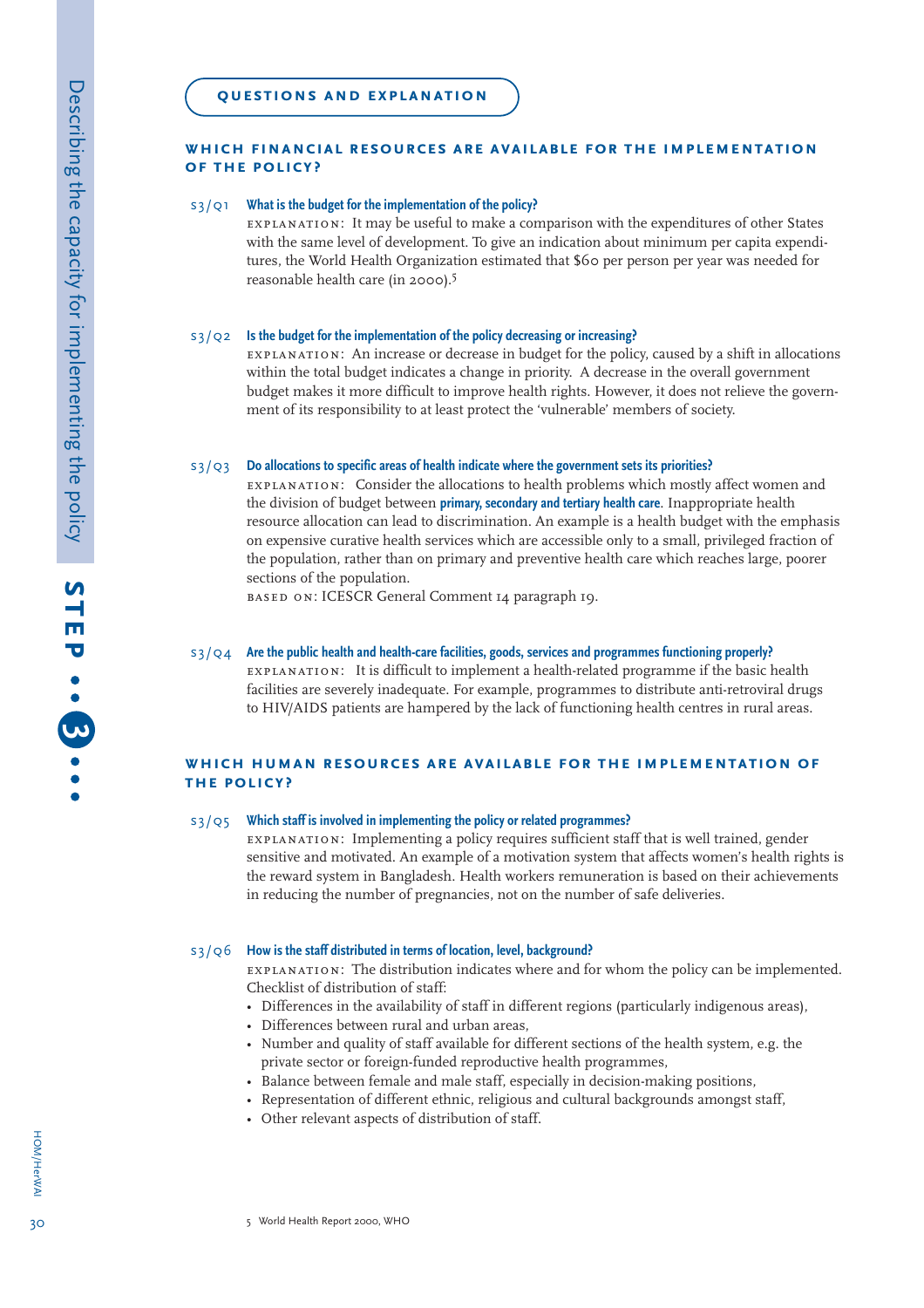## QUESTIONS AND EXPLANATION

### WHICH FINANCIAL RESOURCES ARE AVAILABLE FOR THE IMPLEMENTATION OF THE POLICY?

**S3/Q1 What is the budget for the implementation of the policy?**

EXPLANATION: It may be useful to make a comparison with the expenditures of other States with the same level of development. To give an indication about minimum per capita expenditures, the World Health Organization estimated that $60 per person per year was needed for reasonable health care (in 2000).[5]

**S3/Q2 Is the budget for the implementation of the policy decreasing or increasing?**

EXPLANATION: An increase or decrease in budget for the policy, caused by a shift in allocations within the total budget indicates a change in priority. A decrease in the overall government budget makes it more difficult to improve health rights. However, it does not relieve the government of its responsibility to at least protect the 'vulnerable' members of society.

**S3/Q3 Do allocations to specific areas of health indicate where the government sets its priorities?**

EXPLANATION: Consider the allocations to health problems which mostly affect women and the division of budget between **primary, secondary and tertiary health care**. Inappropriate health resource allocation can lead to discrimination. An example is a health budget with the emphasis on expensive curative health services which are accessible only to a small, privileged fraction of the population, rather than on primary and preventive health care which reaches large, poorer sections of the population.

BASED ON: ICESCR General Comment 14 paragraph 19.

**S3/Q4 Are the public health and health-care facilities, goods, services and programmes functioning properly?**

EXPLANATION: It is difficult to implement a health-related programme if the basic health facilities are severely inadequate. For example, programmes to distribute anti-retroviral drugs to HIV/AIDS patients are hampered by the lack of functioning health centres in rural areas.

### WHICH HUMAN RESOURCES ARE AVAILABLE FOR THE IMPLEMENTATION OF THE POLICY?

**S3/Q5 Which staff is involved in implementing the policy or related programmes?**

EXPLANATION: Implementing a policy requires sufficient staff that is well trained, gender sensitive and motivated. An example of a motivation system that affects women's health rights is the reward system in Bangladesh. Health workers remuneration is based on their achievements in reducing the number of pregnancies, not on the number of safe deliveries.

**S3/Q6 How is the staff distributed in terms of location, level, background?**

EXPLANATION: The distribution indicates where and for whom the policy can be implemented. Checklist of distribution of staff:

- Differences in the availability of staff in different regions (particularly indigenous areas),
- Differences between rural and urban areas,
- Number and quality of staff available for different sections of the health system, e.g. the private sector or foreign-funded reproductive health programmes,
- Balance between female and male staff, especially in decision-making positions,
- Representation of different ethnic, religious and cultural backgrounds amongst staff,
- Other relevant aspects of distribution of staff.

5 World Health Report 2000, WHO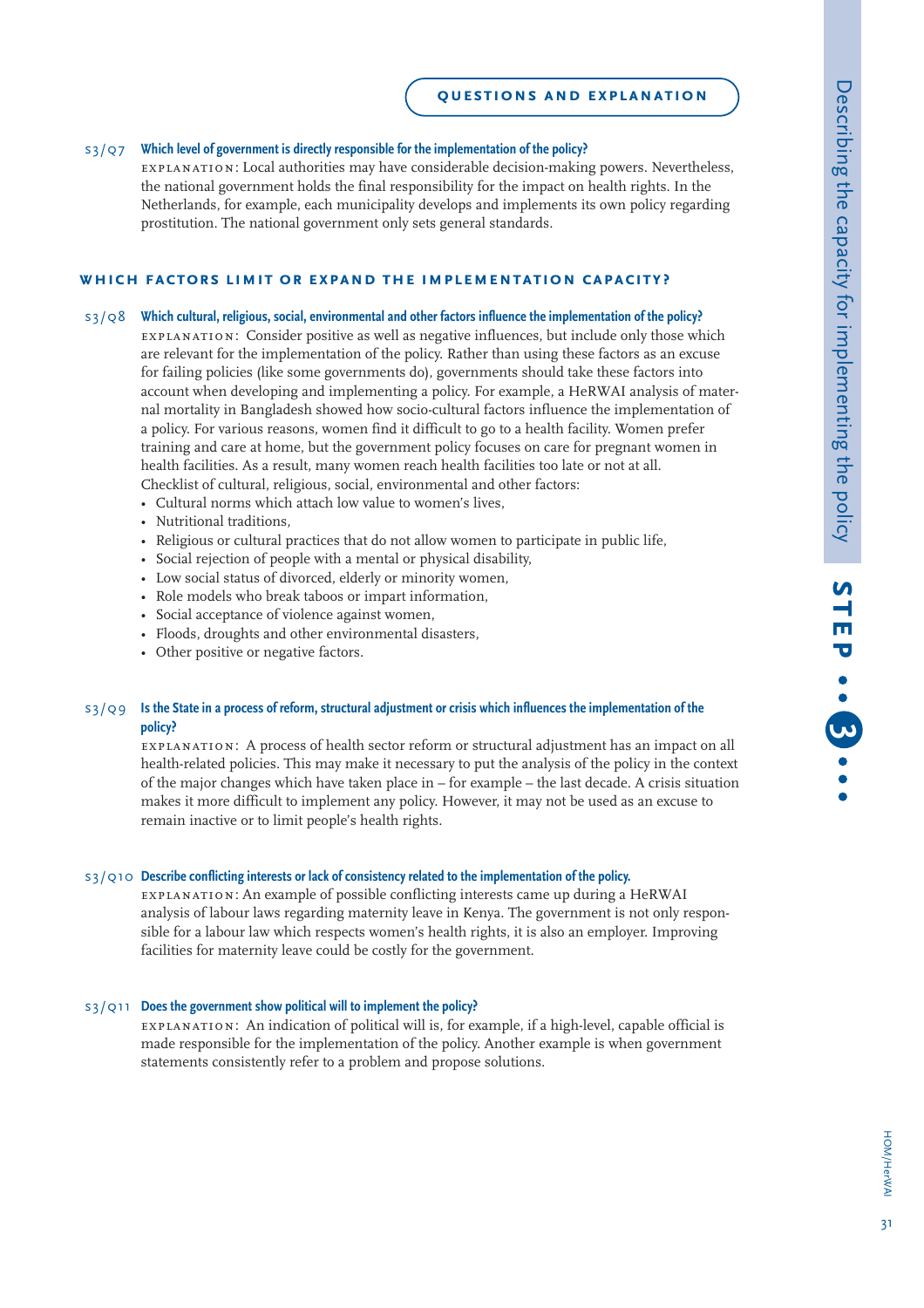**QUESTIONS AND EXPLANATION**

S3/Q7 **Which level of government is directly responsible for the implementation of the policy?**

EXPLANATION: Local authorities may have considerable decision-making powers. Nevertheless, the national government holds the final responsibility for the impact on health rights. In the Netherlands, for example, each municipality develops and implements its own policy regarding prostitution. The national government only sets general standards.

## WHICH FACTORS LIMIT OR EXPAND THE IMPLEMENTATION CAPACITY?

S3/Q8 **Which cultural, religious, social, environmental and other factors influence the implementation of the policy?**

EXPLANATION: Consider positive as well as negative influences, but include only those which are relevant for the implementation of the policy. Rather than using these factors as an excuse for failing policies (like some governments do), governments should take these factors into account when developing and implementing a policy. For example, a HeRWAI analysis of maternal mortality in Bangladesh showed how socio-cultural factors influence the implementation of a policy. For various reasons, women find it difficult to go to a health facility. Women prefer training and care at home, but the government policy focuses on care for pregnant women in health facilities. As a result, many women reach health facilities too late or not at all.
Checklist of cultural, religious, social, environmental and other factors:

- Cultural norms which attach low value to women's lives,
- Nutritional traditions,
- Religious or cultural practices that do not allow women to participate in public life,
- Social rejection of people with a mental or physical disability,
- Low social status of divorced, elderly or minority women,
- Role models who break taboos or impart information,
- Social acceptance of violence against women,
- Floods, droughts and other environmental disasters,
- Other positive or negative factors.

S3/Q9 **Is the State in a process of reform, structural adjustment or crisis which influences the implementation of the policy?**

EXPLANATION: A process of health sector reform or structural adjustment has an impact on all health-related policies. This may make it necessary to put the analysis of the policy in the context of the major changes which have taken place in – for example – the last decade. A crisis situation makes it more difficult to implement any policy. However, it may not be used as an excuse to remain inactive or to limit people's health rights.

S3/Q10 **Describe conflicting interests or lack of consistency related to the implementation of the policy.**

EXPLANATION: An example of possible conflicting interests came up during a HeRWAI analysis of labour laws regarding maternity leave in Kenya. The government is not only responsible for a labour law which respects women's health rights, it is also an employer. Improving facilities for maternity leave could be costly for the government.

S3/Q11 **Does the government show political will to implement the policy?**

EXPLANATION: An indication of political will is, for example, if a high-level, capable official is made responsible for the implementation of the policy. Another example is when government statements consistently refer to a problem and propose solutions.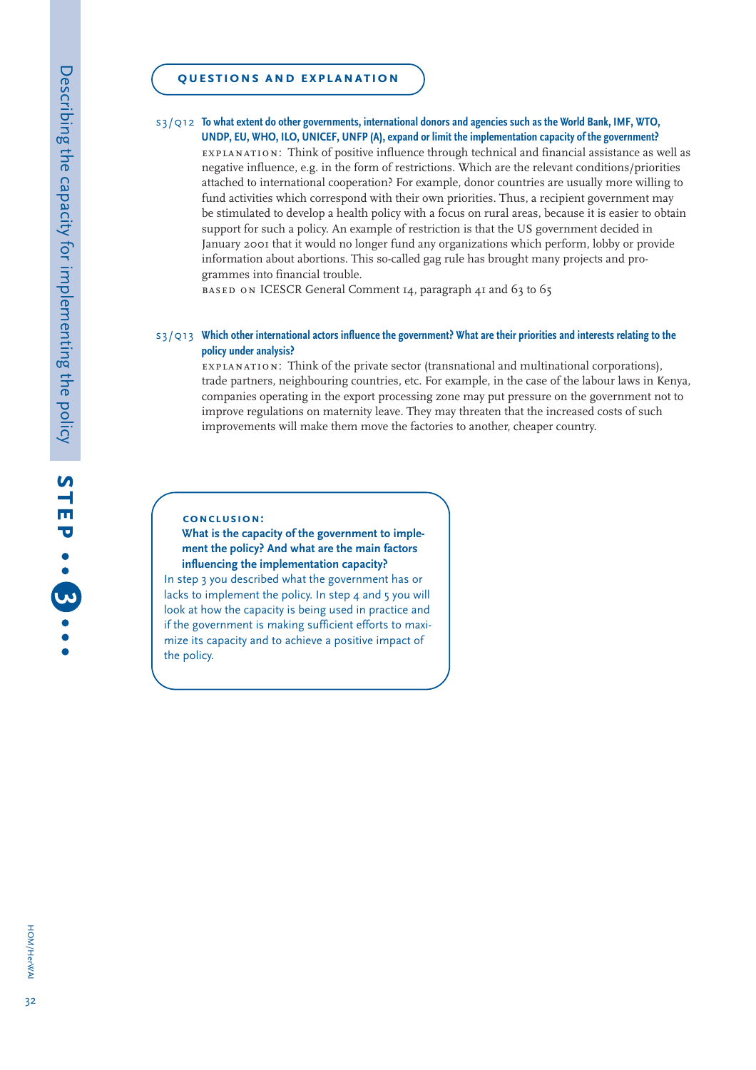## QUESTIONS AND EXPLANATION

S3/Q12 **To what extent do other governments, international donors and agencies such as the World Bank, IMF, WTO, UNDP, EU, WHO, ILO, UNICEF, UNFP (A), expand or limit the implementation capacity of the government?**

EXPLANATION: Think of positive influence through technical and financial assistance as well as negative influence, e.g. in the form of restrictions. Which are the relevant conditions/priorities attached to international cooperation? For example, donor countries are usually more willing to fund activities which correspond with their own priorities. Thus, a recipient government may be stimulated to develop a health policy with a focus on rural areas, because it is easier to obtain support for such a policy. An example of restriction is that the US government decided in January 2001 that it would no longer fund any organizations which perform, lobby or provide information about abortions. This so-called gag rule has brought many projects and programmes into financial trouble.

BASED ON ICESCR General Comment 14, paragraph 41 and 63 to 65

S3/Q13 **Which other international actors influence the government? What are their priorities and interests relating to the policy under analysis?**

EXPLANATION: Think of the private sector (transnational and multinational corporations), trade partners, neighbouring countries, etc. For example, in the case of the labour laws in Kenya, companies operating in the export processing zone may put pressure on the government not to improve regulations on maternity leave. They may threaten that the increased costs of such improvements will make them move the factories to another, cheaper country.

**CONCLUSION:**

**What is the capacity of the government to implement the policy? And what are the main factors influencing the implementation capacity?**

In step 3 you described what the government has or lacks to implement the policy. In step 4 and 5 you will look at how the capacity is being used in practice and if the government is making sufficient efforts to maximize its capacity and to achieve a positive impact of the policy.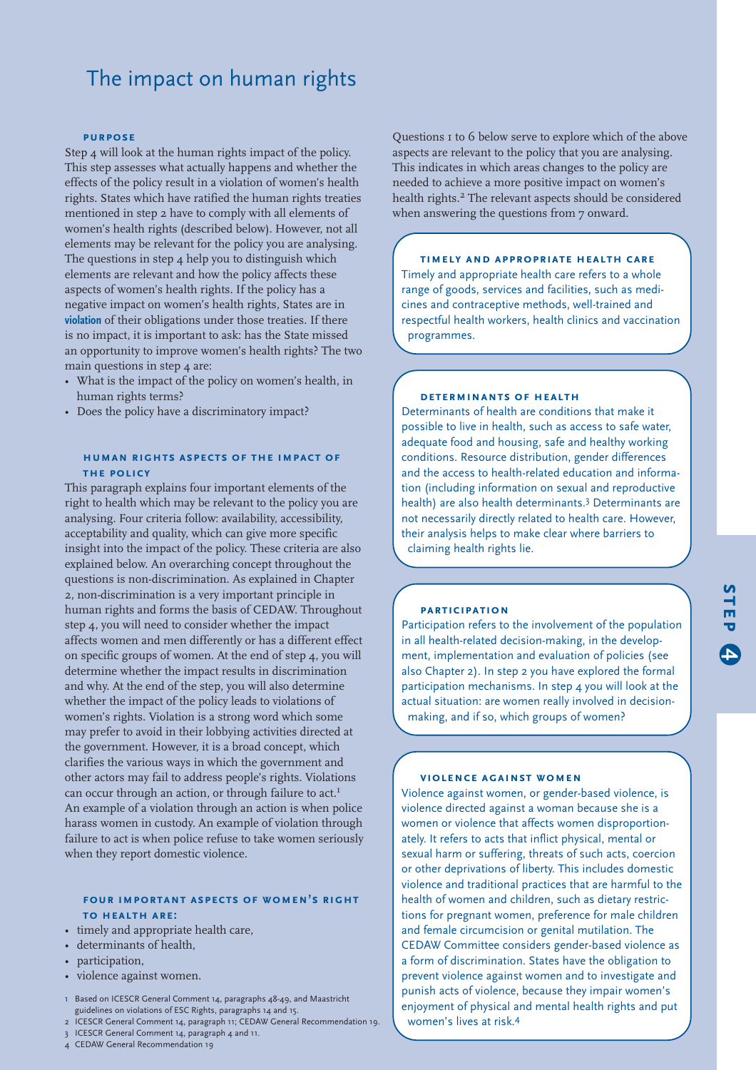# The impact on human rights

### PURPOSE

Step 4 will look at the human rights impact of the policy. This step assesses what actually happens and whether the effects of the policy result in a violation of women's health rights. States which have ratified the human rights treaties mentioned in step 2 have to comply with all elements of women's health rights (described below). However, not all elements may be relevant for the policy you are analysing. The questions in step 4 help you to distinguish which elements are relevant and how the policy affects these aspects of women's health rights. If the policy has a negative impact on women's health rights, States are in **violation** of their obligations under those treaties. If there is no impact, it is important to ask: has the State missed an opportunity to improve women's health rights? The two main questions in step 4 are:

- What is the impact of the policy on women's health, in human rights terms?
- Does the policy have a discriminatory impact?

### HUMAN RIGHTS ASPECTS OF THE IMPACT OF THE POLICY

This paragraph explains four important elements of the right to health which may be relevant to the policy you are analysing. Four criteria follow: availability, accessibility, acceptability and quality, which can give more specific insight into the impact of the policy. These criteria are also explained below. An overarching concept throughout the questions is non-discrimination. As explained in Chapter 2, non-discrimination is a very important principle in human rights and forms the basis of CEDAW. Throughout step 4, you will need to consider whether the impact affects women and men differently or has a different effect on specific groups of women. At the end of step 4, you will determine whether the impact results in discrimination and why. At the end of the step, you will also determine whether the impact of the policy leads to violations of women's rights. Violation is a strong word which some may prefer to avoid in their lobbying activities directed at the government. However, it is a broad concept, which clarifies the various ways in which the government and other actors may fail to address people's rights. Violations can occur through an action, or through failure to act.[1] An example of a violation through an action is when police harass women in custody. An example of violation through failure to act is when police refuse to take women seriously when they report domestic violence.

### FOUR IMPORTANT ASPECTS OF WOMEN'S RIGHT TO HEALTH ARE:

- timely and appropriate health care,
- determinants of health,
- participation,
- violence against women.

Questions 1 to 6 below serve to explore which of the above aspects are relevant to the policy that you are analysing. This indicates in which areas changes to the policy are needed to achieve a more positive impact on women's health rights.[2] The relevant aspects should be considered when answering the questions from 7 onward.

### TIMELY AND APPROPRIATE HEALTH CARE

Timely and appropriate health care refers to a whole range of goods, services and facilities, such as medicines and contraceptive methods, well-trained and respectful health workers, health clinics and vaccination programmes.

### DETERMINANTS OF HEALTH

Determinants of health are conditions that make it possible to live in health, such as access to safe water, adequate food and housing, safe and healthy working conditions. Resource distribution, gender differences and the access to health-related education and information (including information on sexual and reproductive health) are also health determinants.[3] Determinants are not necessarily directly related to health care. However, their analysis helps to make clear where barriers to claiming health rights lie.

### PARTICIPATION

Participation refers to the involvement of the population in all health-related decision-making, in the development, implementation and evaluation of policies (see also Chapter 2). In step 2 you have explored the formal participation mechanisms. In step 4 you will look at the actual situation: are women really involved in decision-making, and if so, which groups of women?

### VIOLENCE AGAINST WOMEN

Violence against women, or gender-based violence, is violence directed against a woman because she is a women or violence that affects women disproportionately. It refers to acts that inflict physical, mental or sexual harm or suffering, threats of such acts, coercion or other deprivations of liberty. This includes domestic violence and traditional practices that are harmful to the health of women and children, such as dietary restrictions for pregnant women, preference for male children and female circumcision or genital mutilation. The CEDAW Committee considers gender-based violence as a form of discrimination. States have the obligation to prevent violence against women and to investigate and punish acts of violence, because they impair women's enjoyment of physical and mental health rights and put women's lives at risk.[4]

---

1 Based on ICESCR General Comment 14, paragraphs 48-49, and Maastricht guidelines on violations of ESC Rights, paragraphs 14 and 15.

2 ICESCR General Comment 14, paragraph 11; CEDAW General Recommendation 19.

3 ICESCR General Comment 14, paragraph 4 and 11.

4 CEDAW General Recommendation 19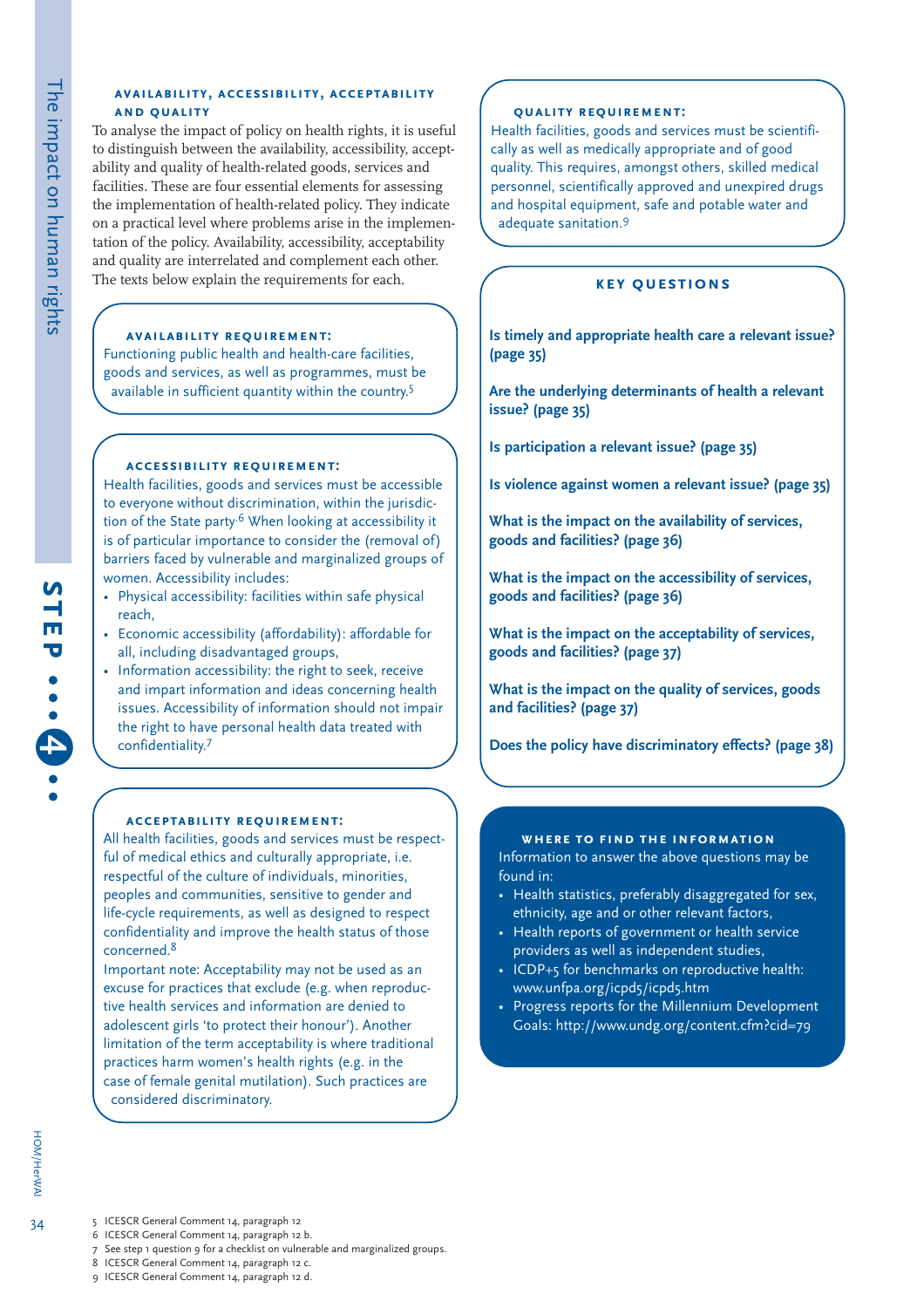### AVAILABILITY, ACCESSIBILITY, ACCEPTABILITY AND QUALITY

To analyse the impact of policy on health rights, it is useful to distinguish between the availability, accessibility, acceptability and quality of health-related goods, services and facilities. These are four essential elements for assessing the implementation of health-related policy. They indicate on a practical level where problems arise in the implementation of the policy. Availability, accessibility, acceptability and quality are interrelated and complement each other. The texts below explain the requirements for each.

#### AVAILABILITY REQUIREMENT:

Functioning public health and health-care facilities, goods and services, as well as programmes, must be available in sufficient quantity within the country.[5]

#### ACCESSIBILITY REQUIREMENT:

Health facilities, goods and services must be accessible to everyone without discrimination, within the jurisdiction of the State party.[6] When looking at accessibility it is of particular importance to consider the (removal of) barriers faced by vulnerable and marginalized groups of women. Accessibility includes:

- Physical accessibility: facilities within safe physical reach,
- Economic accessibility (affordability): affordable for all, including disadvantaged groups,
- Information accessibility: the right to seek, receive and impart information and ideas concerning health issues. Accessibility of information should not impair the right to have personal health data treated with confidentiality.[7]

#### ACCEPTABILITY REQUIREMENT:

All health facilities, goods and services must be respectful of medical ethics and culturally appropriate, i.e. respectful of the culture of individuals, minorities, peoples and communities, sensitive to gender and life-cycle requirements, as well as designed to respect confidentiality and improve the health status of those concerned.[8]

Important note: Acceptability may not be used as an excuse for practices that exclude (e.g. when reproductive health services and information are denied to adolescent girls 'to protect their honour'). Another limitation of the term acceptability is where traditional practices harm women's health rights (e.g. in the case of female genital mutilation). Such practices are considered discriminatory.

#### QUALITY REQUIREMENT:

Health facilities, goods and services must be scientifically as well as medically appropriate and of good quality. This requires, amongst others, skilled medical personnel, scientifically approved and unexpired drugs and hospital equipment, safe and potable water and adequate sanitation.[9]

#### KEY QUESTIONS

**Is timely and appropriate health care a relevant issue? (page 35)**

**Are the underlying determinants of health a relevant issue? (page 35)**

**Is participation a relevant issue? (page 35)**

**Is violence against women a relevant issue? (page 35)**

**What is the impact on the availability of services, goods and facilities? (page 36)**

**What is the impact on the accessibility of services, goods and facilities? (page 36)**

**What is the impact on the acceptability of services, goods and facilities? (page 37)**

**What is the impact on the quality of services, goods and facilities? (page 37)**

**Does the policy have discriminatory effects? (page 38)**

#### WHERE TO FIND THE INFORMATION

Information to answer the above questions may be found in:

- Health statistics, preferably disaggregated for sex, ethnicity, age and or other relevant factors,
- Health reports of government or health service providers as well as independent studies,
- ICDP+5 for benchmarks on reproductive health: www.unfpa.org/icpd5/icpd5.htm
- Progress reports for the Millennium Development Goals: http://www.undg.org/content.cfm?cid=79

---

5 ICESCR General Comment 14, paragraph 12
6 ICESCR General Comment 14, paragraph 12 b.
7 See step 1 question 9 for a checklist on vulnerable and marginalized groups.
8 ICESCR General Comment 14, paragraph 12 c.
9 ICESCR General Comment 14, paragraph 12 d.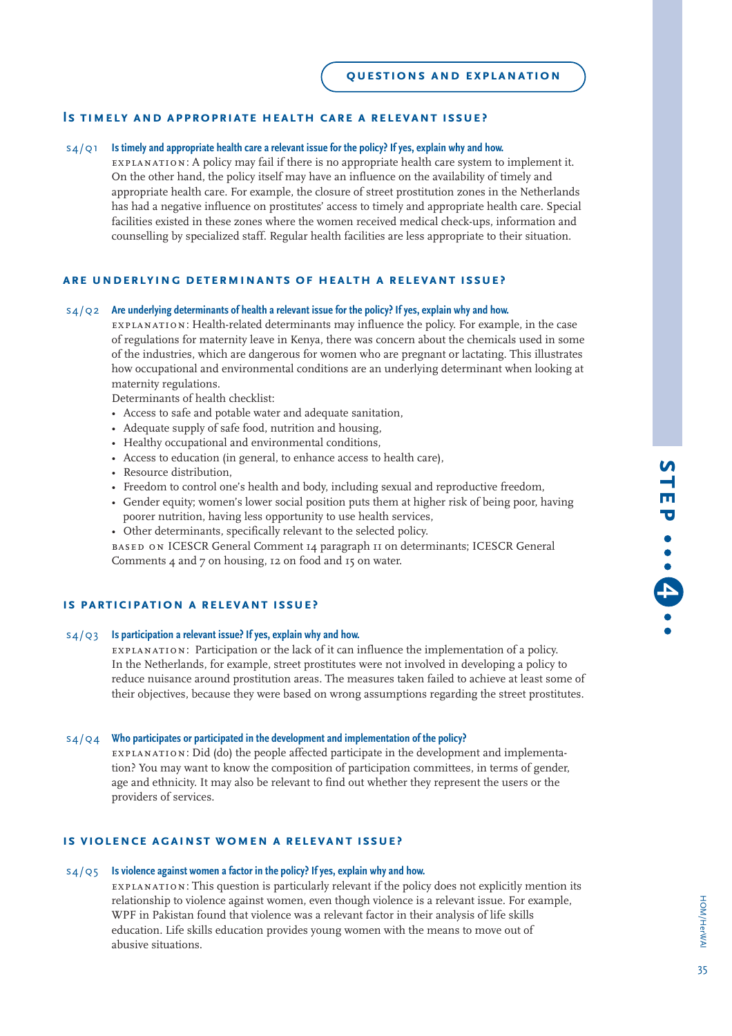QUESTIONS AND EXPLANATION

## Is timely and appropriate health care a relevant issue?

s4/q1 **Is timely and appropriate health care a relevant issue for the policy? If yes, explain why and how.**

explanation: A policy may fail if there is no appropriate health care system to implement it. On the other hand, the policy itself may have an influence on the availability of timely and appropriate health care. For example, the closure of street prostitution zones in the Netherlands has had a negative influence on prostitutes' access to timely and appropriate health care. Special facilities existed in these zones where the women received medical check-ups, information and counselling by specialized staff. Regular health facilities are less appropriate to their situation.

## Are underlying determinants of health a relevant issue?

s4/q2 **Are underlying determinants of health a relevant issue for the policy? If yes, explain why and how.**

explanation: Health-related determinants may influence the policy. For example, in the case of regulations for maternity leave in Kenya, there was concern about the chemicals used in some of the industries, which are dangerous for women who are pregnant or lactating. This illustrates how occupational and environmental conditions are an underlying determinant when looking at maternity regulations.

Determinants of health checklist:

- Access to safe and potable water and adequate sanitation,
- Adequate supply of safe food, nutrition and housing,
- Healthy occupational and environmental conditions,
- Access to education (in general, to enhance access to health care),
- Resource distribution,
- Freedom to control one's health and body, including sexual and reproductive freedom,
- Gender equity; women's lower social position puts them at higher risk of being poor, having poorer nutrition, having less opportunity to use health services,
- Other determinants, specifically relevant to the selected policy.

based on ICESCR General Comment 14 paragraph 11 on determinants; ICESCR General Comments 4 and 7 on housing, 12 on food and 15 on water.

## Is participation a relevant issue?

s4/q3 **Is participation a relevant issue? If yes, explain why and how.**

explanation: Participation or the lack of it can influence the implementation of a policy. In the Netherlands, for example, street prostitutes were not involved in developing a policy to reduce nuisance around prostitution areas. The measures taken failed to achieve at least some of their objectives, because they were based on wrong assumptions regarding the street prostitutes.

s4/q4 **Who participates or participated in the development and implementation of the policy?**

explanation: Did (do) the people affected participate in the development and implementation? You may want to know the composition of participation committees, in terms of gender, age and ethnicity. It may also be relevant to find out whether they represent the users or the providers of services.

## Is violence against women a relevant issue?

s4/q5 **Is violence against women a factor in the policy? If yes, explain why and how.**

explanation: This question is particularly relevant if the policy does not explicitly mention its relationship to violence against women, even though violence is a relevant issue. For example, WPF in Pakistan found that violence was a relevant factor in their analysis of life skills education. Life skills education provides young women with the means to move out of abusive situations.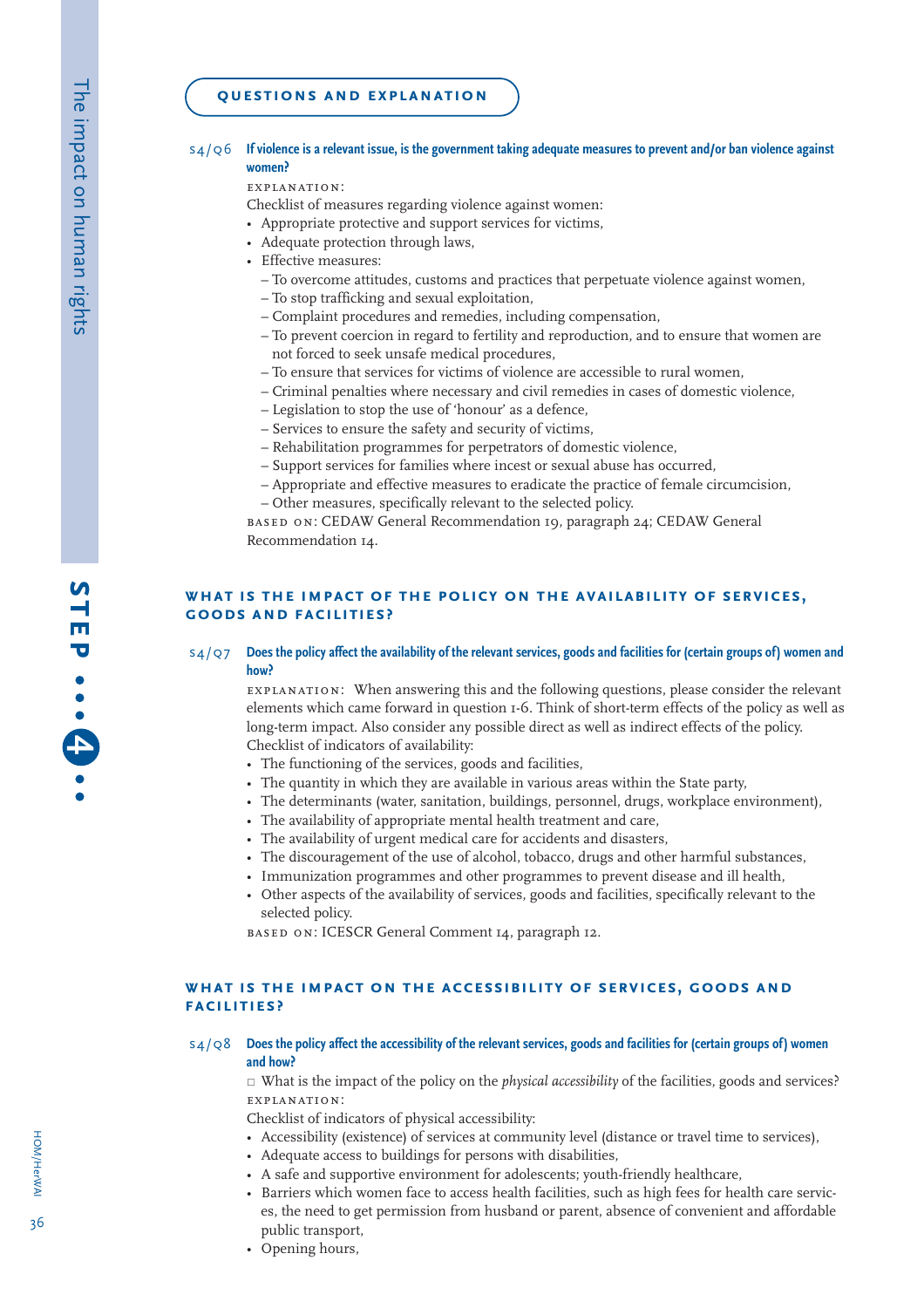## QUESTIONS AND EXPLANATION

S4/Q6 **If violence is a relevant issue, is the government taking adequate measures to prevent and/or ban violence against women?**

EXPLANATION:

Checklist of measures regarding violence against women:

- Appropriate protective and support services for victims,
- Adequate protection through laws,
- Effective measures:
  - To overcome attitudes, customs and practices that perpetuate violence against women,
  - To stop trafficking and sexual exploitation,
  - Complaint procedures and remedies, including compensation,
  - To prevent coercion in regard to fertility and reproduction, and to ensure that women are not forced to seek unsafe medical procedures,
  - To ensure that services for victims of violence are accessible to rural women,
  - Criminal penalties where necessary and civil remedies in cases of domestic violence,
  - Legislation to stop the use of 'honour' as a defence,
  - Services to ensure the safety and security of victims,
  - Rehabilitation programmes for perpetrators of domestic violence,
  - Support services for families where incest or sexual abuse has occurred,
  - Appropriate and effective measures to eradicate the practice of female circumcision,
  - Other measures, specifically relevant to the selected policy.

BASED ON: CEDAW General Recommendation 19, paragraph 24; CEDAW General Recommendation 14.

## WHAT IS THE IMPACT OF THE POLICY ON THE AVAILABILITY OF SERVICES, GOODS AND FACILITIES?

S4/Q7 **Does the policy affect the availability of the relevant services, goods and facilities for (certain groups of) women and how?**

EXPLANATION: When answering this and the following questions, please consider the relevant elements which came forward in question 1-6. Think of short-term effects of the policy as well as long-term impact. Also consider any possible direct as well as indirect effects of the policy.

Checklist of indicators of availability:

- The functioning of the services, goods and facilities,
- The quantity in which they are available in various areas within the State party,
- The determinants (water, sanitation, buildings, personnel, drugs, workplace environment),
- The availability of appropriate mental health treatment and care,
- The availability of urgent medical care for accidents and disasters,
- The discouragement of the use of alcohol, tobacco, drugs and other harmful substances,
- Immunization programmes and other programmes to prevent disease and ill health,
- Other aspects of the availability of services, goods and facilities, specifically relevant to the selected policy.

BASED ON: ICESCR General Comment 14, paragraph 12.

## WHAT IS THE IMPACT ON THE ACCESSIBILITY OF SERVICES, GOODS AND FACILITIES?

S4/Q8 **Does the policy affect the accessibility of the relevant services, goods and facilities for (certain groups of) women and how?**

□ What is the impact of the policy on the *physical accessibility* of the facilities, goods and services?

EXPLANATION:

Checklist of indicators of physical accessibility:

- Accessibility (existence) of services at community level (distance or travel time to services),
- Adequate access to buildings for persons with disabilities,
- A safe and supportive environment for adolescents; youth-friendly healthcare,
- Barriers which women face to access health facilities, such as high fees for health care services, the need to get permission from husband or parent, absence of convenient and affordable public transport,
- Opening hours,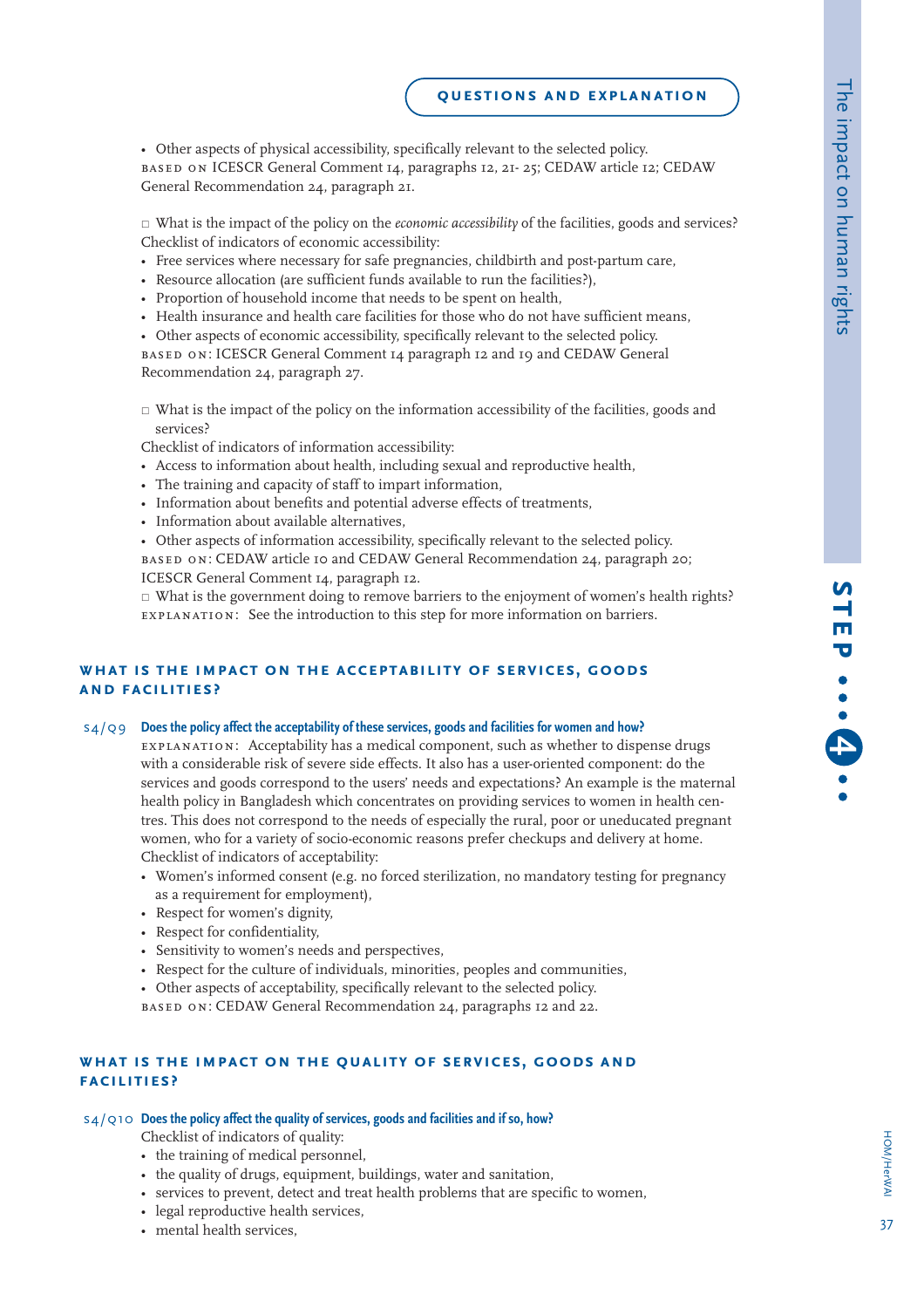QUESTIONS AND EXPLANATION

- Other aspects of physical accessibility, specifically relevant to the selected policy.

BASED ON ICESCR General Comment 14, paragraphs 12, 21- 25; CEDAW article 12; CEDAW General Recommendation 24, paragraph 21.

□ What is the impact of the policy on the *economic accessibility* of the facilities, goods and services?

Checklist of indicators of economic accessibility:

- Free services where necessary for safe pregnancies, childbirth and post-partum care,
- Resource allocation (are sufficient funds available to run the facilities?),
- Proportion of household income that needs to be spent on health,
- Health insurance and health care facilities for those who do not have sufficient means,
- Other aspects of economic accessibility, specifically relevant to the selected policy.

BASED ON: ICESCR General Comment 14 paragraph 12 and 19 and CEDAW General Recommendation 24, paragraph 27.

□ What is the impact of the policy on the information accessibility of the facilities, goods and services?

Checklist of indicators of information accessibility:

- Access to information about health, including sexual and reproductive health,
- The training and capacity of staff to impart information,
- Information about benefits and potential adverse effects of treatments,
- Information about available alternatives,
- Other aspects of information accessibility, specifically relevant to the selected policy.

BASED ON: CEDAW article 10 and CEDAW General Recommendation 24, paragraph 20; ICESCR General Comment 14, paragraph 12.

□ What is the government doing to remove barriers to the enjoyment of women's health rights?

EXPLANATION: See the introduction to this step for more information on barriers.

## WHAT IS THE IMPACT ON THE ACCEPTABILITY OF SERVICES, GOODS AND FACILITIES?

S4/Q9 **Does the policy affect the acceptability of these services, goods and facilities for women and how?**

EXPLANATION: Acceptability has a medical component, such as whether to dispense drugs with a considerable risk of severe side effects. It also has a user-oriented component: do the services and goods correspond to the users' needs and expectations? An example is the maternal health policy in Bangladesh which concentrates on providing services to women in health centres. This does not correspond to the needs of especially the rural, poor or uneducated pregnant women, who for a variety of socio-economic reasons prefer checkups and delivery at home.

Checklist of indicators of acceptability:

- Women's informed consent (e.g. no forced sterilization, no mandatory testing for pregnancy as a requirement for employment),
- Respect for women's dignity,
- Respect for confidentiality,
- Sensitivity to women's needs and perspectives,
- Respect for the culture of individuals, minorities, peoples and communities,
- Other aspects of acceptability, specifically relevant to the selected policy.

BASED ON: CEDAW General Recommendation 24, paragraphs 12 and 22.

## WHAT IS THE IMPACT ON THE QUALITY OF SERVICES, GOODS AND FACILITIES?

S4/Q10 **Does the policy affect the quality of services, goods and facilities and if so, how?**

Checklist of indicators of quality:

- the training of medical personnel,
- the quality of drugs, equipment, buildings, water and sanitation,
- services to prevent, detect and treat health problems that are specific to women,
- legal reproductive health services,
- mental health services,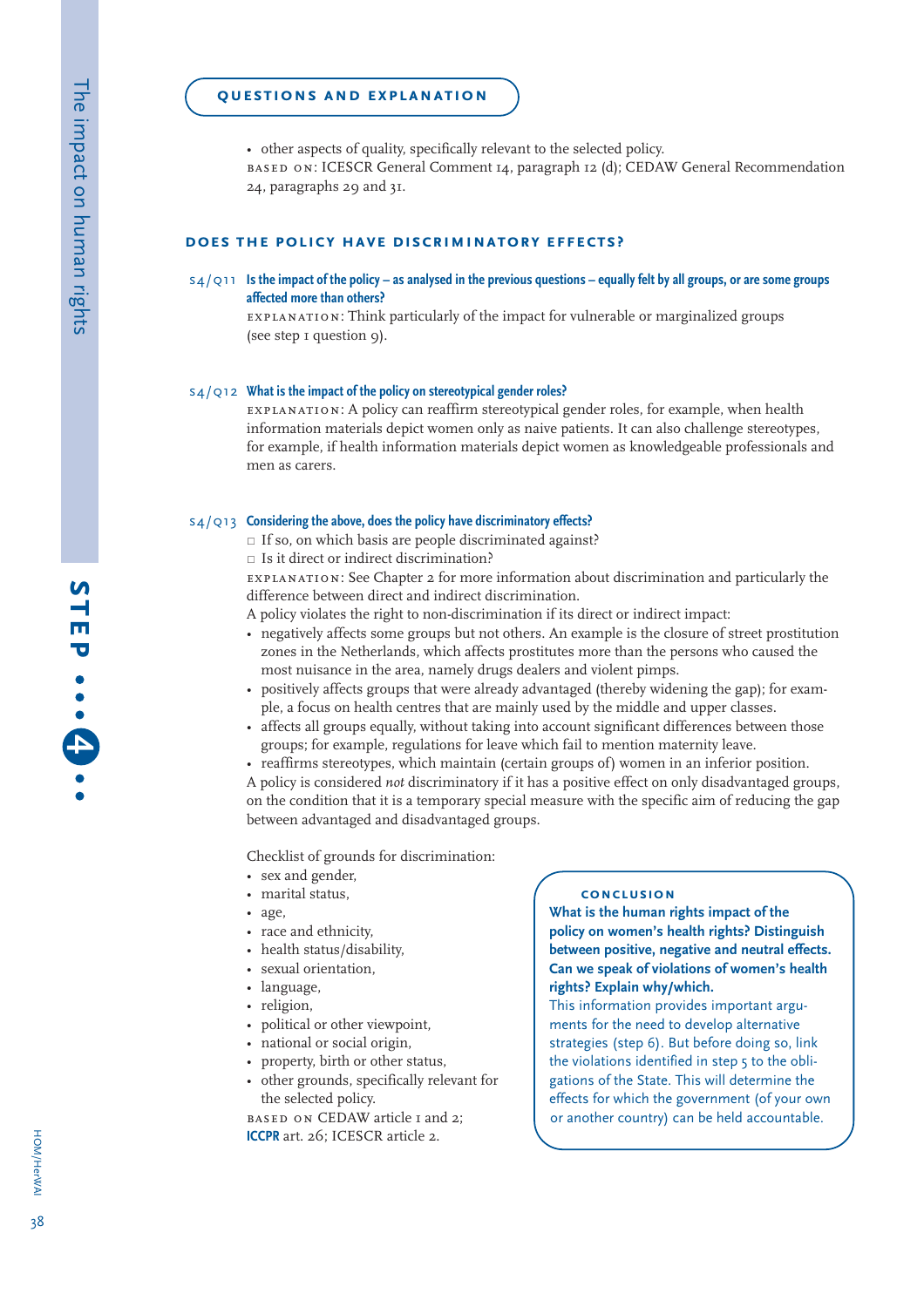## QUESTIONS AND EXPLANATION

- other aspects of quality, specifically relevant to the selected policy.

BASED ON: ICESCR General Comment 14, paragraph 12 (d); CEDAW General Recommendation 24, paragraphs 29 and 31.

### DOES THE POLICY HAVE DISCRIMINATORY EFFECTS?

**S4/Q11 Is the impact of the policy – as analysed in the previous questions – equally felt by all groups, or are some groups affected more than others?**

EXPLANATION: Think particularly of the impact for vulnerable or marginalized groups (see step 1 question 9).

**S4/Q12 What is the impact of the policy on stereotypical gender roles?**

EXPLANATION: A policy can reaffirm stereotypical gender roles, for example, when health information materials depict women only as naive patients. It can also challenge stereotypes, for example, if health information materials depict women as knowledgeable professionals and men as carers.

**S4/Q13 Considering the above, does the policy have discriminatory effects?**

- □ If so, on which basis are people discriminated against?
- □ Is it direct or indirect discrimination?

EXPLANATION: See Chapter 2 for more information about discrimination and particularly the difference between direct and indirect discrimination.

A policy violates the right to non-discrimination if its direct or indirect impact:

- negatively affects some groups but not others. An example is the closure of street prostitution zones in the Netherlands, which affects prostitutes more than the persons who caused the most nuisance in the area, namely drugs dealers and violent pimps.
- positively affects groups that were already advantaged (thereby widening the gap); for example, a focus on health centres that are mainly used by the middle and upper classes.
- affects all groups equally, without taking into account significant differences between those groups; for example, regulations for leave which fail to mention maternity leave.
- reaffirms stereotypes, which maintain (certain groups of) women in an inferior position.

A policy is considered *not* discriminatory if it has a positive effect on only disadvantaged groups, on the condition that it is a temporary special measure with the specific aim of reducing the gap between advantaged and disadvantaged groups.

Checklist of grounds for discrimination:

- sex and gender,
- marital status,
- age,
- race and ethnicity,
- health status/disability,
- sexual orientation,
- language,
- religion,
- political or other viewpoint,
- national or social origin,
- property, birth or other status,
- other grounds, specifically relevant for the selected policy.

BASED ON CEDAW article 1 and 2; ICCPR art. 26; ICESCR article 2.

#### CONCLUSION

**What is the human rights impact of the policy on women's health rights? Distinguish between positive, negative and neutral effects. Can we speak of violations of women's health rights? Explain why/which.**

This information provides important arguments for the need to develop alternative strategies (step 6). But before doing so, link the violations identified in step 5 to the obligations of the State. This will determine the effects for which the government (of your own or another country) can be held accountable.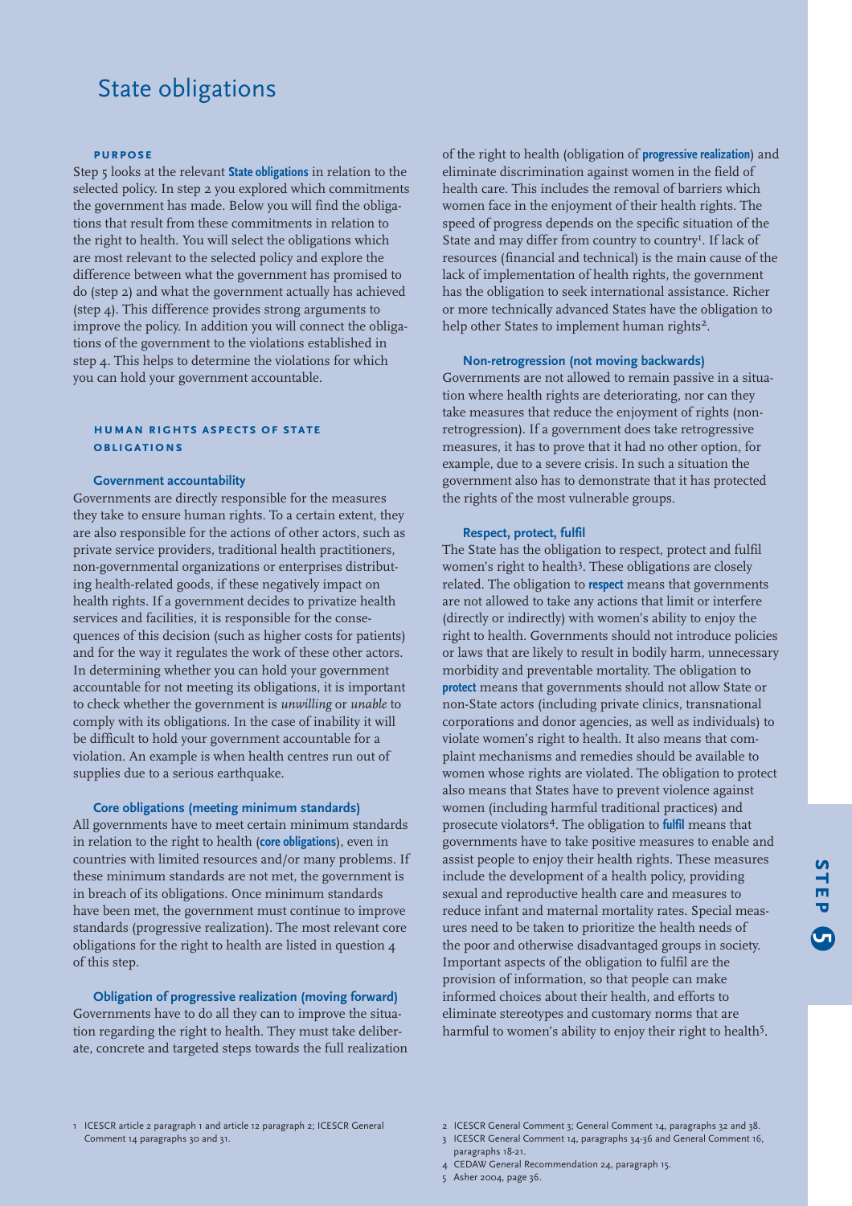# State obligations

### PURPOSE

Step 5 looks at the relevant **State obligations** in relation to the selected policy. In step 2 you explored which commitments the government has made. Below you will find the obligations that result from these commitments in relation to the right to health. You will select the obligations which are most relevant to the selected policy and explore the difference between what the government has promised to do (step 2) and what the government actually has achieved (step 4). This difference provides strong arguments to improve the policy. In addition you will connect the obligations of the government to the violations established in step 4. This helps to determine the violations for which you can hold your government accountable.

### HUMAN RIGHTS ASPECTS OF STATE OBLIGATIONS

#### Government accountability

Governments are directly responsible for the measures they take to ensure human rights. To a certain extent, they are also responsible for the actions of other actors, such as private service providers, traditional health practitioners, non-governmental organizations or enterprises distributing health-related goods, if these negatively impact on health rights. If a government decides to privatize health services and facilities, it is responsible for the consequences of this decision (such as higher costs for patients) and for the way it regulates the work of these other actors. In determining whether you can hold your government accountable for not meeting its obligations, it is important to check whether the government is *unwilling* or *unable* to comply with its obligations. In the case of inability it will be difficult to hold your government accountable for a violation. An example is when health centres run out of supplies due to a serious earthquake.

#### Core obligations (meeting minimum standards)

All governments have to meet certain minimum standards in relation to the right to health (**core obligations**), even in countries with limited resources and/or many problems. If these minimum standards are not met, the government is in breach of its obligations. Once minimum standards have been met, the government must continue to improve standards (progressive realization). The most relevant core obligations for the right to health are listed in question 4 of this step.

#### Obligation of progressive realization (moving forward)

Governments have to do all they can to improve the situation regarding the right to health. They must take deliberate, concrete and targeted steps towards the full realization of the right to health (obligation of **progressive realization**) and eliminate discrimination against women in the field of health care. This includes the removal of barriers which women face in the enjoyment of their health rights. The speed of progress depends on the specific situation of the State and may differ from country to country[1]. If lack of resources (financial and technical) is the main cause of the lack of implementation of health rights, the government has the obligation to seek international assistance. Richer or more technically advanced States have the obligation to help other States to implement human rights[2].

#### Non-retrogression (not moving backwards)

Governments are not allowed to remain passive in a situation where health rights are deteriorating, nor can they take measures that reduce the enjoyment of rights (non-retrogression). If a government does take retrogressive measures, it has to prove that it had no other option, for example, due to a severe crisis. In such a situation the government also has to demonstrate that it has protected the rights of the most vulnerable groups.

#### Respect, protect, fulfil

The State has the obligation to respect, protect and fulfil women's right to health[3]. These obligations are closely related. The obligation to **respect** means that governments are not allowed to take any actions that limit or interfere (directly or indirectly) with women's ability to enjoy the right to health. Governments should not introduce policies or laws that are likely to result in bodily harm, unnecessary morbidity and preventable mortality. The obligation to **protect** means that governments should not allow State or non-State actors (including private clinics, transnational corporations and donor agencies, as well as individuals) to violate women's right to health. It also means that complaint mechanisms and remedies should be available to women whose rights are violated. The obligation to protect also means that States have to prevent violence against women (including harmful traditional practices) and prosecute violators[4]. The obligation to **fulfil** means that governments have to take positive measures to enable and assist people to enjoy their health rights. These measures include the development of a health policy, providing sexual and reproductive health care and measures to reduce infant and maternal mortality rates. Special measures need to be taken to prioritize the health needs of the poor and otherwise disadvantaged groups in society. Important aspects of the obligation to fulfil are the provision of information, so that people can make informed choices about their health, and efforts to eliminate stereotypes and customary norms that are harmful to women's ability to enjoy their right to health[5].

---

1 ICESCR article 2 paragraph 1 and article 12 paragraph 2; ICESCR General Comment 14 paragraphs 30 and 31.

2 ICESCR General Comment 3; General Comment 14, paragraphs 32 and 38.

3 ICESCR General Comment 14, paragraphs 34-36 and General Comment 16, paragraphs 18-21.

4 CEDAW General Recommendation 24, paragraph 15.

5 Asher 2004, page 36.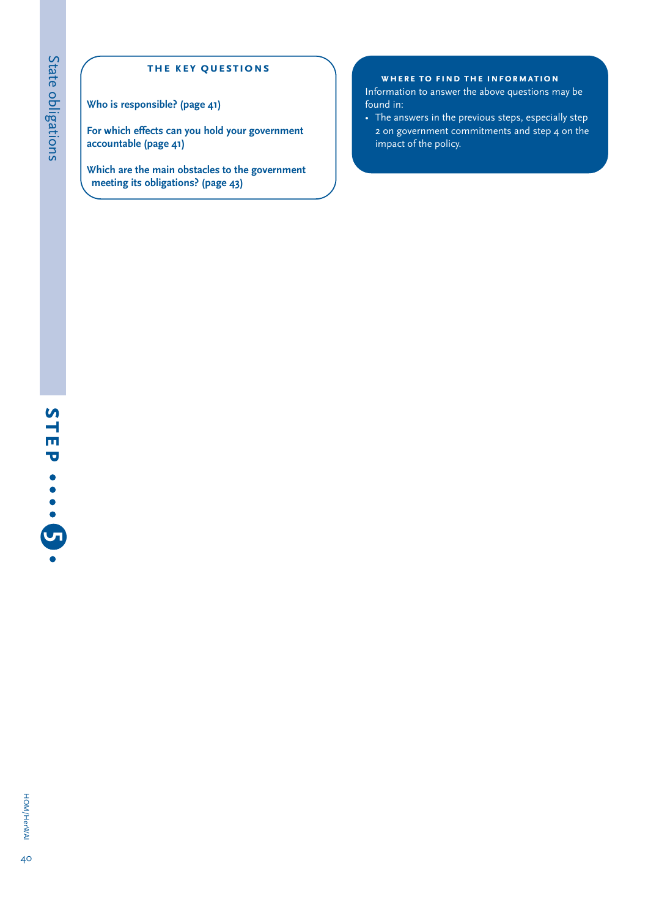## The key questions

**Who is responsible? (page 41)**

**For which effects can you hold your government accountable (page 41)**

**Which are the main obstacles to the government meeting its obligations? (page 43)**

## Where to find the information

Information to answer the above questions may be found in:

- The answers in the previous steps, especially step 2 on government commitments and step 4 on the impact of the policy.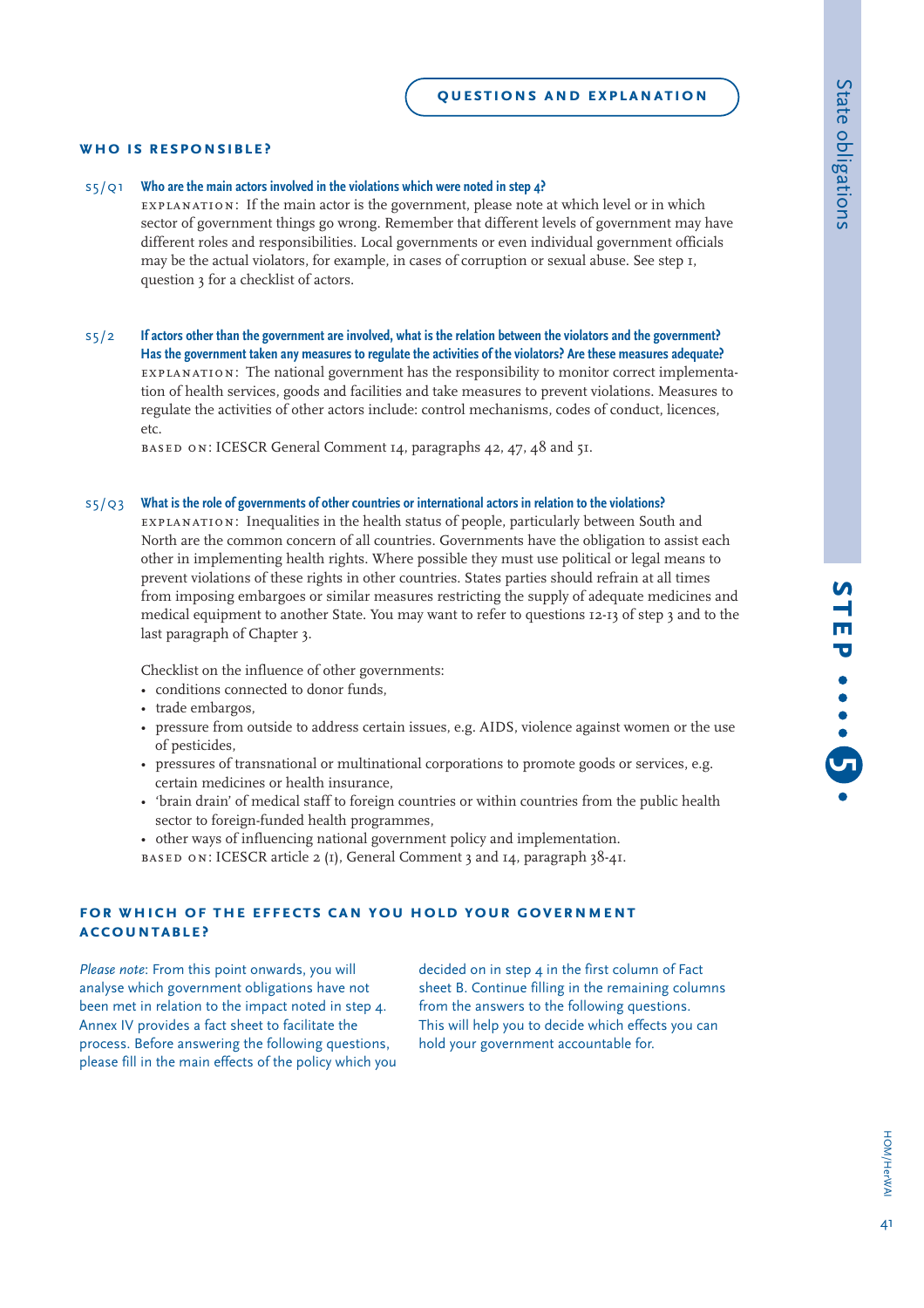## QUESTIONS AND EXPLANATION

### WHO IS RESPONSIBLE?

S5/Q1 **Who are the main actors involved in the violations which were noted in step 4?**

EXPLANATION: If the main actor is the government, please note at which level or in which sector of government things go wrong. Remember that different levels of government may have different roles and responsibilities. Local governments or even individual government officials may be the actual violators, for example, in cases of corruption or sexual abuse. See step 1, question 3 for a checklist of actors.

S5/2 **If actors other than the government are involved, what is the relation between the violators and the government? Has the government taken any measures to regulate the activities of the violators? Are these measures adequate?**

EXPLANATION: The national government has the responsibility to monitor correct implementation of health services, goods and facilities and take measures to prevent violations. Measures to regulate the activities of other actors include: control mechanisms, codes of conduct, licences, etc.

BASED ON: ICESCR General Comment 14, paragraphs 42, 47, 48 and 51.

S5/Q3 **What is the role of governments of other countries or international actors in relation to the violations?**

EXPLANATION: Inequalities in the health status of people, particularly between South and North are the common concern of all countries. Governments have the obligation to assist each other in implementing health rights. Where possible they must use political or legal means to prevent violations of these rights in other countries. States parties should refrain at all times from imposing embargoes or similar measures restricting the supply of adequate medicines and medical equipment to another State. You may want to refer to questions 12-13 of step 3 and to the last paragraph of Chapter 3.

Checklist on the influence of other governments:

- conditions connected to donor funds,
- trade embargos,
- pressure from outside to address certain issues, e.g. AIDS, violence against women or the use of pesticides,
- pressures of transnational or multinational corporations to promote goods or services, e.g. certain medicines or health insurance,
- 'brain drain' of medical staff to foreign countries or within countries from the public health sector to foreign-funded health programmes,
- other ways of influencing national government policy and implementation.

BASED ON: ICESCR article 2 (1), General Comment 3 and 14, paragraph 38-41.

### FOR WHICH OF THE EFFECTS CAN YOU HOLD YOUR GOVERNMENT ACCOUNTABLE?

*Please note*: From this point onwards, you will analyse which government obligations have not been met in relation to the impact noted in step 4. Annex IV provides a fact sheet to facilitate the process. Before answering the following questions, please fill in the main effects of the policy which you decided on in step 4 in the first column of Fact sheet B. Continue filling in the remaining columns from the answers to the following questions. This will help you to decide which effects you can hold your government accountable for.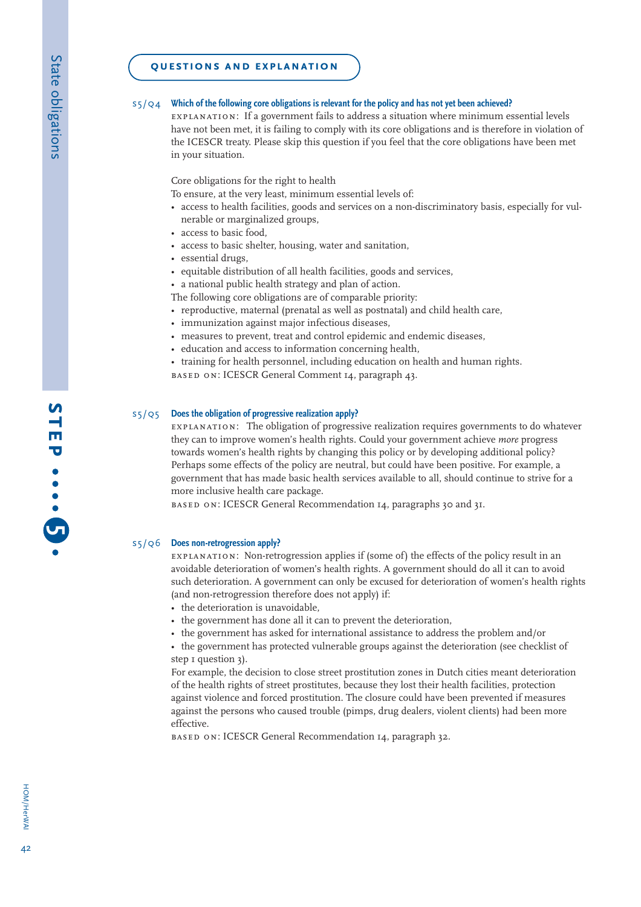## QUESTIONS AND EXPLANATION

**S5/Q4 Which of the following core obligations is relevant for the policy and has not yet been achieved?**

EXPLANATION: If a government fails to address a situation where minimum essential levels have not been met, it is failing to comply with its core obligations and is therefore in violation of the ICESCR treaty. Please skip this question if you feel that the core obligations have been met in your situation.

Core obligations for the right to health

To ensure, at the very least, minimum essential levels of:

- access to health facilities, goods and services on a non-discriminatory basis, especially for vulnerable or marginalized groups,
- access to basic food,
- access to basic shelter, housing, water and sanitation,
- essential drugs,
- equitable distribution of all health facilities, goods and services,
- a national public health strategy and plan of action.

The following core obligations are of comparable priority:

- reproductive, maternal (prenatal as well as postnatal) and child health care,
- immunization against major infectious diseases,
- measures to prevent, treat and control epidemic and endemic diseases,
- education and access to information concerning health,
- training for health personnel, including education on health and human rights.

BASED ON: ICESCR General Comment 14, paragraph 43.

**S5/Q5 Does the obligation of progressive realization apply?**

EXPLANATION: The obligation of progressive realization requires governments to do whatever they can to improve women's health rights. Could your government achieve *more* progress towards women's health rights by changing this policy or by developing additional policy? Perhaps some effects of the policy are neutral, but could have been positive. For example, a government that has made basic health services available to all, should continue to strive for a more inclusive health care package.

BASED ON: ICESCR General Recommendation 14, paragraphs 30 and 31.

**S5/Q6 Does non-retrogression apply?**

EXPLANATION: Non-retrogression applies if (some of) the effects of the policy result in an avoidable deterioration of women's health rights. A government should do all it can to avoid such deterioration. A government can only be excused for deterioration of women's health rights (and non-retrogression therefore does not apply) if:

- the deterioration is unavoidable,
- the government has done all it can to prevent the deterioration,
- the government has asked for international assistance to address the problem and/or
- the government has protected vulnerable groups against the deterioration (see checklist of step 1 question 3).

For example, the decision to close street prostitution zones in Dutch cities meant deterioration of the health rights of street prostitutes, because they lost their health facilities, protection against violence and forced prostitution. The closure could have been prevented if measures against the persons who caused trouble (pimps, drug dealers, violent clients) had been more effective.

BASED ON: ICESCR General Recommendation 14, paragraph 32.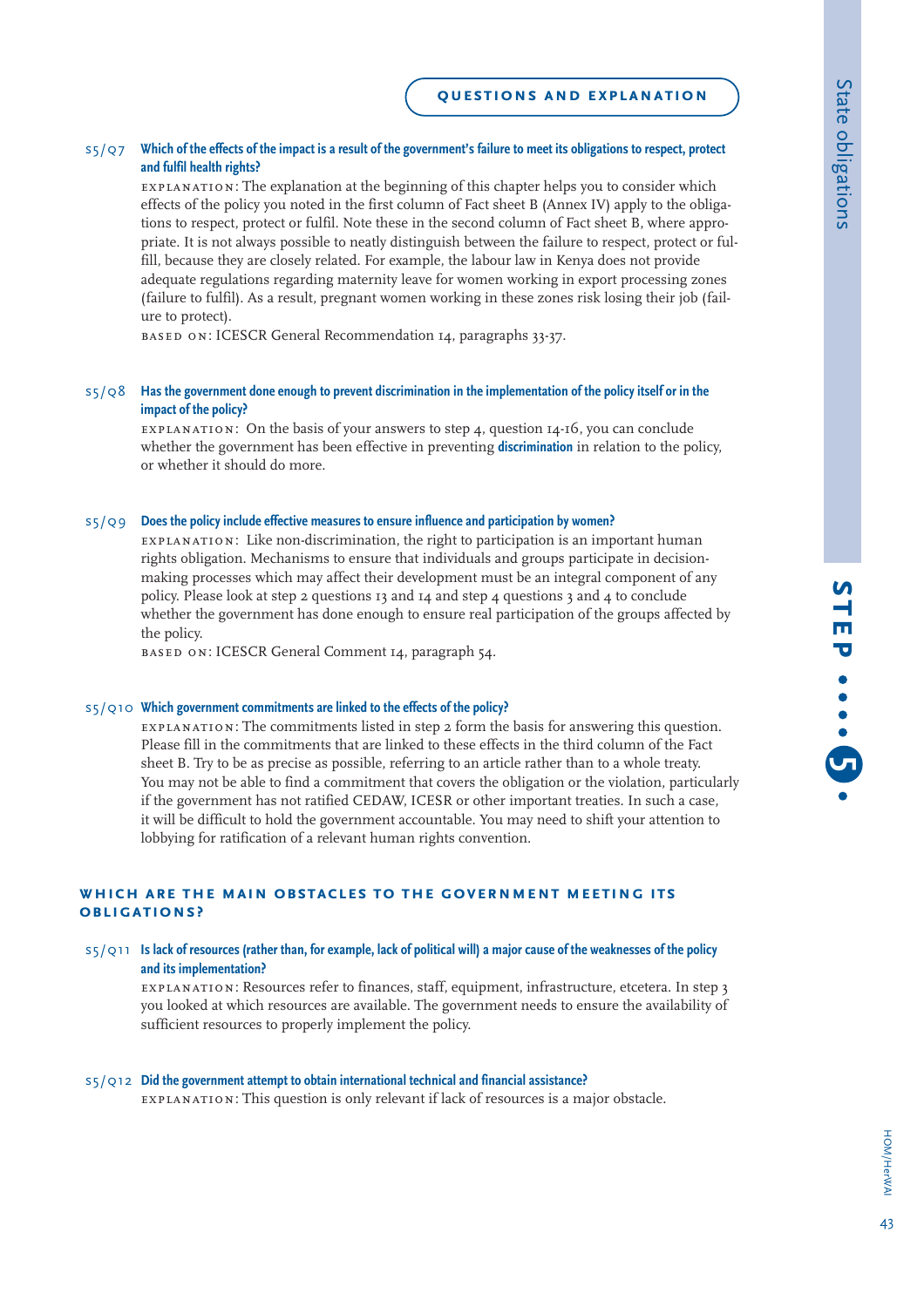**S5/Q7 Which of the effects of the impact is a result of the government's failure to meet its obligations to respect, protect and fulfil health rights?**

EXPLANATION: The explanation at the beginning of this chapter helps you to consider which effects of the policy you noted in the first column of Fact sheet B (Annex IV) apply to the obligations to respect, protect or fulfil. Note these in the second column of Fact sheet B, where appropriate. It is not always possible to neatly distinguish between the failure to respect, protect or fulfil, because they are closely related. For example, the labour law in Kenya does not provide adequate regulations regarding maternity leave for women working in export processing zones (failure to fulfil). As a result, pregnant women working in these zones risk losing their job (failure to protect).

BASED ON: ICESCR General Recommendation 14, paragraphs 33-37.

**S5/Q8 Has the government done enough to prevent discrimination in the implementation of the policy itself or in the impact of the policy?**

EXPLANATION: On the basis of your answers to step 4, question 14-16, you can conclude whether the government has been effective in preventing **discrimination** in relation to the policy, or whether it should do more.

**S5/Q9 Does the policy include effective measures to ensure influence and participation by women?**

EXPLANATION: Like non-discrimination, the right to participation is an important human rights obligation. Mechanisms to ensure that individuals and groups participate in decision-making processes which may affect their development must be an integral component of any policy. Please look at step 2 questions 13 and 14 and step 4 questions 3 and 4 to conclude whether the government has done enough to ensure real participation of the groups affected by the policy.

BASED ON: ICESCR General Comment 14, paragraph 54.

**S5/Q10 Which government commitments are linked to the effects of the policy?**

EXPLANATION: The commitments listed in step 2 form the basis for answering this question. Please fill in the commitments that are linked to these effects in the third column of the Fact sheet B. Try to be as precise as possible, referring to an article rather than to a whole treaty. You may not be able to find a commitment that covers the obligation or the violation, particularly if the government has not ratified CEDAW, ICESR or other important treaties. In such a case, it will be difficult to hold the government accountable. You may need to shift your attention to lobbying for ratification of a relevant human rights convention.

## WHICH ARE THE MAIN OBSTACLES TO THE GOVERNMENT MEETING ITS OBLIGATIONS?

**S5/Q11 Is lack of resources (rather than, for example, lack of political will) a major cause of the weaknesses of the policy and its implementation?**

EXPLANATION: Resources refer to finances, staff, equipment, infrastructure, etcetera. In step 3 you looked at which resources are available. The government needs to ensure the availability of sufficient resources to properly implement the policy.

**S5/Q12 Did the government attempt to obtain international technical and financial assistance?**

EXPLANATION: This question is only relevant if lack of resources is a major obstacle.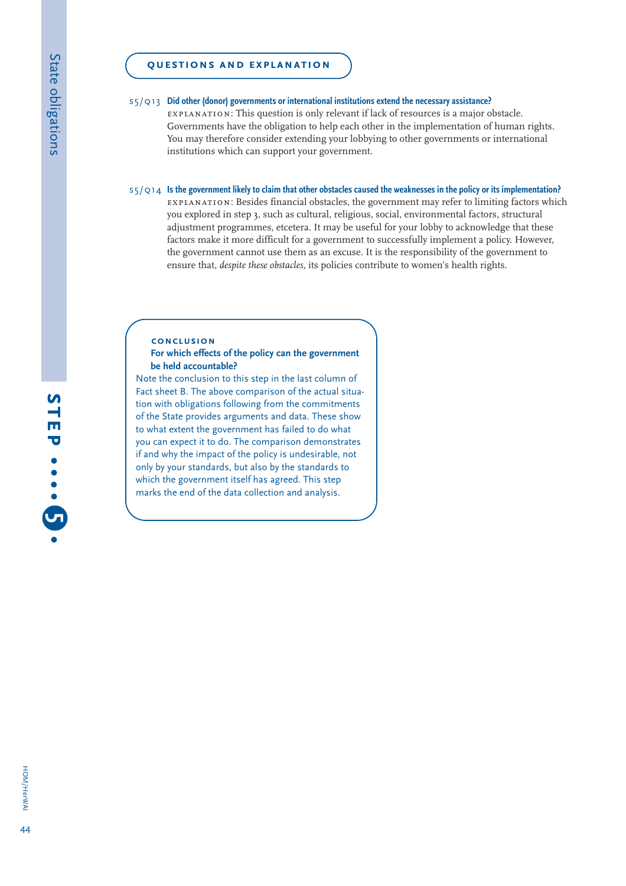## QUESTIONS AND EXPLANATION

S5/Q13 **Did other (donor) governments or international institutions extend the necessary assistance?**

EXPLANATION: This question is only relevant if lack of resources is a major obstacle. Governments have the obligation to help each other in the implementation of human rights. You may therefore consider extending your lobbying to other governments or international institutions which can support your government.

S5/Q14 **Is the government likely to claim that other obstacles caused the weaknesses in the policy or its implementation?**

EXPLANATION: Besides financial obstacles, the government may refer to limiting factors which you explored in step 3, such as cultural, religious, social, environmental factors, structural adjustment programmes, etcetera. It may be useful for your lobby to acknowledge that these factors make it more difficult for a government to successfully implement a policy. However, the government cannot use them as an excuse. It is the responsibility of the government to ensure that, *despite these obstacles,* its policies contribute to women's health rights.

### CONCLUSION

**For which effects of the policy can the government be held accountable?**

Note the conclusion to this step in the last column of Fact sheet B. The above comparison of the actual situation with obligations following from the commitments of the State provides arguments and data. These show to what extent the government has failed to do what you can expect it to do. The comparison demonstrates if and why the impact of the policy is undesirable, not only by your standards, but also by the standards to which the government itself has agreed. This step marks the end of the data collection and analysis.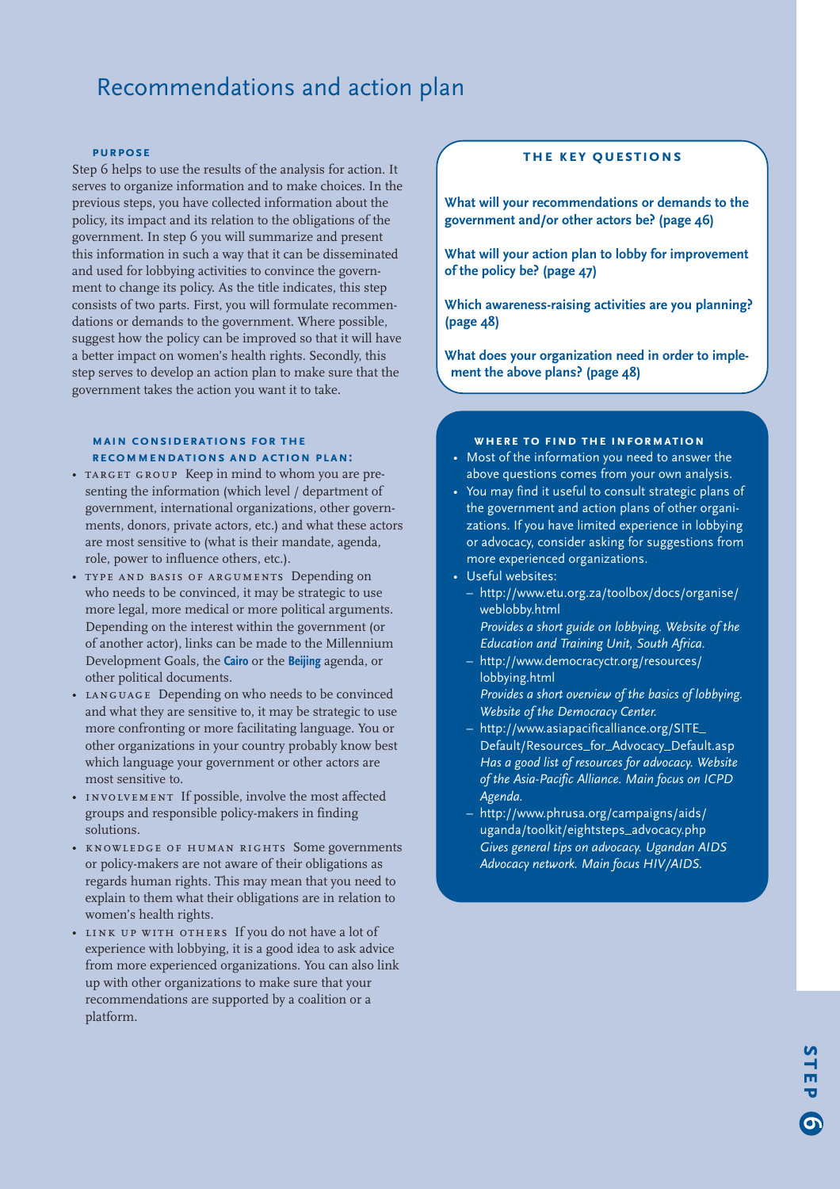# Recommendations and action plan

### PURPOSE

Step 6 helps to use the results of the analysis for action. It serves to organize information and to make choices. In the previous steps, you have collected information about the policy, its impact and its relation to the obligations of the government. In step 6 you will summarize and present this information in such a way that it can be disseminated and used for lobbying activities to convince the government to change its policy. As the title indicates, this step consists of two parts. First, you will formulate recommendations or demands to the government. Where possible, suggest how the policy can be improved so that it will have a better impact on women's health rights. Secondly, this step serves to develop an action plan to make sure that the government takes the action you want it to take.

### MAIN CONSIDERATIONS FOR THE RECOMMENDATIONS AND ACTION PLAN:

- TARGET GROUP Keep in mind to whom you are presenting the information (which level / department of government, international organizations, other governments, donors, private actors, etc.) and what these actors are most sensitive to (what is their mandate, agenda, role, power to influence others, etc.).
- TYPE AND BASIS OF ARGUMENTS Depending on who needs to be convinced, it may be strategic to use more legal, more medical or more political arguments. Depending on the interest within the government (or of another actor), links can be made to the Millennium Development Goals, the **Cairo** or the **Beijing** agenda, or other political documents.
- LANGUAGE Depending on who needs to be convinced and what they are sensitive to, it may be strategic to use more confronting or more facilitating language. You or other organizations in your country probably know best which language your government or other actors are most sensitive to.
- INVOLVEMENT If possible, involve the most affected groups and responsible policy-makers in finding solutions.
- KNOWLEDGE OF HUMAN RIGHTS Some governments or policy-makers are not aware of their obligations as regards human rights. This may mean that you need to explain to them what their obligations are in relation to women's health rights.
- LINK UP WITH OTHERS If you do not have a lot of experience with lobbying, it is a good idea to ask advice from more experienced organizations. You can also link up with other organizations to make sure that your recommendations are supported by a coalition or a platform.

### THE KEY QUESTIONS

**What will your recommendations or demands to the government and/or other actors be? (page 46)**

**What will your action plan to lobby for improvement of the policy be? (page 47)**

**Which awareness-raising activities are you planning? (page 48)**

**What does your organization need in order to implement the above plans? (page 48)**

### WHERE TO FIND THE INFORMATION

- Most of the information you need to answer the above questions comes from your own analysis.
- You may find it useful to consult strategic plans of the government and action plans of other organizations. If you have limited experience in lobbying or advocacy, consider asking for suggestions from more experienced organizations.
- Useful websites:
  - http://www.etu.org.za/toolbox/docs/organise/weblobby.html
    *Provides a short guide on lobbying. Website of the Education and Training Unit, South Africa.*
  - http://www.democracyctr.org/resources/lobbying.html
    *Provides a short overview of the basics of lobbying. Website of the Democracy Center.*
  - http://www.asiapacificalliance.org/SITE_Default/Resources_for_Advocacy_Default.asp
    *Has a good list of resources for advocacy. Website of the Asia-Pacific Alliance. Main focus on ICPD Agenda.*
  - http://www.phrusa.org/campaigns/aids/uganda/toolkit/eightsteps_advocacy.php
    *Gives general tips on advocacy. Ugandan AIDS Advocacy network. Main focus HIV/AIDS.*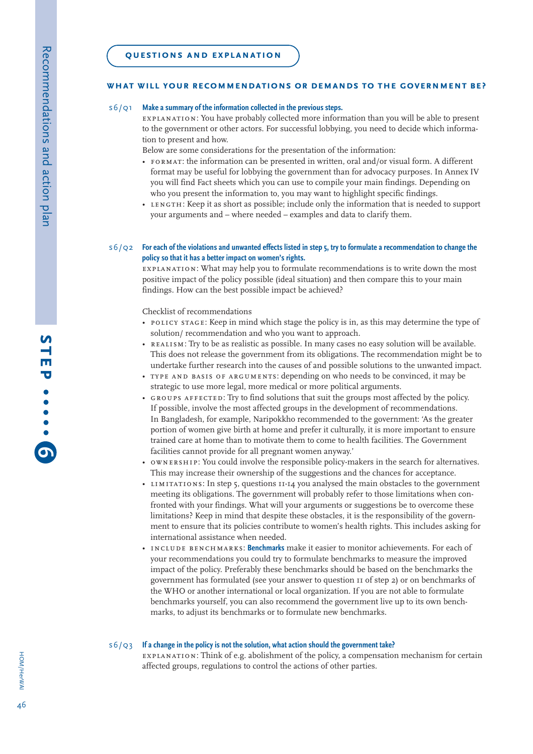## QUESTIONS AND EXPLANATION

### WHAT WILL YOUR RECOMMENDATIONS OR DEMANDS TO THE GOVERNMENT BE?

**S6/Q1 Make a summary of the information collected in the previous steps.**

EXPLANATION: You have probably collected more information than you will be able to present to the government or other actors. For successful lobbying, you need to decide which information to present and how.

Below are some considerations for the presentation of the information:

- FORMAT: the information can be presented in written, oral and/or visual form. A different format may be useful for lobbying the government than for advocacy purposes. In Annex IV you will find Fact sheets which you can use to compile your main findings. Depending on who you present the information to, you may want to highlight specific findings.
- LENGTH: Keep it as short as possible; include only the information that is needed to support your arguments and – where needed – examples and data to clarify them.

**S6/Q2 For each of the violations and unwanted effects listed in step 5, try to formulate a recommendation to change the policy so that it has a better impact on women's rights.**

EXPLANATION: What may help you to formulate recommendations is to write down the most positive impact of the policy possible (ideal situation) and then compare this to your main findings. How can the best possible impact be achieved?

Checklist of recommendations

- POLICY STAGE: Keep in mind which stage the policy is in, as this may determine the type of solution/ recommendation and who you want to approach.
- REALISM: Try to be as realistic as possible. In many cases no easy solution will be available. This does not release the government from its obligations. The recommendation might be to undertake further research into the causes of and possible solutions to the unwanted impact.
- TYPE AND BASIS OF ARGUMENTS: depending on who needs to be convinced, it may be strategic to use more legal, more medical or more political arguments.
- GROUPS AFFECTED: Try to find solutions that suit the groups most affected by the policy. If possible, involve the most affected groups in the development of recommendations. In Bangladesh, for example, Naripokkho recommended to the government: 'As the greater portion of women give birth at home and prefer it culturally, it is more important to ensure trained care at home than to motivate them to come to health facilities. The Government facilities cannot provide for all pregnant women anyway.'
- OWNERSHIP: You could involve the responsible policy-makers in the search for alternatives. This may increase their ownership of the suggestions and the chances for acceptance.
- LIMITATIONS: In step 5, questions 11-14 you analysed the main obstacles to the government meeting its obligations. The government will probably refer to those limitations when confronted with your findings. What will your arguments or suggestions be to overcome these limitations? Keep in mind that despite these obstacles, it is the responsibility of the government to ensure that its policies contribute to women's health rights. This includes asking for international assistance when needed.
- INCLUDE BENCHMARKS: **Benchmarks** make it easier to monitor achievements. For each of your recommendations you could try to formulate benchmarks to measure the improved impact of the policy. Preferably these benchmarks should be based on the benchmarks the government has formulated (see your answer to question 11 of step 2) or on benchmarks of the WHO or another international or local organization. If you are not able to formulate benchmarks yourself, you can also recommend the government live up to its own benchmarks, to adjust its benchmarks or to formulate new benchmarks.

**S6/Q3 If a change in the policy is not the solution, what action should the government take?**

EXPLANATION: Think of e.g. abolishment of the policy, a compensation mechanism for certain affected groups, regulations to control the actions of other parties.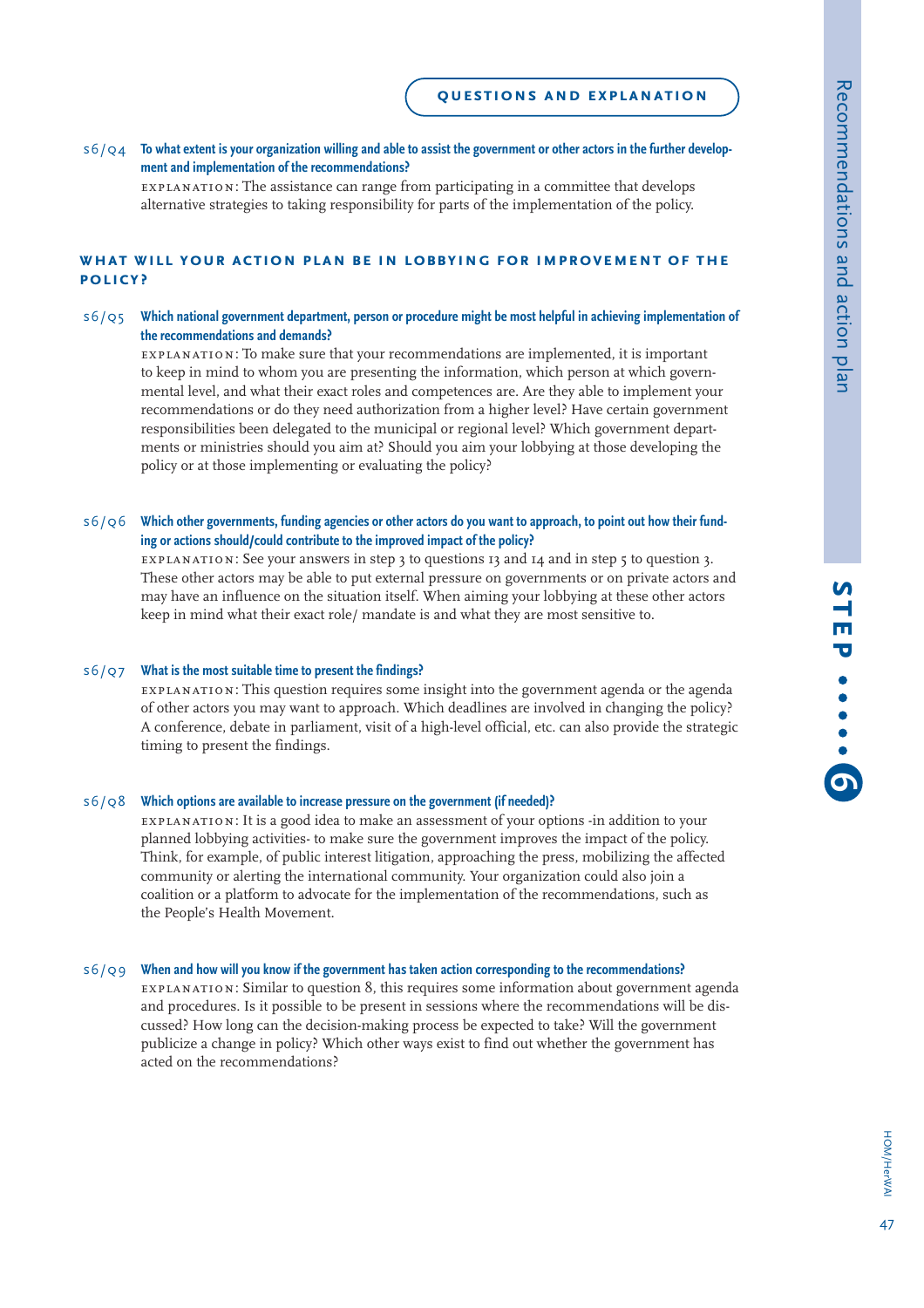## QUESTIONS AND EXPLANATION

**S6/Q4 To what extent is your organization willing and able to assist the government or other actors in the further development and implementation of the recommendations?**

EXPLANATION: The assistance can range from participating in a committee that develops alternative strategies to taking responsibility for parts of the implementation of the policy.

### WHAT WILL YOUR ACTION PLAN BE IN LOBBYING FOR IMPROVEMENT OF THE POLICY?

**S6/Q5 Which national government department, person or procedure might be most helpful in achieving implementation of the recommendations and demands?**

EXPLANATION: To make sure that your recommendations are implemented, it is important to keep in mind to whom you are presenting the information, which person at which governmental level, and what their exact roles and competences are. Are they able to implement your recommendations or do they need authorization from a higher level? Have certain government responsibilities been delegated to the municipal or regional level? Which government departments or ministries should you aim at? Should you aim your lobbying at those developing the policy or at those implementing or evaluating the policy?

**S6/Q6 Which other governments, funding agencies or other actors do you want to approach, to point out how their funding or actions should/could contribute to the improved impact of the policy?**

EXPLANATION: See your answers in step 3 to questions 13 and 14 and in step 5 to question 3. These other actors may be able to put external pressure on governments or on private actors and may have an influence on the situation itself. When aiming your lobbying at these other actors keep in mind what their exact role/ mandate is and what they are most sensitive to.

**S6/Q7 What is the most suitable time to present the findings?**

EXPLANATION: This question requires some insight into the government agenda or the agenda of other actors you may want to approach. Which deadlines are involved in changing the policy? A conference, debate in parliament, visit of a high-level official, etc. can also provide the strategic timing to present the findings.

**S6/Q8 Which options are available to increase pressure on the government (if needed)?**

EXPLANATION: It is a good idea to make an assessment of your options -in addition to your planned lobbying activities- to make sure the government improves the impact of the policy. Think, for example, of public interest litigation, approaching the press, mobilizing the affected community or alerting the international community. Your organization could also join a coalition or a platform to advocate for the implementation of the recommendations, such as the People's Health Movement.

**S6/Q9 When and how will you know if the government has taken action corresponding to the recommendations?**

EXPLANATION: Similar to question 8, this requires some information about government agenda and procedures. Is it possible to be present in sessions where the recommendations will be discussed? How long can the decision-making process be expected to take? Will the government publicize a change in policy? Which other ways exist to find out whether the government has acted on the recommendations?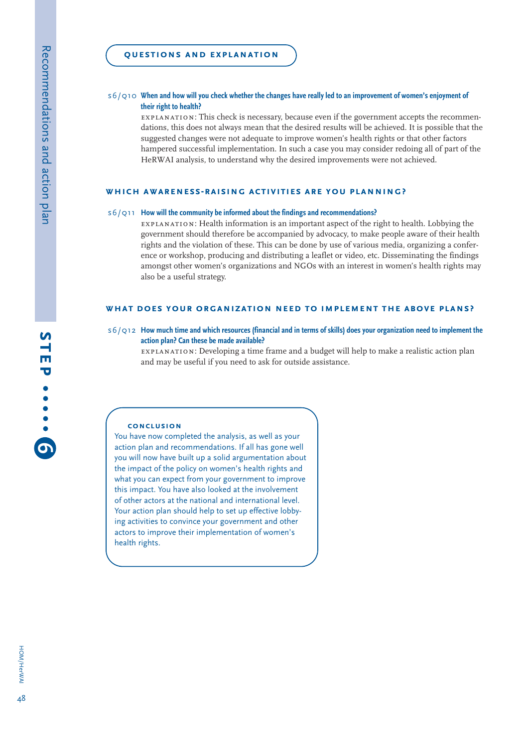## QUESTIONS AND EXPLANATION

**S6/Q10 When and how will you check whether the changes have really led to an improvement of women's enjoyment of their right to health?**

EXPLANATION: This check is necessary, because even if the government accepts the recommendations, this does not always mean that the desired results will be achieved. It is possible that the suggested changes were not adequate to improve women's health rights or that other factors hampered successful implementation. In such a case you may consider redoing all of part of the HeRWAI analysis, to understand why the desired improvements were not achieved.

### WHICH AWARENESS-RAISING ACTIVITIES ARE YOU PLANNING?

**S6/Q11 How will the community be informed about the findings and recommendations?**

EXPLANATION: Health information is an important aspect of the right to health. Lobbying the government should therefore be accompanied by advocacy, to make people aware of their health rights and the violation of these. This can be done by use of various media, organizing a conference or workshop, producing and distributing a leaflet or video, etc. Disseminating the findings amongst other women's organizations and NGOs with an interest in women's health rights may also be a useful strategy.

### WHAT DOES YOUR ORGANIZATION NEED TO IMPLEMENT THE ABOVE PLANS?

**S6/Q12 How much time and which resources (financial and in terms of skills) does your organization need to implement the action plan? Can these be made available?**

EXPLANATION: Developing a time frame and a budget will help to make a realistic action plan and may be useful if you need to ask for outside assistance.

**CONCLUSION**

You have now completed the analysis, as well as your action plan and recommendations. If all has gone well you will now have built up a solid argumentation about the impact of the policy on women's health rights and what you can expect from your government to improve this impact. You have also looked at the involvement of other actors at the national and international level. Your action plan should help to set up effective lobbying activities to convince your government and other actors to improve their implementation of women's health rights.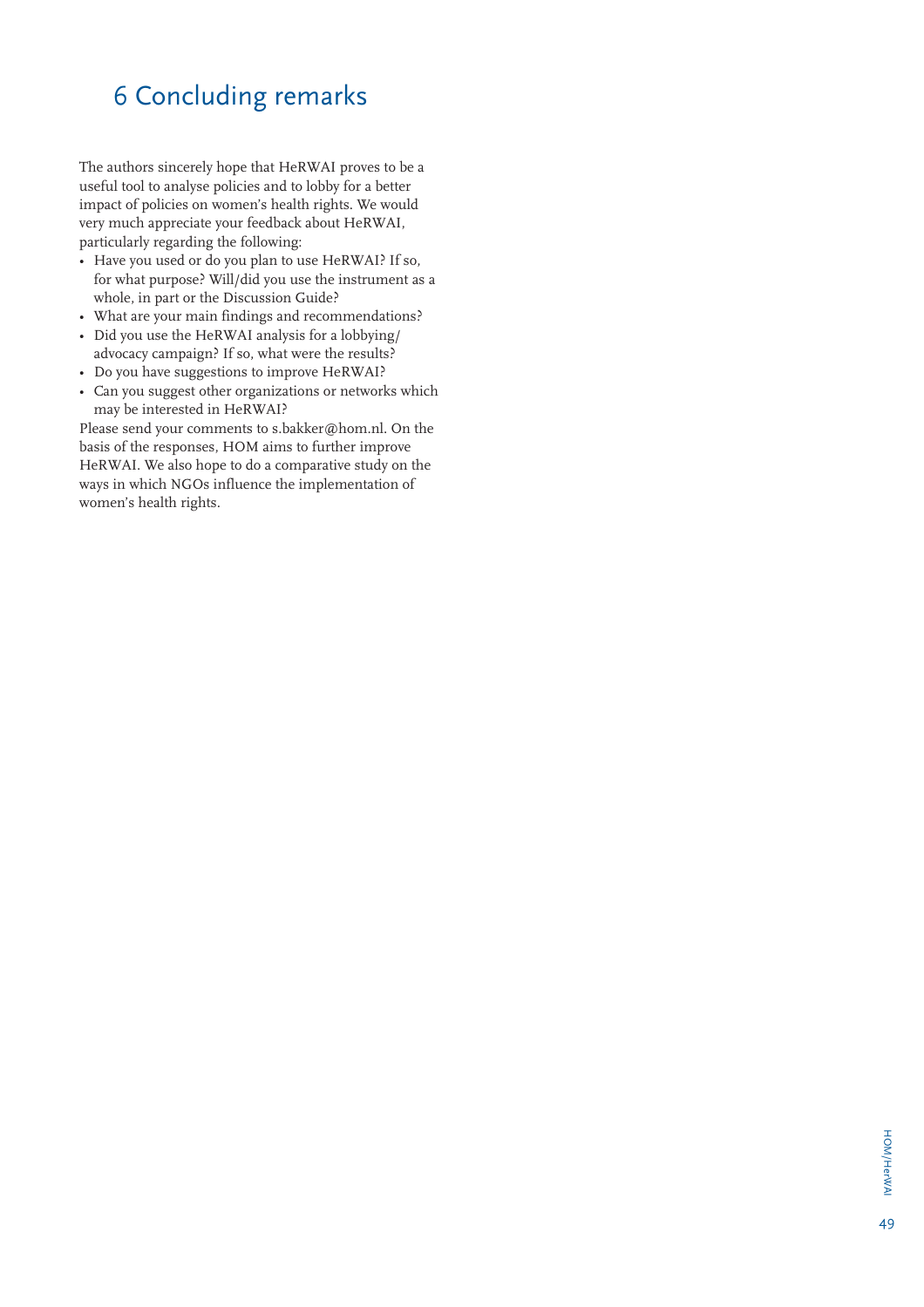# 6 Concluding remarks

The authors sincerely hope that HeRWAI proves to be a useful tool to analyse policies and to lobby for a better impact of policies on women's health rights. We would very much appreciate your feedback about HeRWAI, particularly regarding the following:

- Have you used or do you plan to use HeRWAI? If so, for what purpose? Will/did you use the instrument as a whole, in part or the Discussion Guide?
- What are your main findings and recommendations?
- Did you use the HeRWAI analysis for a lobbying/advocacy campaign? If so, what were the results?
- Do you have suggestions to improve HeRWAI?
- Can you suggest other organizations or networks which may be interested in HeRWAI?

Please send your comments to s.bakker@hom.nl. On the basis of the responses, HOM aims to further improve HeRWAI. We also hope to do a comparative study on the ways in which NGOs influence the implementation of women's health rights.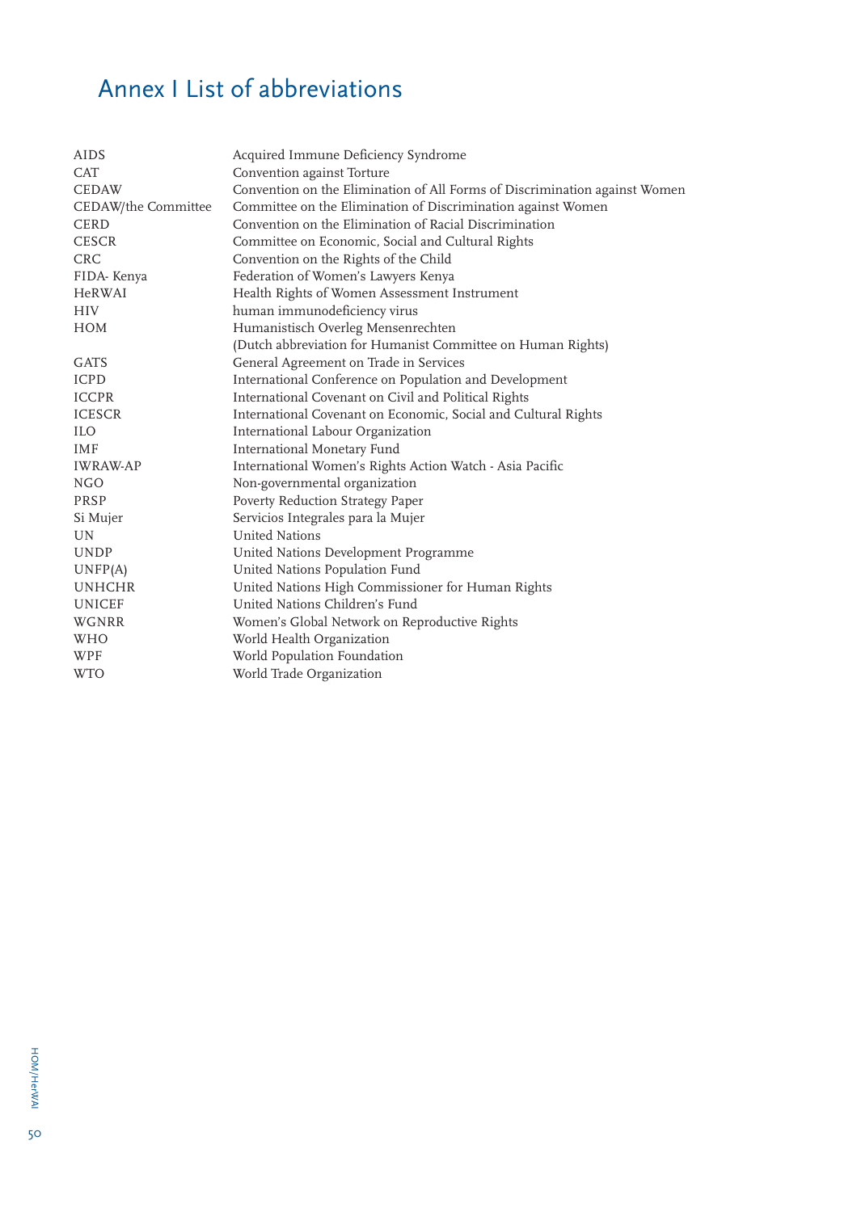# Annex I List of abbreviations

| | |
|---|---|
| AIDS | Acquired Immune Deficiency Syndrome |
| CAT | Convention against Torture |
| CEDAW | Convention on the Elimination of All Forms of Discrimination against Women |
| CEDAW/the Committee | Committee on the Elimination of Discrimination against Women |
| CERD | Convention on the Elimination of Racial Discrimination |
| CESCR | Committee on Economic, Social and Cultural Rights |
| CRC | Convention on the Rights of the Child |
| FIDA- Kenya | Federation of Women's Lawyers Kenya |
| HeRWAI | Health Rights of Women Assessment Instrument |
| HIV | human immunodeficiency virus |
| HOM | Humanistisch Overleg Mensenrechten (Dutch abbreviation for Humanist Committee on Human Rights) |
| GATS | General Agreement on Trade in Services |
| ICPD | International Conference on Population and Development |
| ICCPR | International Covenant on Civil and Political Rights |
| ICESCR | International Covenant on Economic, Social and Cultural Rights |
| ILO | International Labour Organization |
| IMF | International Monetary Fund |
| IWRAW-AP | International Women's Rights Action Watch - Asia Pacific |
| NGO | Non-governmental organization |
| PRSP | Poverty Reduction Strategy Paper |
| Si Mujer | Servicios Integrales para la Mujer |
| UN | United Nations |
| UNDP | United Nations Development Programme |
| UNFP(A) | United Nations Population Fund |
| UNHCHR | United Nations High Commissioner for Human Rights |
| UNICEF | United Nations Children's Fund |
| WGNRR | Women's Global Network on Reproductive Rights |
| WHO | World Health Organization |
| WPF | World Population Foundation |
| WTO | World Trade Organization |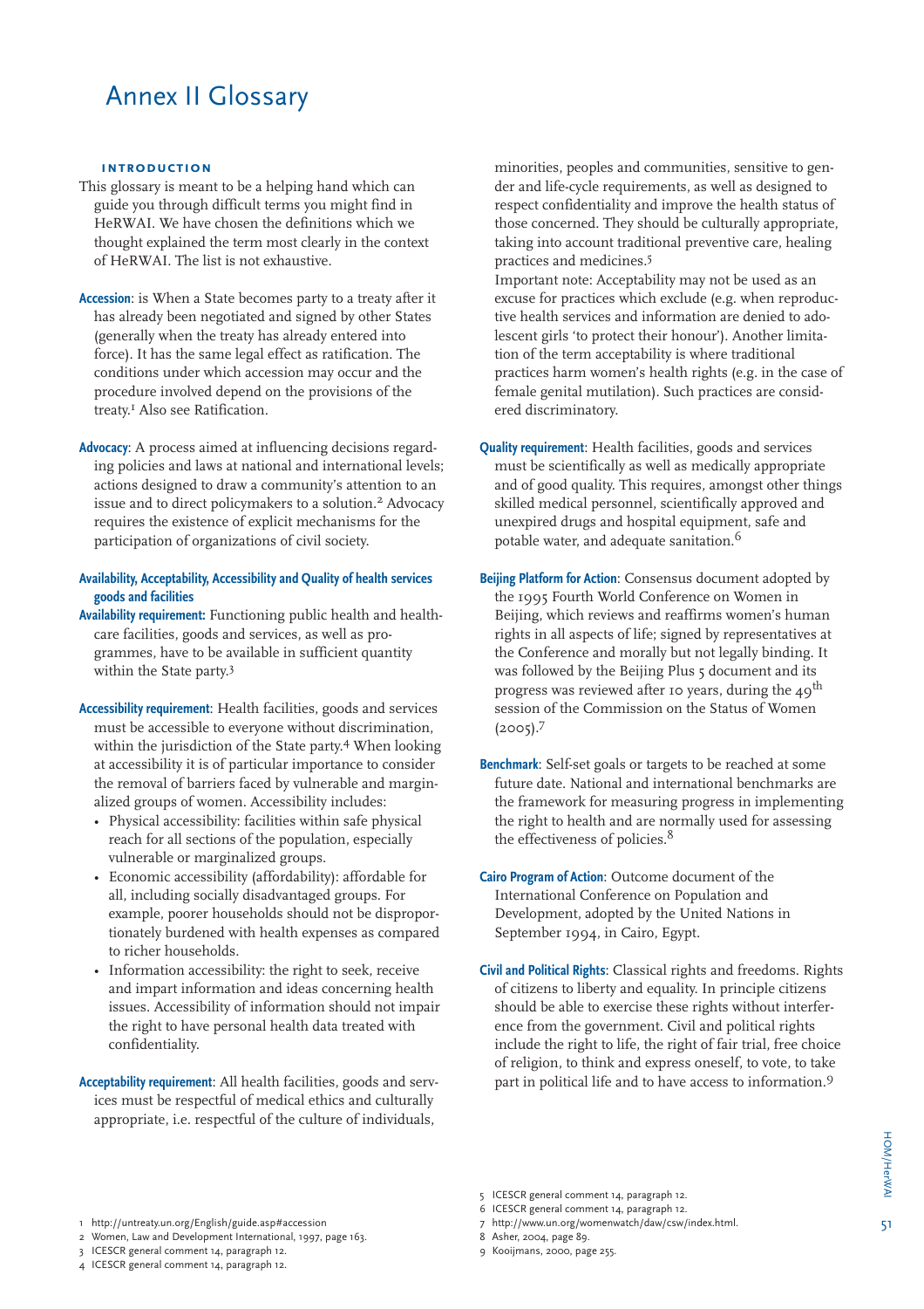# Annex II Glossary

**INTRODUCTION**

This glossary is meant to be a helping hand which can guide you through difficult terms you might find in HeRWAI. We have chosen the definitions which we thought explained the term most clearly in the context of HeRWAI. The list is not exhaustive.

**Accession**: is When a State becomes party to a treaty after it has already been negotiated and signed by other States (generally when the treaty has already entered into force). It has the same legal effect as ratification. The conditions under which accession may occur and the procedure involved depend on the provisions of the treaty.[1] Also see Ratification.

**Advocacy**: A process aimed at influencing decisions regarding policies and laws at national and international levels; actions designed to draw a community's attention to an issue and to direct policymakers to a solution.[2] Advocacy requires the existence of explicit mechanisms for the participation of organizations of civil society.

**Availability, Acceptability, Accessibility and Quality of health services goods and facilities**

**Availability requirement:** Functioning public health and health-care facilities, goods and services, as well as programmes, have to be available in sufficient quantity within the State party.[3]

**Accessibility requirement**: Health facilities, goods and services must be accessible to everyone without discrimination, within the jurisdiction of the State party.[4] When looking at accessibility it is of particular importance to consider the removal of barriers faced by vulnerable and marginalized groups of women. Accessibility includes:

- Physical accessibility: facilities within safe physical reach for all sections of the population, especially vulnerable or marginalized groups.
- Economic accessibility (affordability): affordable for all, including socially disadvantaged groups. For example, poorer households should not be disproportionately burdened with health expenses as compared to richer households.
- Information accessibility: the right to seek, receive and impart information and ideas concerning health issues. Accessibility of information should not impair the right to have personal health data treated with confidentiality.

**Acceptability requirement**: All health facilities, goods and services must be respectful of medical ethics and culturally appropriate, i.e. respectful of the culture of individuals, minorities, peoples and communities, sensitive to gender and life-cycle requirements, as well as designed to respect confidentiality and improve the health status of those concerned. They should be culturally appropriate, taking into account traditional preventive care, healing practices and medicines.[5]

Important note: Acceptability may not be used as an excuse for practices which exclude (e.g. when reproductive health services and information are denied to adolescent girls 'to protect their honour'). Another limitation of the term acceptability is where traditional practices harm women's health rights (e.g. in the case of female genital mutilation). Such practices are considered discriminatory.

**Quality requirement**: Health facilities, goods and services must be scientifically as well as medically appropriate and of good quality. This requires, amongst other things skilled medical personnel, scientifically approved and unexpired drugs and hospital equipment, safe and potable water, and adequate sanitation.[6]

**Beijing Platform for Action**: Consensus document adopted by the 1995 Fourth World Conference on Women in Beijing, which reviews and reaffirms women's human rights in all aspects of life; signed by representatives at the Conference and morally but not legally binding. It was followed by the Beijing Plus 5 document and its progress was reviewed after 10 years, during the 49$^{th}$ session of the Commission on the Status of Women (2005).[7]

**Benchmark**: Self-set goals or targets to be reached at some future date. National and international benchmarks are the framework for measuring progress in implementing the right to health and are normally used for assessing the effectiveness of policies.[8]

**Cairo Program of Action**: Outcome document of the International Conference on Population and Development, adopted by the United Nations in September 1994, in Cairo, Egypt.

**Civil and Political Rights**: Classical rights and freedoms. Rights of citizens to liberty and equality. In principle citizens should be able to exercise these rights without interference from the government. Civil and political rights include the right to life, the right of fair trial, free choice of religion, to think and express oneself, to vote, to take part in political life and to have access to information.[9]

---

1 http://untreaty.un.org/English/guide.asp#accession
2 Women, Law and Development International, 1997, page 163.
3 ICESCR general comment 14, paragraph 12.
4 ICESCR general comment 14, paragraph 12.
5 ICESCR general comment 14, paragraph 12.
6 ICESCR general comment 14, paragraph 12.
7 http://www.un.org/womenwatch/daw/csw/index.html.
8 Asher, 2004, page 89.
9 Kooijmans, 2000, page 255.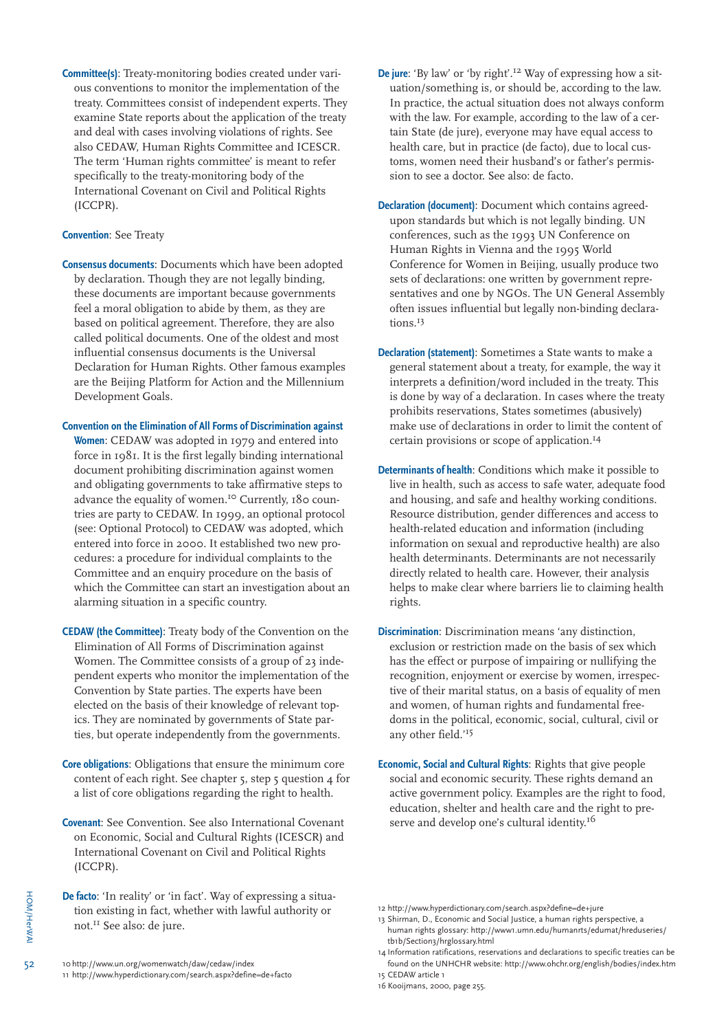**Committee(s)**: Treaty-monitoring bodies created under various conventions to monitor the implementation of the treaty. Committees consist of independent experts. They examine State reports about the application of the treaty and deal with cases involving violations of rights. See also CEDAW, Human Rights Committee and ICESCR. The term 'Human rights committee' is meant to refer specifically to the treaty-monitoring body of the International Covenant on Civil and Political Rights (ICCPR).

**Convention**: See Treaty

**Consensus documents**: Documents which have been adopted by declaration. Though they are not legally binding, these documents are important because governments feel a moral obligation to abide by them, as they are based on political agreement. Therefore, they are also called political documents. One of the oldest and most influential consensus documents is the Universal Declaration for Human Rights. Other famous examples are the Beijing Platform for Action and the Millennium Development Goals.

**Convention on the Elimination of All Forms of Discrimination against Women**: CEDAW was adopted in 1979 and entered into force in 1981. It is the first legally binding international document prohibiting discrimination against women and obligating governments to take affirmative steps to advance the equality of women.[10] Currently, 180 countries are party to CEDAW. In 1999, an optional protocol (see: Optional Protocol) to CEDAW was adopted, which entered into force in 2000. It established two new procedures: a procedure for individual complaints to the Committee and an enquiry procedure on the basis of which the Committee can start an investigation about an alarming situation in a specific country.

**CEDAW (the Committee)**: Treaty body of the Convention on the Elimination of All Forms of Discrimination against Women. The Committee consists of a group of 23 independent experts who monitor the implementation of the Convention by State parties. The experts have been elected on the basis of their knowledge of relevant topics. They are nominated by governments of State parties, but operate independently from the governments.

**Core obligations**: Obligations that ensure the minimum core content of each right. See chapter 5, step 5 question 4 for a list of core obligations regarding the right to health.

**Covenant**: See Convention. See also International Covenant on Economic, Social and Cultural Rights (ICESCR) and International Covenant on Civil and Political Rights (ICCPR).

**De facto**: 'In reality' or 'in fact'. Way of expressing a situation existing in fact, whether with lawful authority or not.[11] See also: de jure.

**De jure**: 'By law' or 'by right'.[12] Way of expressing how a situation/something is, or should be, according to the law. In practice, the actual situation does not always conform with the law. For example, according to the law of a certain State (de jure), everyone may have equal access to health care, but in practice (de facto), due to local customs, women need their husband's or father's permission to see a doctor. See also: de facto.

**Declaration (document)**: Document which contains agreed-upon standards but which is not legally binding. UN conferences, such as the 1993 UN Conference on Human Rights in Vienna and the 1995 World Conference for Women in Beijing, usually produce two sets of declarations: one written by government representatives and one by NGOs. The UN General Assembly often issues influential but legally non-binding declarations.[13]

**Declaration (statement)**: Sometimes a State wants to make a general statement about a treaty, for example, the way it interprets a definition/word included in the treaty. This is done by way of a declaration. In cases where the treaty prohibits reservations, States sometimes (abusively) make use of declarations in order to limit the content of certain provisions or scope of application.[14]

**Determinants of health**: Conditions which make it possible to live in health, such as access to safe water, adequate food and housing, and safe and healthy working conditions. Resource distribution, gender differences and access to health-related education and information (including information on sexual and reproductive health) are also health determinants. Determinants are not necessarily directly related to health care. However, their analysis helps to make clear where barriers lie to claiming health rights.

**Discrimination**: Discrimination means 'any distinction, exclusion or restriction made on the basis of sex which has the effect or purpose of impairing or nullifying the recognition, enjoyment or exercise by women, irrespective of their marital status, on a basis of equality of men and women, of human rights and fundamental freedoms in the political, economic, social, cultural, civil or any other field.'[15]

**Economic, Social and Cultural Rights**: Rights that give people social and economic security. These rights demand an active government policy. Examples are the right to food, education, shelter and health care and the right to preserve and develop one's cultural identity.[16]

10 http://www.un.org/womenwatch/daw/cedaw/index
11 http://www.hyperdictionary.com/search.aspx?define=de+facto
12 http://www.hyperdictionary.com/search.aspx?define=de+jure
13 Shirman, D., Economic and Social Justice, a human rights perspective, a human rights glossary: http://www1.umn.edu/humanrts/edumat/hreduseries/tb1b/Section3/hrglossary.html
14 Information ratifications, reservations and declarations to specific treaties can be found on the UNHCHR website: http://www.ohchr.org/english/bodies/index.htm
15 CEDAW article 1
16 Kooijmans, 2000, page 255.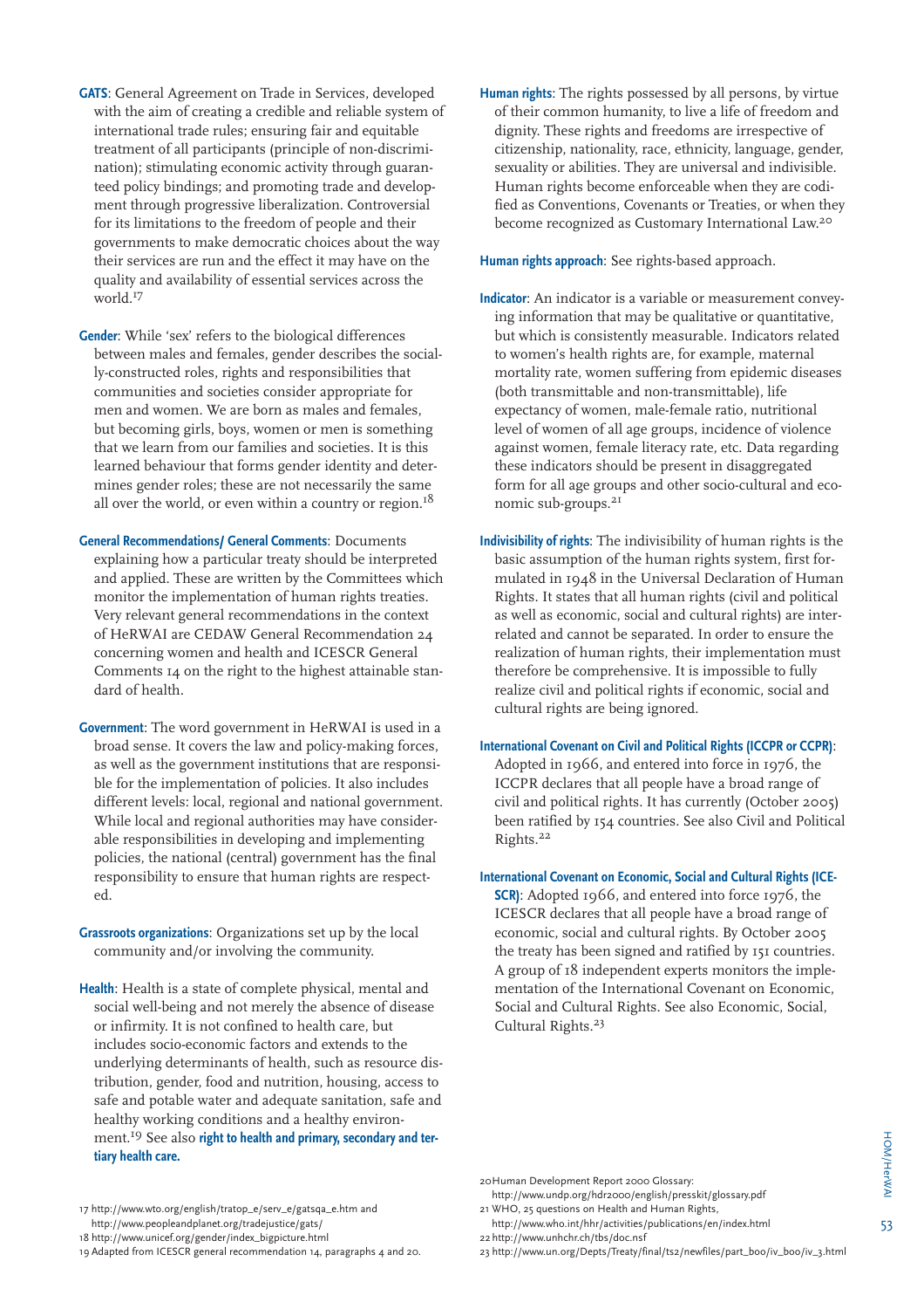**GATS**: General Agreement on Trade in Services, developed with the aim of creating a credible and reliable system of international trade rules; ensuring fair and equitable treatment of all participants (principle of non-discrimination); stimulating economic activity through guaranteed policy bindings; and promoting trade and development through progressive liberalization. Controversial for its limitations to the freedom of people and their governments to make democratic choices about the way their services are run and the effect it may have on the quality and availability of essential services across the world.[17]

**Gender**: While 'sex' refers to the biological differences between males and females, gender describes the socially-constructed roles, rights and responsibilities that communities and societies consider appropriate for men and women. We are born as males and females, but becoming girls, boys, women or men is something that we learn from our families and societies. It is this learned behaviour that forms gender identity and determines gender roles; these are not necessarily the same all over the world, or even within a country or region.[18]

**General Recommendations/ General Comments**: Documents explaining how a particular treaty should be interpreted and applied. These are written by the Committees which monitor the implementation of human rights treaties. Very relevant general recommendations in the context of HeRWAI are CEDAW General Recommendation 24 concerning women and health and ICESCR General Comments 14 on the right to the highest attainable standard of health.

**Government**: The word government in HeRWAI is used in a broad sense. It covers the law and policy-making forces, as well as the government institutions that are responsible for the implementation of policies. It also includes different levels: local, regional and national government. While local and regional authorities may have considerable responsibilities in developing and implementing policies, the national (central) government has the final responsibility to ensure that human rights are respected.

**Grassroots organizations**: Organizations set up by the local community and/or involving the community.

**Health**: Health is a state of complete physical, mental and social well-being and not merely the absence of disease or infirmity. It is not confined to health care, but includes socio-economic factors and extends to the underlying determinants of health, such as resource distribution, gender, food and nutrition, housing, access to safe and potable water and adequate sanitation, safe and healthy working conditions and a healthy environment.[19] See also **right to health and primary, secondary and tertiary health care.**

**Human rights**: The rights possessed by all persons, by virtue of their common humanity, to live a life of freedom and dignity. These rights and freedoms are irrespective of citizenship, nationality, race, ethnicity, language, gender, sexuality or abilities. They are universal and indivisible. Human rights become enforceable when they are codified as Conventions, Covenants or Treaties, or when they become recognized as Customary International Law.[20]

**Human rights approach**: See rights-based approach.

**Indicator**: An indicator is a variable or measurement conveying information that may be qualitative or quantitative, but which is consistently measurable. Indicators related to women's health rights are, for example, maternal mortality rate, women suffering from epidemic diseases (both transmittable and non-transmittable), life expectancy of women, male-female ratio, nutritional level of women of all age groups, incidence of violence against women, female literacy rate, etc. Data regarding these indicators should be present in disaggregated form for all age groups and other socio-cultural and economic sub-groups.[21]

**Indivisibility of rights**: The indivisibility of human rights is the basic assumption of the human rights system, first formulated in 1948 in the Universal Declaration of Human Rights. It states that all human rights (civil and political as well as economic, social and cultural rights) are interrelated and cannot be separated. In order to ensure the realization of human rights, their implementation must therefore be comprehensive. It is impossible to fully realize civil and political rights if economic, social and cultural rights are being ignored.

**International Covenant on Civil and Political Rights (ICCPR or CCPR)**: Adopted in 1966, and entered into force in 1976, the ICCPR declares that all people have a broad range of civil and political rights. It has currently (October 2005) been ratified by 154 countries. See also Civil and Political Rights.[22]

**International Covenant on Economic, Social and Cultural Rights (ICESCR)**: Adopted 1966, and entered into force 1976, the ICESCR declares that all people have a broad range of economic, social and cultural rights. By October 2005 the treaty has been signed and ratified by 151 countries. A group of 18 independent experts monitors the implementation of the International Covenant on Economic, Social and Cultural Rights. See also Economic, Social, Cultural Rights.[23]

---

17 http://www.wto.org/english/tratop_e/serv_e/gatsqa_e.htm and http://www.peopleandplanet.org/tradejustice/gats/

18 http://www.unicef.org/gender/index_bigpicture.html

19 Adapted from ICESCR general recommendation 14, paragraphs 4 and 20.

20 Human Development Report 2000 Glossary: http://www.undp.org/hdr2000/english/presskit/glossary.pdf

21 WHO, 25 questions on Health and Human Rights, http://www.who.int/hhr/activities/publications/en/index.html

22 http://www.unhchr.ch/tbs/doc.nsf

23 http://www.un.org/Depts/Treaty/final/ts2/newfiles/part_boo/iv_boo/iv_3.html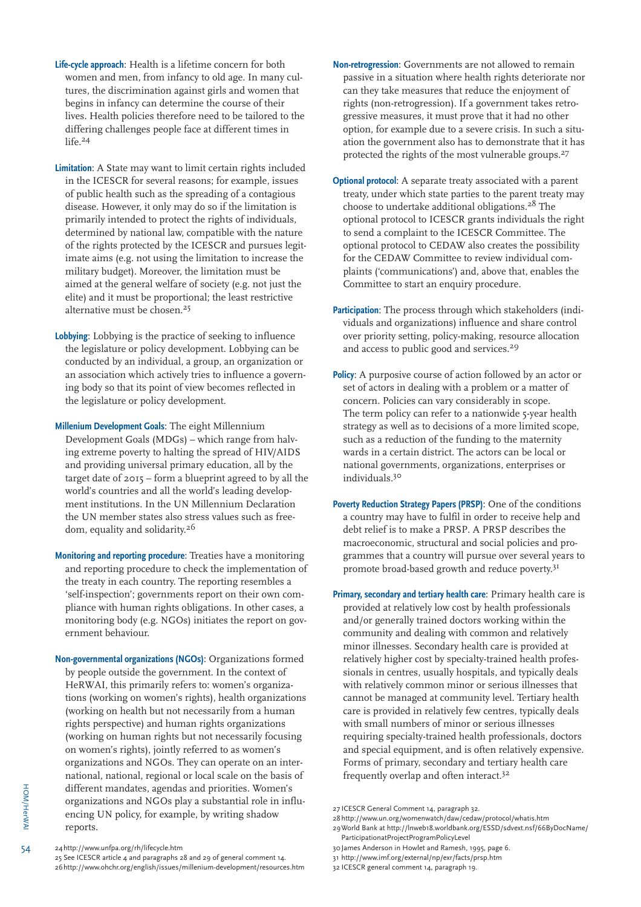**Life-cycle approach**: Health is a lifetime concern for both women and men, from infancy to old age. In many cultures, the discrimination against girls and women that begins in infancy can determine the course of their lives. Health policies therefore need to be tailored to the differing challenges people face at different times in life.[24]

**Limitation**: A State may want to limit certain rights included in the ICESCR for several reasons; for example, issues of public health such as the spreading of a contagious disease. However, it only may do so if the limitation is primarily intended to protect the rights of individuals, determined by national law, compatible with the nature of the rights protected by the ICESCR and pursues legitimate aims (e.g. not using the limitation to increase the military budget). Moreover, the limitation must be aimed at the general welfare of society (e.g. not just the elite) and it must be proportional; the least restrictive alternative must be chosen.[25]

**Lobbying**: Lobbying is the practice of seeking to influence the legislature or policy development. Lobbying can be conducted by an individual, a group, an organization or an association which actively tries to influence a governing body so that its point of view becomes reflected in the legislature or policy development.

**Millenium Development Goals**: The eight Millennium Development Goals (MDGs) – which range from halving extreme poverty to halting the spread of HIV/AIDS and providing universal primary education, all by the target date of 2015 – form a blueprint agreed to by all the world's countries and all the world's leading development institutions. In the UN Millennium Declaration the UN member states also stress values such as freedom, equality and solidarity.[26]

**Monitoring and reporting procedure**: Treaties have a monitoring and reporting procedure to check the implementation of the treaty in each country. The reporting resembles a 'self-inspection'; governments report on their own compliance with human rights obligations. In other cases, a monitoring body (e.g. NGOs) initiates the report on government behaviour.

**Non-governmental organizations (NGOs)**: Organizations formed by people outside the government. In the context of HeRWAI, this primarily refers to: women's organizations (working on women's rights), health organizations (working on health but not necessarily from a human rights perspective) and human rights organizations (working on human rights but not necessarily focusing on women's rights), jointly referred to as women's organizations and NGOs. They can operate on an international, national, regional or local scale on the basis of different mandates, agendas and priorities. Women's organizations and NGOs play a substantial role in influencing UN policy, for example, by writing shadow reports.

**Non-retrogression**: Governments are not allowed to remain passive in a situation where health rights deteriorate nor can they take measures that reduce the enjoyment of rights (non-retrogression). If a government takes retrogressive measures, it must prove that it had no other option, for example due to a severe crisis. In such a situation the government also has to demonstrate that it has protected the rights of the most vulnerable groups.[27]

**Optional protocol**: A separate treaty associated with a parent treaty, under which state parties to the parent treaty may choose to undertake additional obligations.[28] The optional protocol to ICESCR grants individuals the right to send a complaint to the ICESCR Committee. The optional protocol to CEDAW also creates the possibility for the CEDAW Committee to review individual complaints ('communications') and, above that, enables the Committee to start an enquiry procedure.

**Participation**: The process through which stakeholders (individuals and organizations) influence and share control over priority setting, policy-making, resource allocation and access to public good and services.[29]

**Policy**: A purposive course of action followed by an actor or set of actors in dealing with a problem or a matter of concern. Policies can vary considerably in scope. The term policy can refer to a nationwide 5-year health strategy as well as to decisions of a more limited scope, such as a reduction of the funding to the maternity wards in a certain district. The actors can be local or national governments, organizations, enterprises or individuals.[30]

**Poverty Reduction Strategy Papers (PRSP)**: One of the conditions a country may have to fulfil in order to receive help and debt relief is to make a PRSP. A PRSP describes the macroeconomic, structural and social policies and programmes that a country will pursue over several years to promote broad-based growth and reduce poverty.[31]

**Primary, secondary and tertiary health care**: Primary health care is provided at relatively low cost by health professionals and/or generally trained doctors working within the community and dealing with common and relatively minor illnesses. Secondary health care is provided at relatively higher cost by specialty-trained health professionals in centres, usually hospitals, and typically deals with relatively common minor or serious illnesses that cannot be managed at community level. Tertiary health care is provided in relatively few centres, typically deals with small numbers of minor or serious illnesses requiring specialty-trained health professionals, doctors and special equipment, and is often relatively expensive. Forms of primary, secondary and tertiary health care frequently overlap and often interact.[32]

---

24 http://www.unfpa.org/rh/lifecycle.htm
25 See ICESCR article 4 and paragraphs 28 and 29 of general comment 14.
26 http://www.ohchr.org/english/issues/millenium-development/resources.htm
27 ICESCR General Comment 14, paragraph 32.
28 http://www.un.org/womenwatch/daw/cedaw/protocol/whatis.htm
29 World Bank at http://lnweb18.worldbank.org/ESSD/sdvext.nsf/66ByDocName/ParticipationatProjectProgramPolicyLevel
30 James Anderson in Howlet and Ramesh, 1995, page 6.
31 http://www.imf.org/external/np/exr/facts/prsp.htm
32 ICESCR general comment 14, paragraph 19.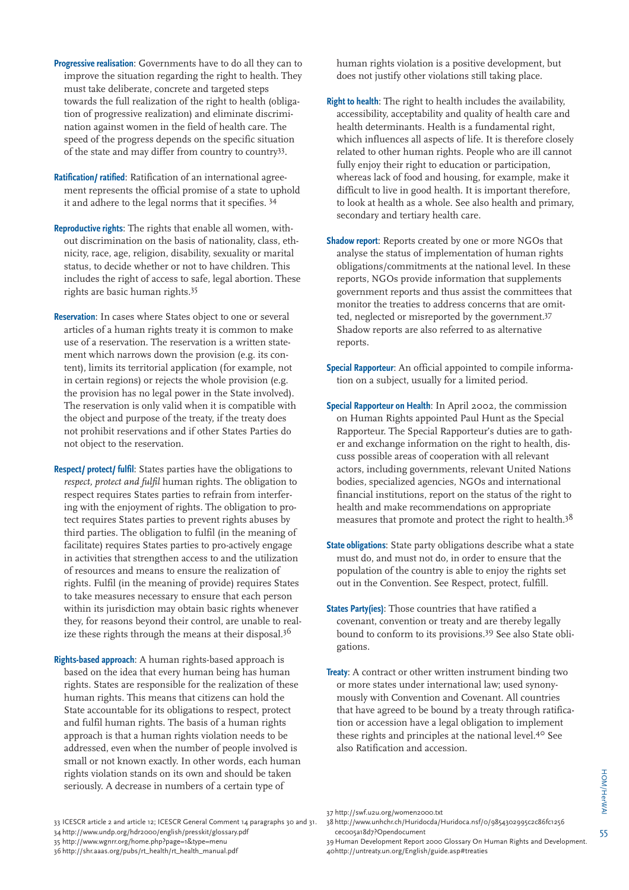**Progressive realisation**: Governments have to do all they can to improve the situation regarding the right to health. They must take deliberate, concrete and targeted steps towards the full realization of the right to health (obligation of progressive realization) and eliminate discrimination against women in the field of health care. The speed of the progress depends on the specific situation of the state and may differ from country to country[33].

**Ratification/ ratified**: Ratification of an international agreement represents the official promise of a state to uphold it and adhere to the legal norms that it specifies. [34]

**Reproductive rights**: The rights that enable all women, without discrimination on the basis of nationality, class, ethnicity, race, age, religion, disability, sexuality or marital status, to decide whether or not to have children. This includes the right of access to safe, legal abortion. These rights are basic human rights.[35]

**Reservation**: In cases where States object to one or several articles of a human rights treaty it is common to make use of a reservation. The reservation is a written statement which narrows down the provision (e.g. its content), limits its territorial application (for example, not in certain regions) or rejects the whole provision (e.g. the provision has no legal power in the State involved). The reservation is only valid when it is compatible with the object and purpose of the treaty, if the treaty does not prohibit reservations and if other States Parties do not object to the reservation.

**Respect/ protect/ fulfil**: States parties have the obligations to *respect, protect and fulfil* human rights. The obligation to respect requires States parties to refrain from interfering with the enjoyment of rights. The obligation to protect requires States parties to prevent rights abuses by third parties. The obligation to fulfil (in the meaning of facilitate) requires States parties to pro-actively engage in activities that strengthen access to and the utilization of resources and means to ensure the realization of rights. Fulfil (in the meaning of provide) requires States to take measures necessary to ensure that each person within its jurisdiction may obtain basic rights whenever they, for reasons beyond their control, are unable to realize these rights through the means at their disposal.[36]

**Rights-based approach**: A human rights-based approach is based on the idea that every human being has human rights. States are responsible for the realization of these human rights. This means that citizens can hold the State accountable for its obligations to respect, protect and fulfil human rights. The basis of a human rights approach is that a human rights violation needs to be addressed, even when the number of people involved is small or not known exactly. In other words, each human rights violation stands on its own and should be taken seriously. A decrease in numbers of a certain type of human rights violation is a positive development, but does not justify other violations still taking place.

**Right to health**: The right to health includes the availability, accessibility, acceptability and quality of health care and health determinants. Health is a fundamental right, which influences all aspects of life. It is therefore closely related to other human rights. People who are ill cannot fully enjoy their right to education or participation, whereas lack of food and housing, for example, make it difficult to live in good health. It is important therefore, to look at health as a whole. See also health and primary, secondary and tertiary health care.

**Shadow report**: Reports created by one or more NGOs that analyse the status of implementation of human rights obligations/commitments at the national level. In these reports, NGOs provide information that supplements government reports and thus assist the committees that monitor the treaties to address concerns that are omitted, neglected or misreported by the government.[37] Shadow reports are also referred to as alternative reports.

**Special Rapporteur**: An official appointed to compile information on a subject, usually for a limited period.

**Special Rapporteur on Health**: In April 2002, the commission on Human Rights appointed Paul Hunt as the Special Rapporteur. The Special Rapporteur's duties are to gather and exchange information on the right to health, discuss possible areas of cooperation with all relevant actors, including governments, relevant United Nations bodies, specialized agencies, NGOs and international financial institutions, report on the status of the right to health and make recommendations on appropriate measures that promote and protect the right to health.[38]

**State obligations**: State party obligations describe what a state must do, and must not do, in order to ensure that the population of the country is able to enjoy the rights set out in the Convention. See Respect, protect, fulfill.

**States Party(ies)**: Those countries that have ratified a covenant, convention or treaty and are thereby legally bound to conform to its provisions.[39] See also State obligations.

**Treaty**: A contract or other written instrument binding two or more states under international law; used synonymously with Convention and Covenant. All countries that have agreed to be bound by a treaty through ratification or accession have a legal obligation to implement these rights and principles at the national level.[40] See also Ratification and accession.

33 ICESCR article 2 and article 12; ICESCR General Comment 14 paragraphs 30 and 31.
34 http://www.undp.org/hdr2000/english/presskit/glossary.pdf
35 http://www.wgnrr.org/home.php?page=1&type=menu
36 http://shr.aaas.org/pubs/rt_health/rt_health_manual.pdf
37 http://swf.u2u.org/women2000.txt
38 http://www.unhchr.ch/Huridocda/Huridoca.nsf/0/9854302995c2c86fc1256cec005a18d7?Opendocument
39 Human Development Report 2000 Glossary On Human Rights and Development.
40 http://untreaty.un.org/English/guide.asp#treaties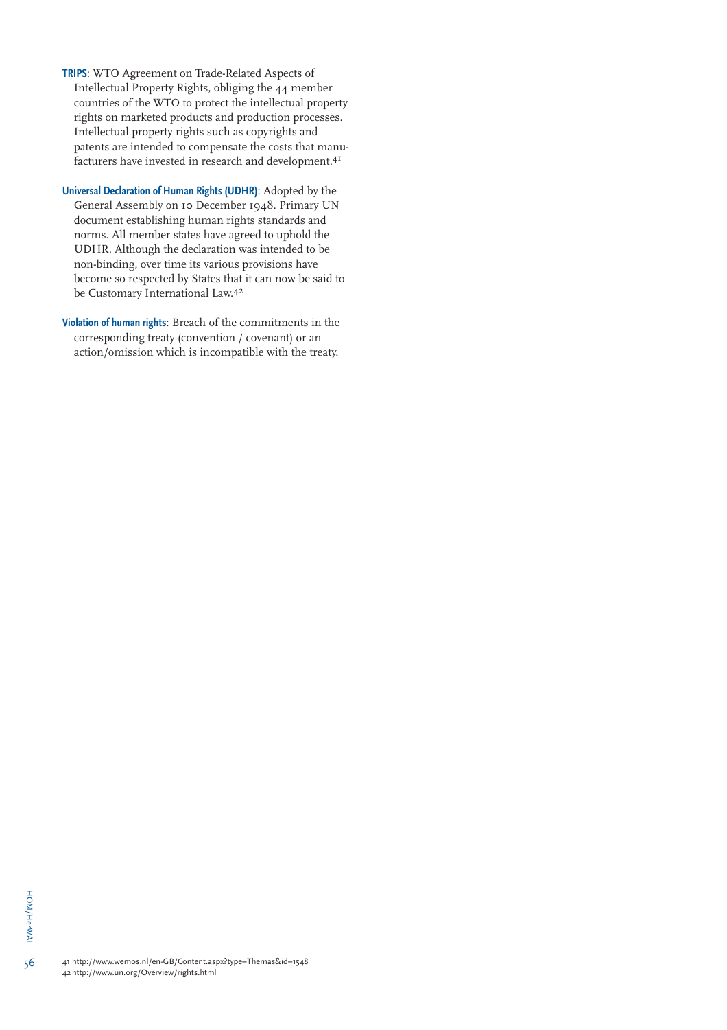**TRIPS**: WTO Agreement on Trade-Related Aspects of Intellectual Property Rights, obliging the 44 member countries of the WTO to protect the intellectual property rights on marketed products and production processes. Intellectual property rights such as copyrights and patents are intended to compensate the costs that manufacturers have invested in research and development.[41]

**Universal Declaration of Human Rights (UDHR)**: Adopted by the General Assembly on 10 December 1948. Primary UN document establishing human rights standards and norms. All member states have agreed to uphold the UDHR. Although the declaration was intended to be non-binding, over time its various provisions have become so respected by States that it can now be said to be Customary International Law.[42]

**Violation of human rights**: Breach of the commitments in the corresponding treaty (convention / covenant) or an action/omission which is incompatible with the treaty.

41 http://www.wemos.nl/en-GB/Content.aspx?type=Themas&id=1548
42 http://www.un.org/Overview/rights.html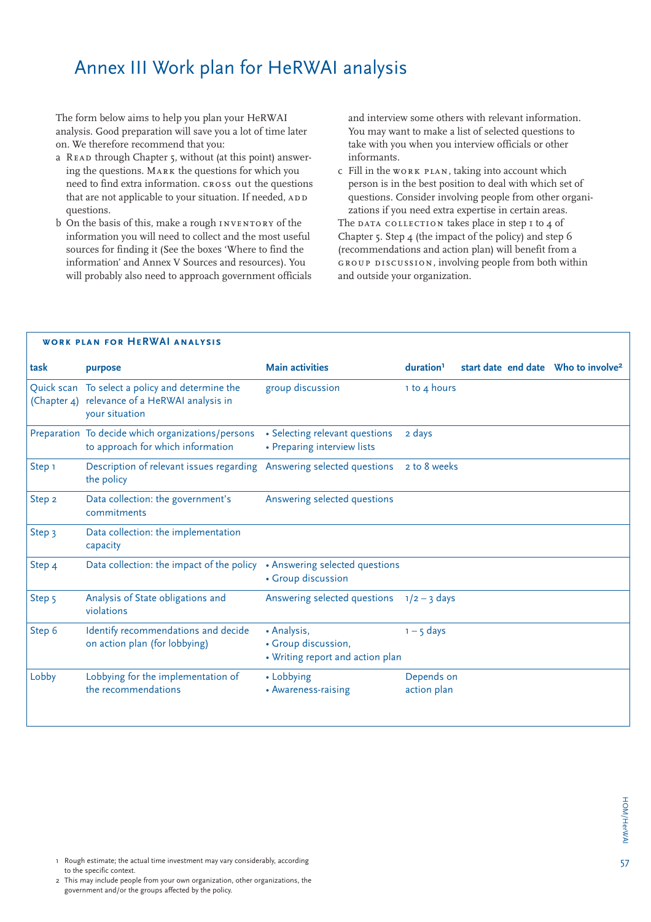# Annex III Work plan for HeRWAI analysis

The form below aims to help you plan your HeRWAI analysis. Good preparation will save you a lot of time later on. We therefore recommend that you:

a READ through Chapter 5, without (at this point) answering the questions. MARK the questions for which you need to find extra information. CROSS OUT the questions that are not applicable to your situation. If needed, ADD questions.

b On the basis of this, make a rough INVENTORY of the information you will need to collect and the most useful sources for finding it (See the boxes 'Where to find the information' and Annex V Sources and resources). You will probably also need to approach government officials and interview some others with relevant information. You may want to make a list of selected questions to take with you when you interview officials or other informants.

c Fill in the WORK PLAN, taking into account which person is in the best position to deal with which set of questions. Consider involving people from other organizations if you need extra expertise in certain areas.

The DATA COLLECTION takes place in step 1 to 4 of Chapter 5. Step 4 (the impact of the policy) and step 6 (recommendations and action plan) will benefit from a GROUP DISCUSSION, involving people from both within and outside your organization.

**WORK PLAN FOR HERWAI ANALYSIS**

| task | purpose | Main activities | duration[1] | start date | end date | Who to involve[2] |
|---|---|---|---|---|---|---|
| Quick scan (Chapter 4) | To select a policy and determine the relevance of a HeRWAI analysis in your situation | group discussion | 1 to 4 hours | | | |
| Preparation | To decide which organizations/persons to approach for which information | • Selecting relevant questions<br>• Preparing interview lists | 2 days | | | |
| Step 1 | Description of relevant issues regarding the policy | Answering selected questions | 2 to 8 weeks | | | |
| Step 2 | Data collection: the government's commitments | Answering selected questions | | | | |
| Step 3 | Data collection: the implementation capacity | | | | | |
| Step 4 | Data collection: the impact of the policy | • Answering selected questions<br>• Group discussion | | | | |
| Step 5 | Analysis of State obligations and violations | Answering selected questions | 1/2 – 3 days | | | |
| Step 6 | Identify recommendations and decide on action plan (for lobbying) | • Analysis,<br>• Group discussion,<br>• Writing report and action plan | 1 – 5 days | | | |
| Lobby | Lobbying for the implementation of the recommendations | • Lobbying<br>• Awareness-raising | Depends on action plan | | | |

1 Rough estimate; the actual time investment may vary considerably, according to the specific context.

2 This may include people from your own organization, other organizations, the government and/or the groups affected by the policy.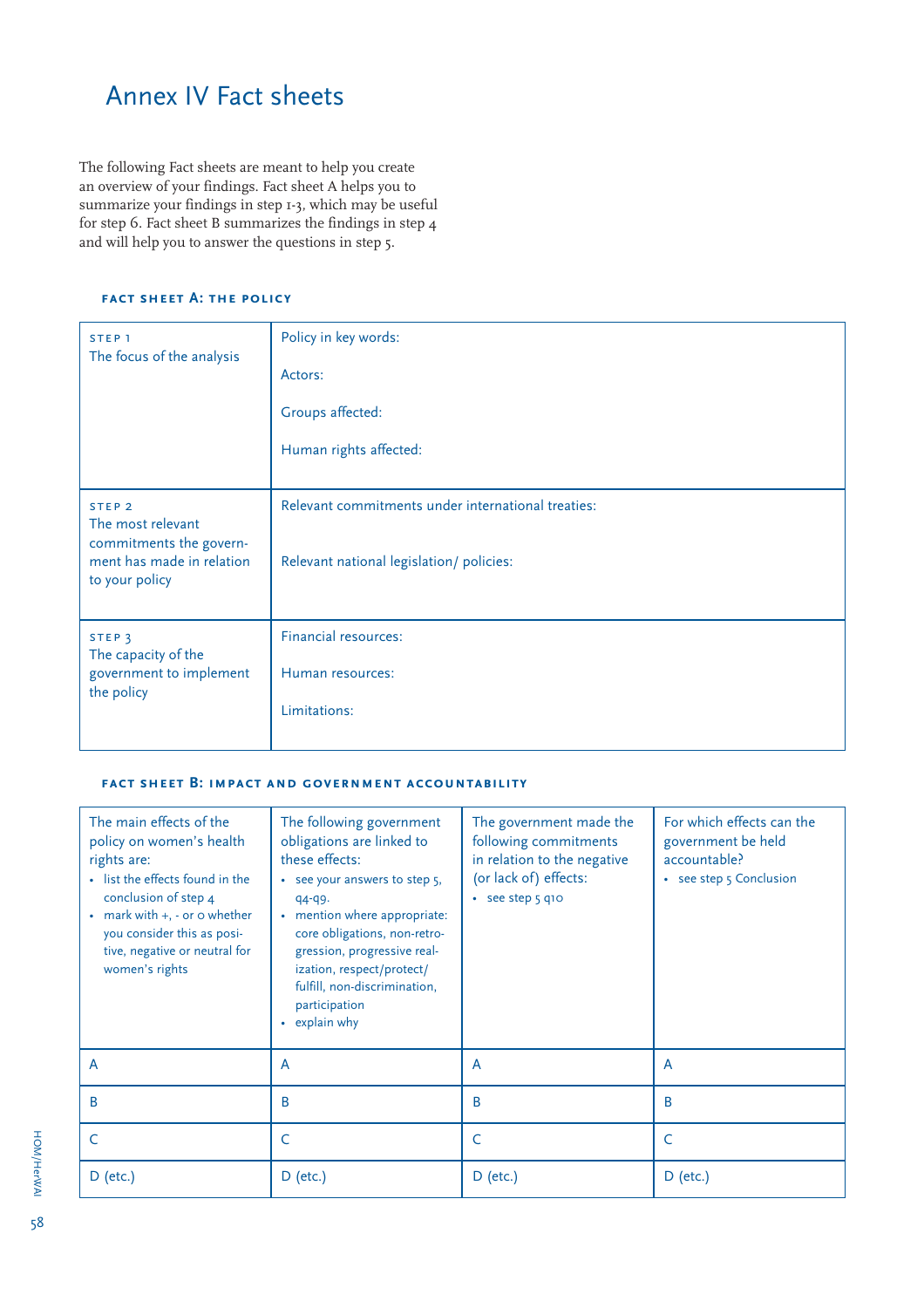# Annex IV Fact sheets

The following Fact sheets are meant to help you create an overview of your findings. Fact sheet A helps you to summarize your findings in step 1-3, which may be useful for step 6. Fact sheet B summarizes the findings in step 4 and will help you to answer the questions in step 5.

### Fact sheet A: the policy

| | |
|---|---|
| STEP 1<br>The focus of the analysis | Policy in key words:<br><br>Actors:<br><br>Groups affected:<br><br>Human rights affected: |
| STEP 2<br>The most relevant commitments the government has made in relation to your policy | Relevant commitments under international treaties:<br><br>Relevant national legislation/ policies: |
| STEP 3<br>The capacity of the government to implement the policy | Financial resources:<br><br>Human resources:<br><br>Limitations: |

### Fact sheet B: impact and government accountability

| The main effects of the policy on women's health rights are:<br>• list the effects found in the conclusion of step 4<br>• mark with +, - or 0 whether you consider this as positive, negative or neutral for women's rights | The following government obligations are linked to these effects:<br>• see your answers to step 5, q4-q9.<br>• mention where appropriate: core obligations, non-retrogression, progressive realization, respect/protect/fulfill, non-discrimination, participation<br>• explain why | The government made the following commitments in relation to the negative (or lack of) effects:<br>• see step 5 q10 | For which effects can the government be held accountable?<br>• see step 5 Conclusion |
|---|---|---|---|
| A | A | A | A |
| B | B | B | B |
| C | C | C | C |
| D (etc.) | D (etc.) | D (etc.) | D (etc.) |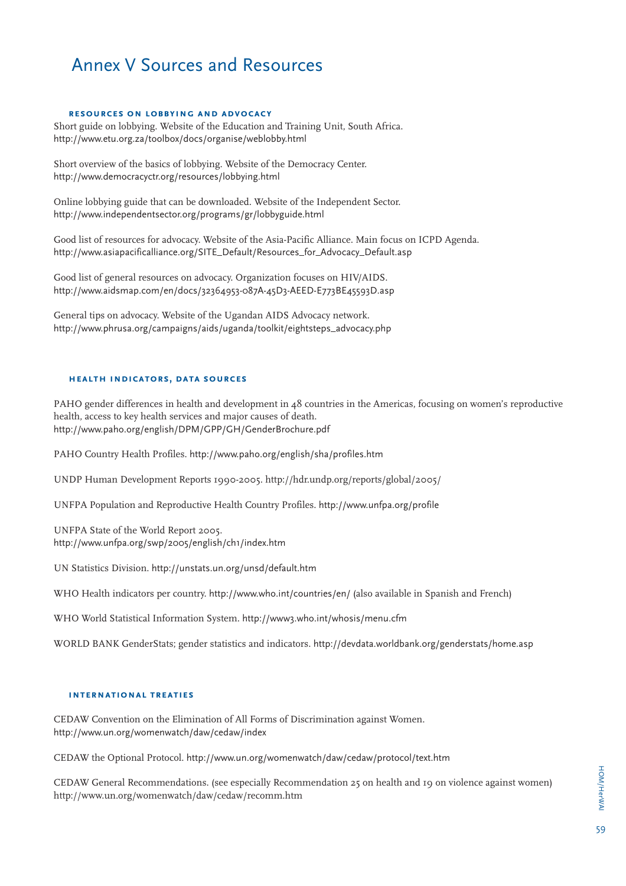# Annex V Sources and Resources

### RESOURCES ON LOBBYING AND ADVOCACY

Short guide on lobbying. Website of the Education and Training Unit, South Africa.
http://www.etu.org.za/toolbox/docs/organise/weblobby.html

Short overview of the basics of lobbying. Website of the Democracy Center.
http://www.democracyctr.org/resources/lobbying.html

Online lobbying guide that can be downloaded. Website of the Independent Sector.
http://www.independentsector.org/programs/gr/lobbyguide.html

Good list of resources for advocacy. Website of the Asia-Pacific Alliance. Main focus on ICPD Agenda.
http://www.asiapacificalliance.org/SITE_Default/Resources_for_Advocacy_Default.asp

Good list of general resources on advocacy. Organization focuses on HIV/AIDS.
http://www.aidsmap.com/en/docs/32364953-087A-45D3-AEED-E773BE45593D.asp

General tips on advocacy. Website of the Ugandan AIDS Advocacy network.
http://www.phrusa.org/campaigns/aids/uganda/toolkit/eightsteps_advocacy.php

### HEALTH INDICATORS, DATA SOURCES

PAHO gender differences in health and development in 48 countries in the Americas, focusing on women's reproductive health, access to key health services and major causes of death.
http://www.paho.org/english/DPM/GPP/GH/GenderBrochure.pdf

PAHO Country Health Profiles. http://www.paho.org/english/sha/profiles.htm

UNDP Human Development Reports 1990-2005. http://hdr.undp.org/reports/global/2005/

UNFPA Population and Reproductive Health Country Profiles. http://www.unfpa.org/profile

UNFPA State of the World Report 2005.
http://www.unfpa.org/swp/2005/english/ch1/index.htm

UN Statistics Division. http://unstats.un.org/unsd/default.htm

WHO Health indicators per country. http://www.who.int/countries/en/ (also available in Spanish and French)

WHO World Statistical Information System. http://www3.who.int/whosis/menu.cfm

WORLD BANK GenderStats; gender statistics and indicators. http://devdata.worldbank.org/genderstats/home.asp

### INTERNATIONAL TREATIES

CEDAW Convention on the Elimination of All Forms of Discrimination against Women.
http://www.un.org/womenwatch/daw/cedaw/index

CEDAW the Optional Protocol. http://www.un.org/womenwatch/daw/cedaw/protocol/text.htm

CEDAW General Recommendations. (see especially Recommendation 25 on health and 19 on violence against women)
http://www.un.org/womenwatch/daw/cedaw/recomm.htm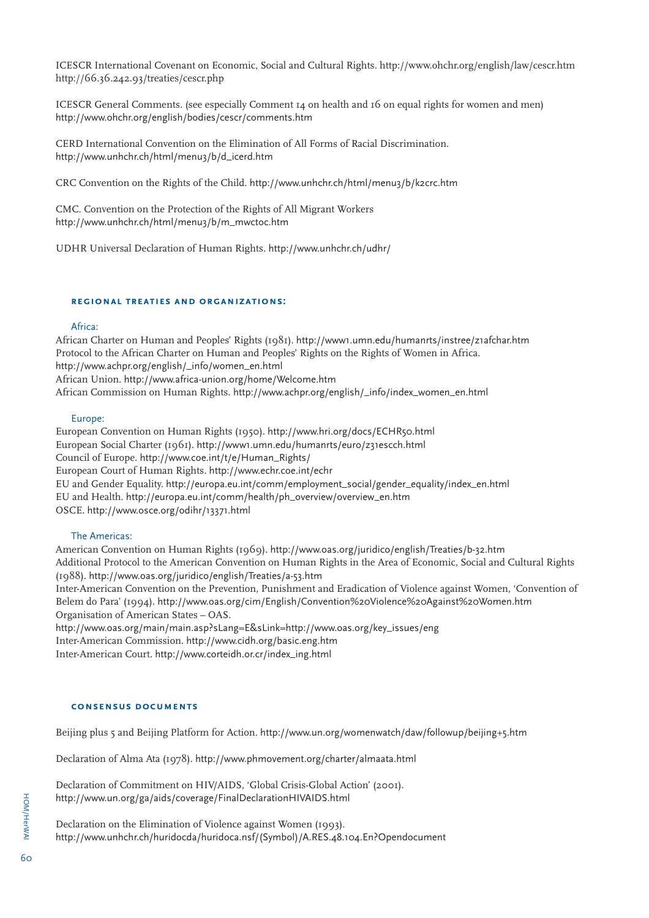ICESCR International Covenant on Economic, Social and Cultural Rights. http://www.ohchr.org/english/law/cescr.htm
http://66.36.242.93/treaties/cescr.php

ICESCR General Comments. (see especially Comment 14 on health and 16 on equal rights for women and men)
http://www.ohchr.org/english/bodies/cescr/comments.htm

CERD International Convention on the Elimination of All Forms of Racial Discrimination.
http://www.unhchr.ch/html/menu3/b/d_icerd.htm

CRC Convention on the Rights of the Child. http://www.unhchr.ch/html/menu3/b/k2crc.htm

CMC. Convention on the Protection of the Rights of All Migrant Workers
http://www.unhchr.ch/html/menu3/b/m_mwctoc.htm

UDHR Universal Declaration of Human Rights. http://www.unhchr.ch/udhr/

### REGIONAL TREATIES AND ORGANIZATIONS:

#### Africa:

African Charter on Human and Peoples' Rights (1981). http://www1.umn.edu/humanrts/instree/z1afchar.htm
Protocol to the African Charter on Human and Peoples' Rights on the Rights of Women in Africa.
http://www.achpr.org/english/_info/women_en.html
African Union. http://www.africa-union.org/home/Welcome.htm
African Commission on Human Rights. http://www.achpr.org/english/_info/index_women_en.html

#### Europe:

European Convention on Human Rights (1950). http://www.hri.org/docs/ECHR50.html
European Social Charter (1961). http://www1.umn.edu/humanrts/euro/z31escch.html
Council of Europe. http://www.coe.int/t/e/Human_Rights/
European Court of Human Rights. http://www.echr.coe.int/echr
EU and Gender Equality. http://europa.eu.int/comm/employment_social/gender_equality/index_en.html
EU and Health. http://europa.eu.int/comm/health/ph_overview/overview_en.htm
OSCE. http://www.osce.org/odihr/13371.html

#### The Americas:

American Convention on Human Rights (1969). http://www.oas.org/juridico/english/Treaties/b-32.htm
Additional Protocol to the American Convention on Human Rights in the Area of Economic, Social and Cultural Rights (1988). http://www.oas.org/juridico/english/Treaties/a-53.htm
Inter-American Convention on the Prevention, Punishment and Eradication of Violence against Women, 'Convention of Belem do Para' (1994). http://www.oas.org/cim/English/Convention%20Violence%20Against%20Women.htm
Organisation of American States – OAS.
http://www.oas.org/main/main.asp?sLang=E&sLink=http://www.oas.org/key_issues/eng
Inter-American Commission. http://www.cidh.org/basic.eng.htm
Inter-American Court. http://www.corteidh.or.cr/index_ing.html

### CONSENSUS DOCUMENTS

Beijing plus 5 and Beijing Platform for Action. http://www.un.org/womenwatch/daw/followup/beijing+5.htm

Declaration of Alma Ata (1978). http://www.phmovement.org/charter/almaata.html

Declaration of Commitment on HIV/AIDS, 'Global Crisis-Global Action' (2001).
http://www.un.org/ga/aids/coverage/FinalDeclarationHIVAIDS.html

Declaration on the Elimination of Violence against Women (1993).
http://www.unhchr.ch/huridocda/huridoca.nsf/(Symbol)/A.RES.48.104.En?Opendocument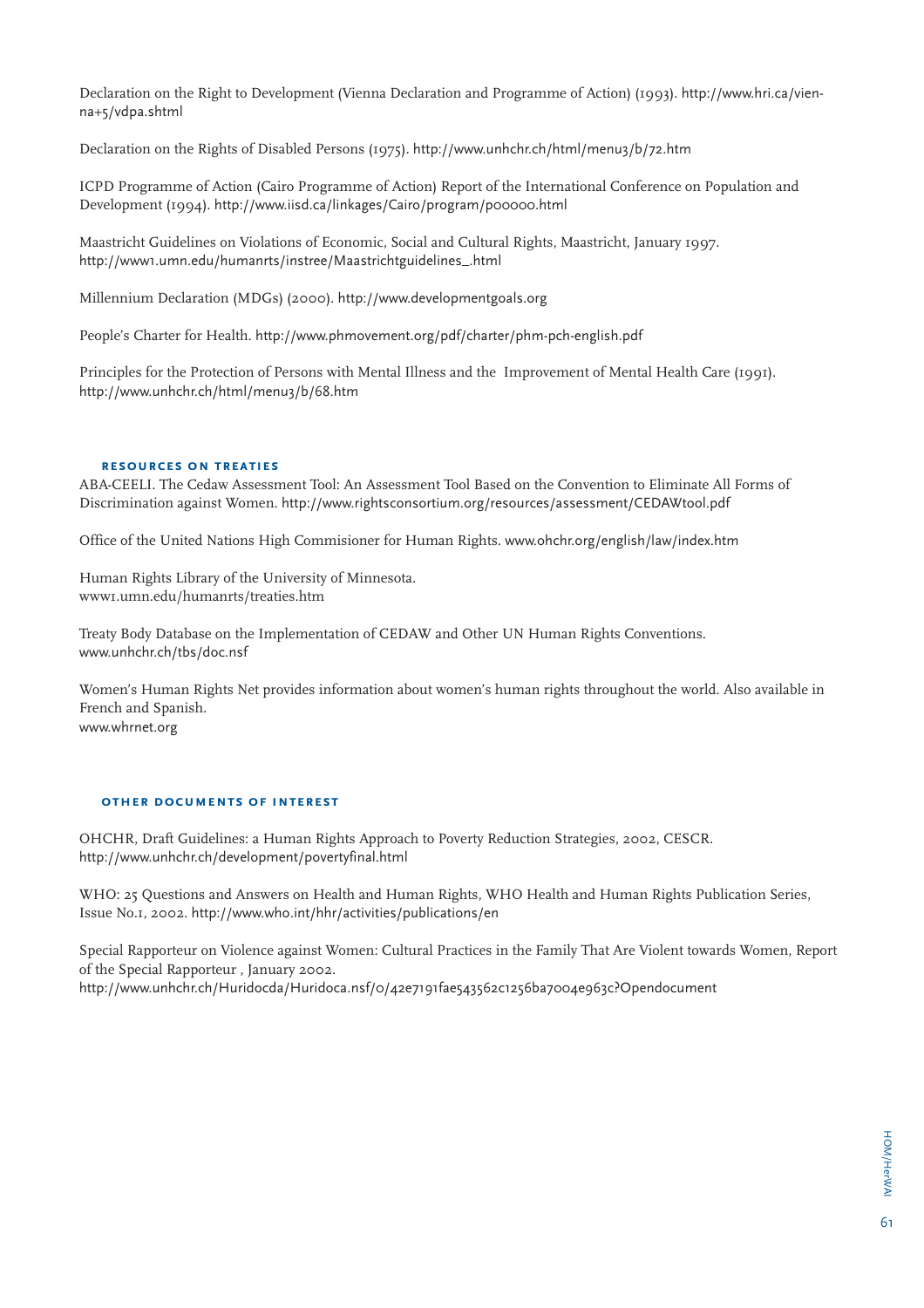Declaration on the Right to Development (Vienna Declaration and Programme of Action) (1993). http://www.hri.ca/vienna+5/vdpa.shtml

Declaration on the Rights of Disabled Persons (1975). http://www.unhchr.ch/html/menu3/b/72.htm

ICPD Programme of Action (Cairo Programme of Action) Report of the International Conference on Population and Development (1994). http://www.iisd.ca/linkages/Cairo/program/p00000.html

Maastricht Guidelines on Violations of Economic, Social and Cultural Rights, Maastricht, January 1997. http://www1.umn.edu/humanrts/instree/Maastrichtguidelines_.html

Millennium Declaration (MDGs) (2000). http://www.developmentgoals.org

People's Charter for Health. http://www.phmovement.org/pdf/charter/phm-pch-english.pdf

Principles for the Protection of Persons with Mental Illness and the Improvement of Mental Health Care (1991). http://www.unhchr.ch/html/menu3/b/68.htm

### RESOURCES ON TREATIES

ABA-CEELI. The Cedaw Assessment Tool: An Assessment Tool Based on the Convention to Eliminate All Forms of Discrimination against Women. http://www.rightsconsortium.org/resources/assessment/CEDAWtool.pdf

Office of the United Nations High Commisioner for Human Rights. www.ohchr.org/english/law/index.htm

Human Rights Library of the University of Minnesota.
www1.umn.edu/humanrts/treaties.htm

Treaty Body Database on the Implementation of CEDAW and Other UN Human Rights Conventions.
www.unhchr.ch/tbs/doc.nsf

Women's Human Rights Net provides information about women's human rights throughout the world. Also available in French and Spanish.
www.whrnet.org

### OTHER DOCUMENTS OF INTEREST

OHCHR, Draft Guidelines: a Human Rights Approach to Poverty Reduction Strategies, 2002, CESCR.
http://www.unhchr.ch/development/povertyfinal.html

WHO: 25 Questions and Answers on Health and Human Rights, WHO Health and Human Rights Publication Series, Issue No.1, 2002. http://www.who.int/hhr/activities/publications/en

Special Rapporteur on Violence against Women: Cultural Practices in the Family That Are Violent towards Women, Report of the Special Rapporteur , January 2002.
http://www.unhchr.ch/Huridocda/Huridoca.nsf/0/42e7191fae543562c1256ba7004e963c?Opendocument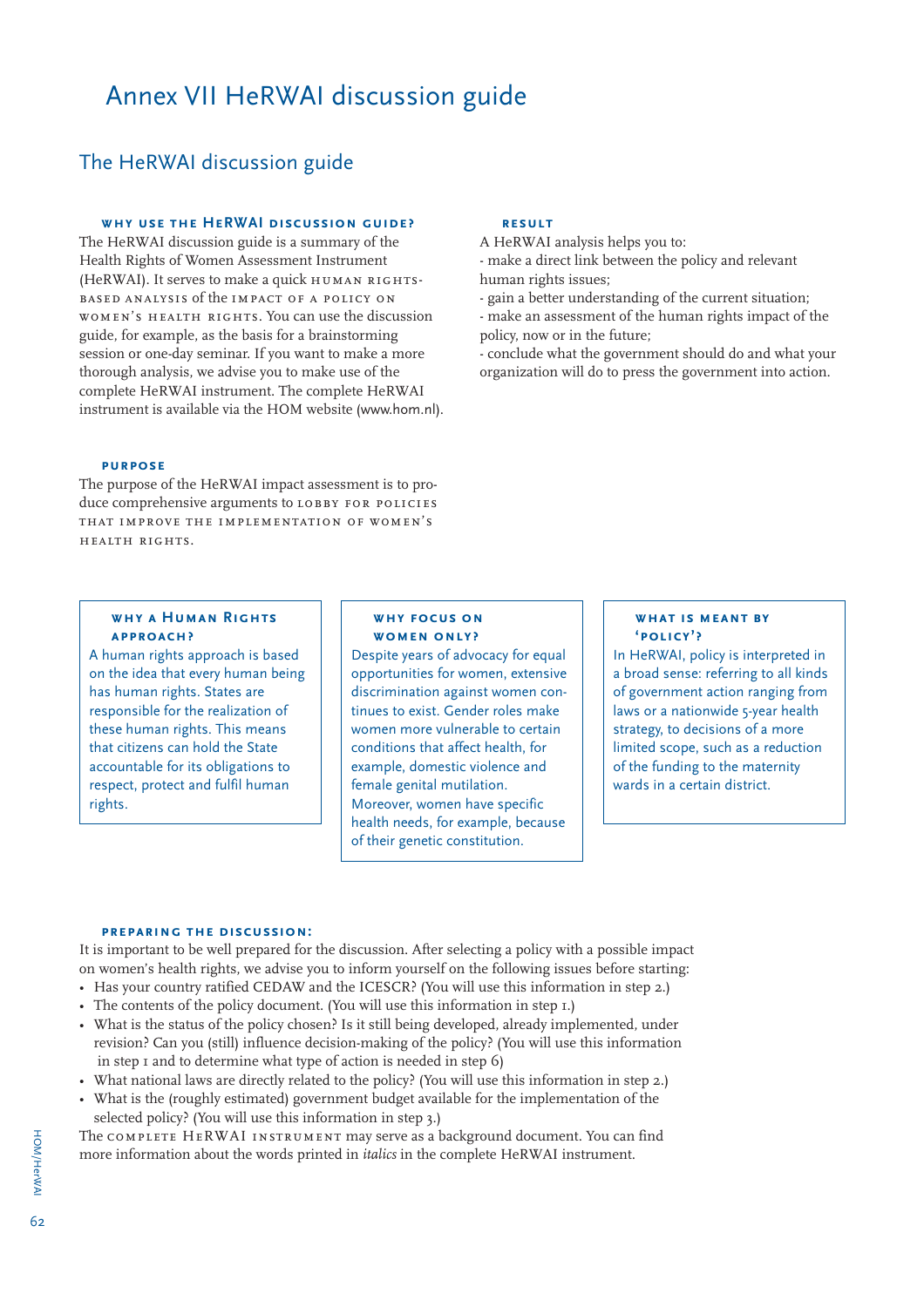# Annex VII HeRWAI discussion guide

## The HeRWAI discussion guide

#### WHY USE THE HeRWAI DISCUSSION GUIDE?

The HeRWAI discussion guide is a summary of the Health Rights of Women Assessment Instrument (HeRWAI). It serves to make a quick HUMAN RIGHTS-BASED ANALYSIS of the IMPACT OF A POLICY ON WOMEN'S HEALTH RIGHTS. You can use the discussion guide, for example, as the basis for a brainstorming session or one-day seminar. If you want to make a more thorough analysis, we advise you to make use of the complete HeRWAI instrument. The complete HeRWAI instrument is available via the HOM website (www.hom.nl).

#### RESULT

A HeRWAI analysis helps you to:
- make a direct link between the policy and relevant human rights issues;
- gain a better understanding of the current situation;
- make an assessment of the human rights impact of the policy, now or in the future;
- conclude what the government should do and what your organization will do to press the government into action.

#### PURPOSE

The purpose of the HeRWAI impact assessment is to produce comprehensive arguments to LOBBY FOR POLICIES THAT IMPROVE THE IMPLEMENTATION OF WOMEN'S HEALTH RIGHTS.

#### WHY A HUMAN RIGHTS APPROACH?

A human rights approach is based on the idea that every human being has human rights. States are responsible for the realization of these human rights. This means that citizens can hold the State accountable for its obligations to respect, protect and fulfil human rights.

#### WHY FOCUS ON WOMEN ONLY?

Despite years of advocacy for equal opportunities for women, extensive discrimination against women continues to exist. Gender roles make women more vulnerable to certain conditions that affect health, for example, domestic violence and female genital mutilation. Moreover, women have specific health needs, for example, because of their genetic constitution.

#### WHAT IS MEANT BY 'POLICY'?

In HeRWAI, policy is interpreted in a broad sense: referring to all kinds of government action ranging from laws or a nationwide 5-year health strategy, to decisions of a more limited scope, such as a reduction of the funding to the maternity wards in a certain district.

#### PREPARING THE DISCUSSION:

It is important to be well prepared for the discussion. After selecting a policy with a possible impact on women's health rights, we advise you to inform yourself on the following issues before starting:

- Has your country ratified CEDAW and the ICESCR? (You will use this information in step 2.)
- The contents of the policy document. (You will use this information in step 1.)
- What is the status of the policy chosen? Is it still being developed, already implemented, under revision? Can you (still) influence decision-making of the policy? (You will use this information in step 1 and to determine what type of action is needed in step 6)
- What national laws are directly related to the policy? (You will use this information in step 2.)
- What is the (roughly estimated) government budget available for the implementation of the selected policy? (You will use this information in step 3.)

The COMPLETE HeRWAI INSTRUMENT may serve as a background document. You can find more information about the words printed in *italics* in the complete HeRWAI instrument.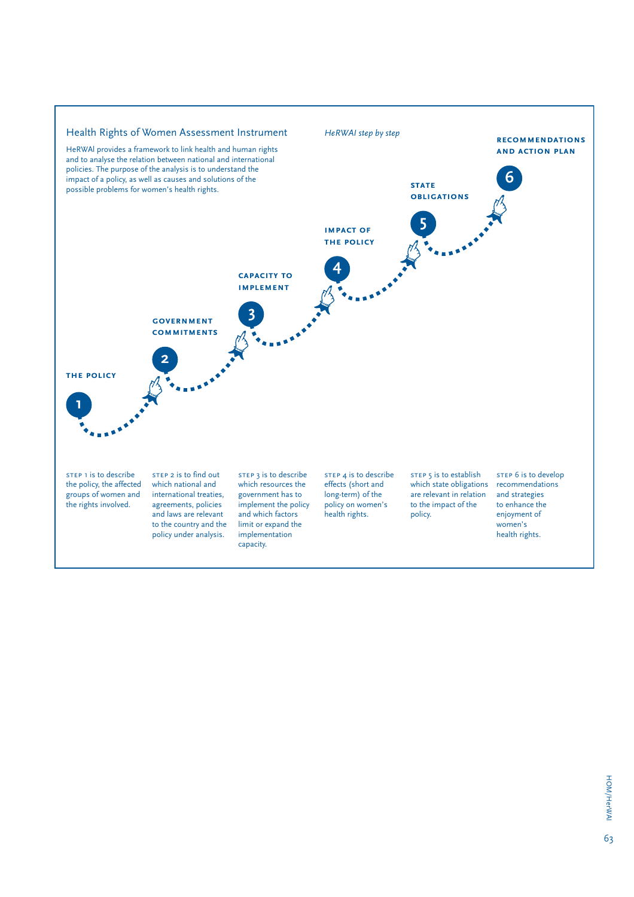## Health Rights of Women Assessment Instrument

HeRWAI provides a framework to link health and human rights and to analyse the relation between national and international policies. The purpose of the analysis is to understand the impact of a policy, as well as causes and solutions of the possible problems for women's health rights.

*HeRWAI step by step*

**1 THE POLICY**

**2 GOVERNMENT COMMITMENTS**

**3 CAPACITY TO IMPLEMENT**

**4 IMPACT OF THE POLICY**

**5 STATE OBLIGATIONS**

**6 RECOMMENDATIONS AND ACTION PLAN**

STEP 1 is to describe the policy, the affected groups of women and the rights involved.

STEP 2 is to find out which national and international treaties, agreements, policies and laws are relevant to the country and the policy under analysis.

STEP 3 is to describe which resources the government has to implement the policy and which factors limit or expand the implementation capacity.

STEP 4 is to describe effects (short and long-term) of the policy on women's health rights.

STEP 5 is to establish which state obligations are relevant in relation to the impact of the policy.

STEP 6 is to develop recommendations and strategies to enhance the enjoyment of women's health rights.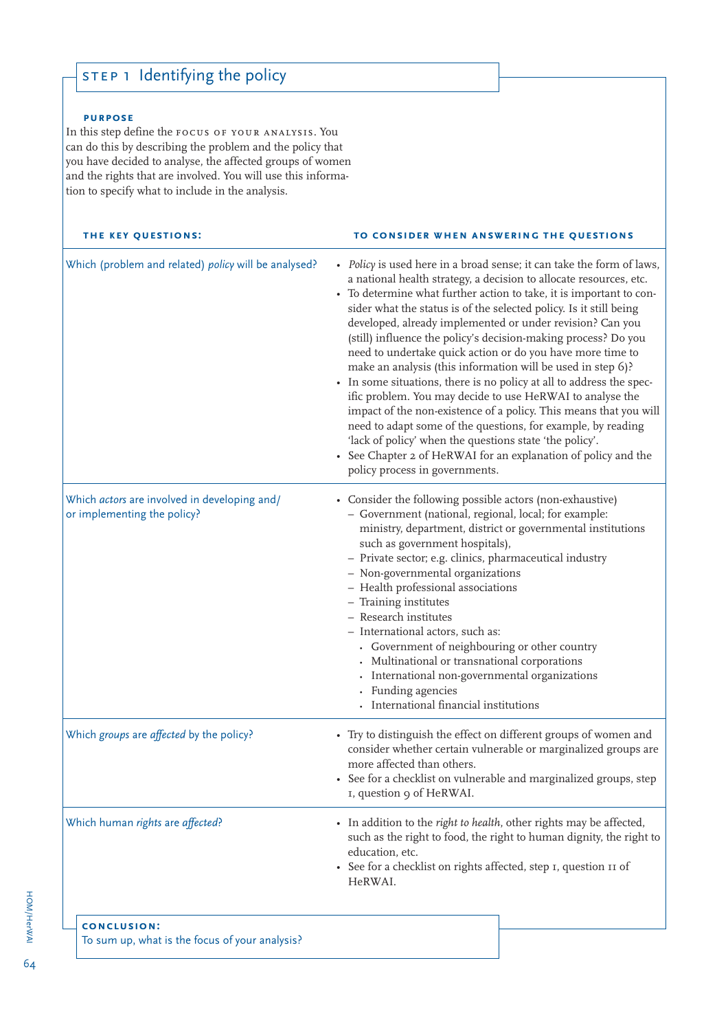## STEP 1 Identifying the policy

**PURPOSE**

In this step define the FOCUS OF YOUR ANALYSIS. You can do this by describing the problem and the policy that you have decided to analyse, the affected groups of women and the rights that are involved. You will use this information to specify what to include in the analysis.

| THE KEY QUESTIONS: | TO CONSIDER WHEN ANSWERING THE QUESTIONS |
|---|---|
| Which (problem and related) *policy* will be analysed? | • *Policy* is used here in a broad sense; it can take the form of laws, a national health strategy, a decision to allocate resources, etc.<br>• To determine what further action to take, it is important to consider what the status is of the selected policy. Is it still being developed, already implemented or under revision? Can you (still) influence the policy's decision-making process? Do you need to undertake quick action or do you have more time to make an analysis (this information will be used in step 6)?<br>• In some situations, there is no policy at all to address the specific problem. You may decide to use HeRWAI to analyse the impact of the non-existence of a policy. This means that you will need to adapt some of the questions, for example, by reading 'lack of policy' when the questions state 'the policy'.<br>• See Chapter 2 of HeRWAI for an explanation of policy and the policy process in governments. |
| Which *actors* are involved in developing and/or implementing the policy? | • Consider the following possible actors (non-exhaustive)<br>– Government (national, regional, local; for example: ministry, department, district or governmental institutions such as government hospitals),<br>– Private sector; e.g. clinics, pharmaceutical industry<br>– Non-governmental organizations<br>– Health professional associations<br>– Training institutes<br>– Research institutes<br>– International actors, such as:<br>· Government of neighbouring or other country<br>· Multinational or transnational corporations<br>· International non-governmental organizations<br>· Funding agencies<br>· International financial institutions |
| Which *groups* are *affected* by the policy? | • Try to distinguish the effect on different groups of women and consider whether certain vulnerable or marginalized groups are more affected than others.<br>• See for a checklist on vulnerable and marginalized groups, step 1, question 9 of HeRWAI. |
| Which human *rights* are *affected*? | • In addition to the *right to health*, other rights may be affected, such as the right to food, the right to human dignity, the right to education, etc.<br>• See for a checklist on rights affected, step 1, question 11 of HeRWAI. |

**CONCLUSION:**

To sum up, what is the focus of your analysis?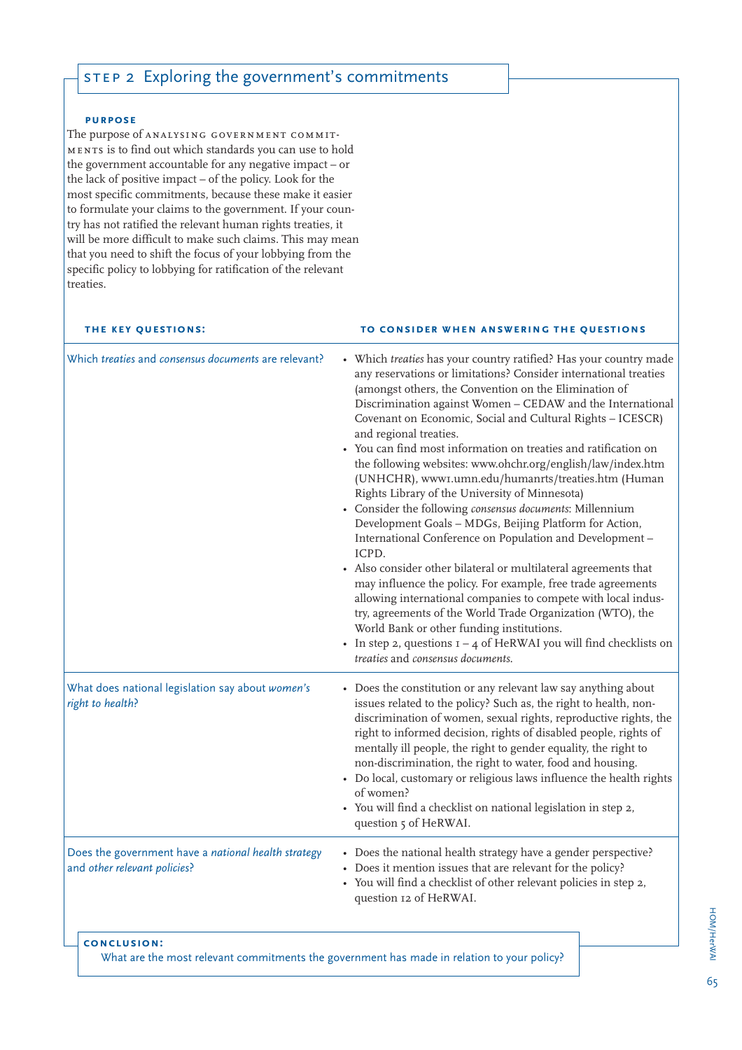## STEP 2 Exploring the government's commitments

**PURPOSE**

The purpose of ANALYSING GOVERNMENT COMMITMENTS is to find out which standards you can use to hold the government accountable for any negative impact – or the lack of positive impact – of the policy. Look for the most specific commitments, because these make it easier to formulate your claims to the government. If your country has not ratified the relevant human rights treaties, it will be more difficult to make such claims. This may mean that you need to shift the focus of your lobbying from the specific policy to lobbying for ratification of the relevant treaties.

| THE KEY QUESTIONS: | TO CONSIDER WHEN ANSWERING THE QUESTIONS |
|---|---|
| Which *treaties* and *consensus documents* are relevant? | • Which *treaties* has your country ratified? Has your country made any reservations or limitations? Consider international treaties (amongst others, the Convention on the Elimination of Discrimination against Women – CEDAW and the International Covenant on Economic, Social and Cultural Rights – ICESCR) and regional treaties.<br>• You can find most information on treaties and ratification on the following websites: www.ohchr.org/english/law/index.htm (UNHCHR), www1.umn.edu/humanrts/treaties.htm (Human Rights Library of the University of Minnesota)<br>• Consider the following *consensus documents*: Millennium Development Goals – MDGs, Beijing Platform for Action, International Conference on Population and Development – ICPD.<br>• Also consider other bilateral or multilateral agreements that may influence the policy. For example, free trade agreements allowing international companies to compete with local industry, agreements of the World Trade Organization (WTO), the World Bank or other funding institutions.<br>• In step 2, questions 1 – 4 of HeRWAI you will find checklists on *treaties* and *consensus documents*. |
| What does national legislation say about *women's right to health*? | • Does the constitution or any relevant law say anything about issues related to the policy? Such as, the right to health, non-discrimination of women, sexual rights, reproductive rights, the right to informed decision, rights of disabled people, rights of mentally ill people, the right to gender equality, the right to non-discrimination, the right to water, food and housing.<br>• Do local, customary or religious laws influence the health rights of women?<br>• You will find a checklist on national legislation in step 2, question 5 of HeRWAI. |
| Does the government have a *national health strategy* and *other relevant policies*? | • Does the national health strategy have a gender perspective?<br>• Does it mention issues that are relevant for the policy?<br>• You will find a checklist of other relevant policies in step 2, question 12 of HeRWAI. |

**CONCLUSION:**

What are the most relevant commitments the government has made in relation to your policy?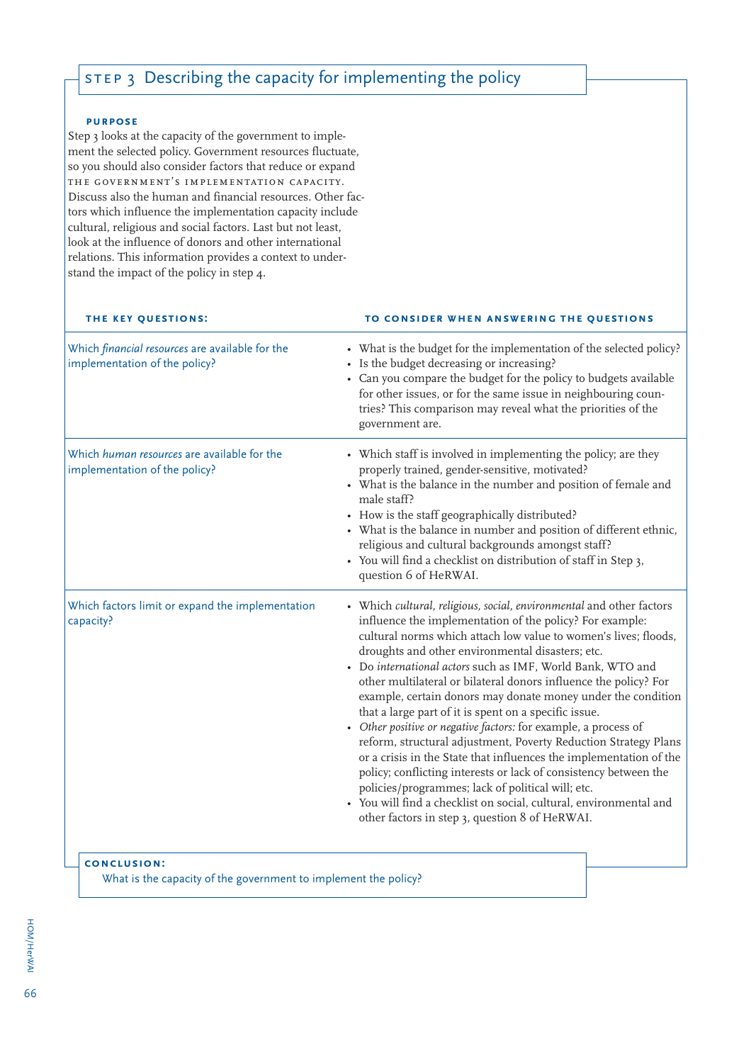## STEP 3 Describing the capacity for implementing the policy

**PURPOSE**

Step 3 looks at the capacity of the government to implement the selected policy. Government resources fluctuate, so you should also consider factors that reduce or expand THE GOVERNMENT'S IMPLEMENTATION CAPACITY. Discuss also the human and financial resources. Other factors which influence the implementation capacity include cultural, religious and social factors. Last but not least, look at the influence of donors and other international relations. This information provides a context to understand the impact of the policy in step 4.

| THE KEY QUESTIONS: | TO CONSIDER WHEN ANSWERING THE QUESTIONS |
|---|---|
| Which *financial resources* are available for the implementation of the policy? | • What is the budget for the implementation of the selected policy?<br>• Is the budget decreasing or increasing?<br>• Can you compare the budget for the policy to budgets available for other issues, or for the same issue in neighbouring countries? This comparison may reveal what the priorities of the government are. |
| Which *human resources* are available for the implementation of the policy? | • Which staff is involved in implementing the policy; are they properly trained, gender-sensitive, motivated?<br>• What is the balance in the number and position of female and male staff?<br>• How is the staff geographically distributed?<br>• What is the balance in number and position of different ethnic, religious and cultural backgrounds amongst staff?<br>• You will find a checklist on distribution of staff in Step 3, question 6 of HeRWAI. |
| Which factors limit or expand the implementation capacity? | • Which *cultural, religious, social, environmental* and other factors influence the implementation of the policy? For example: cultural norms which attach low value to women's lives; floods, droughts and other environmental disasters; etc.<br>• Do *international actors* such as IMF, World Bank, WTO and other multilateral or bilateral donors influence the policy? For example, certain donors may donate money under the condition that a large part of it is spent on a specific issue.<br>• *Other positive or negative factors:* for example, a process of reform, structural adjustment, Poverty Reduction Strategy Plans or a crisis in the State that influences the implementation of the policy; conflicting interests or lack of consistency between the policies/programmes; lack of political will; etc.<br>• You will find a checklist on social, cultural, environmental and other factors in step 3, question 8 of HeRWAI. |

**CONCLUSION:**

What is the capacity of the government to implement the policy?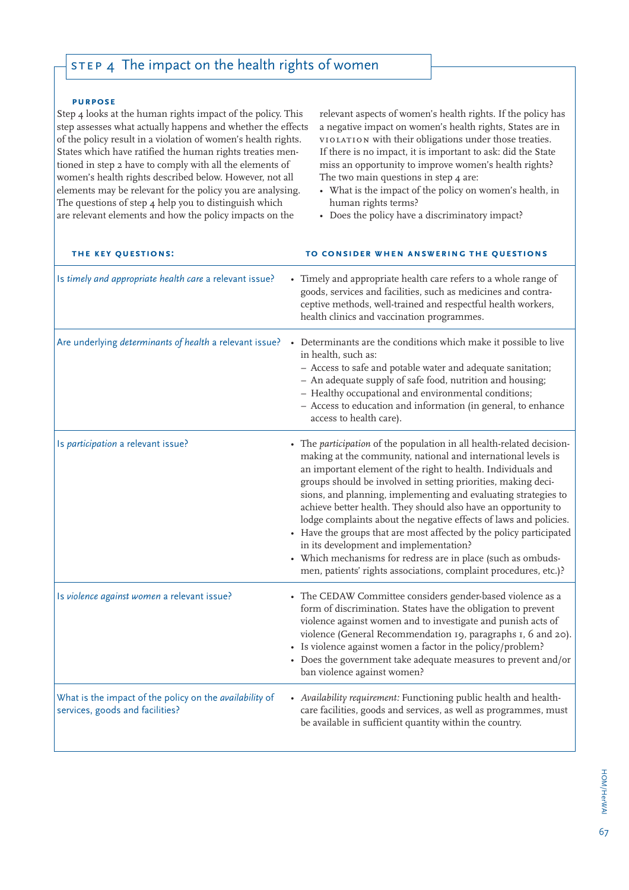## STEP 4 The impact on the health rights of women

**PURPOSE**

Step 4 looks at the human rights impact of the policy. This step assesses what actually happens and whether the effects of the policy result in a violation of women's health rights. States which have ratified the human rights treaties mentioned in step 2 have to comply with all the elements of women's health rights described below. However, not all elements may be relevant for the policy you are analysing. The questions of step 4 help you to distinguish which are relevant elements and how the policy impacts on the relevant aspects of women's health rights. If the policy has a negative impact on women's health rights, States are in VIOLATION with their obligations under those treaties. If there is no impact, it is important to ask: did the State miss an opportunity to improve women's health rights? The two main questions in step 4 are:

- What is the impact of the policy on women's health, in human rights terms?
- Does the policy have a discriminatory impact?

| THE KEY QUESTIONS: | TO CONSIDER WHEN ANSWERING THE QUESTIONS |
|---|---|
| Is *timely and appropriate health care* a relevant issue? | • Timely and appropriate health care refers to a whole range of goods, services and facilities, such as medicines and contraceptive methods, well-trained and respectful health workers, health clinics and vaccination programmes. |
| Are underlying *determinants of health* a relevant issue? | • Determinants are the conditions which make it possible to live in health, such as:<br>– Access to safe and potable water and adequate sanitation;<br>– An adequate supply of safe food, nutrition and housing;<br>– Healthy occupational and environmental conditions;<br>– Access to education and information (in general, to enhance access to health care). |
| Is *participation* a relevant issue? | • The *participation* of the population in all health-related decision-making at the community, national and international levels is an important element of the right to health. Individuals and groups should be involved in setting priorities, making decisions, and planning, implementing and evaluating strategies to achieve better health. They should also have an opportunity to lodge complaints about the negative effects of laws and policies.<br>• Have the groups that are most affected by the policy participated in its development and implementation?<br>• Which mechanisms for redress are in place (such as ombudsmen, patients' rights associations, complaint procedures, etc.)? |
| Is *violence against women* a relevant issue? | • The CEDAW Committee considers gender-based violence as a form of discrimination. States have the obligation to prevent violence against women and to investigate and punish acts of violence (General Recommendation 19, paragraphs 1, 6 and 20).<br>• Is violence against women a factor in the policy/problem?<br>• Does the government take adequate measures to prevent and/or ban violence against women? |
| What is the impact of the policy on the *availability* of services, goods and facilities? | • *Availability requirement:* Functioning public health and health-care facilities, goods and services, as well as programmes, must be available in sufficient quantity within the country. |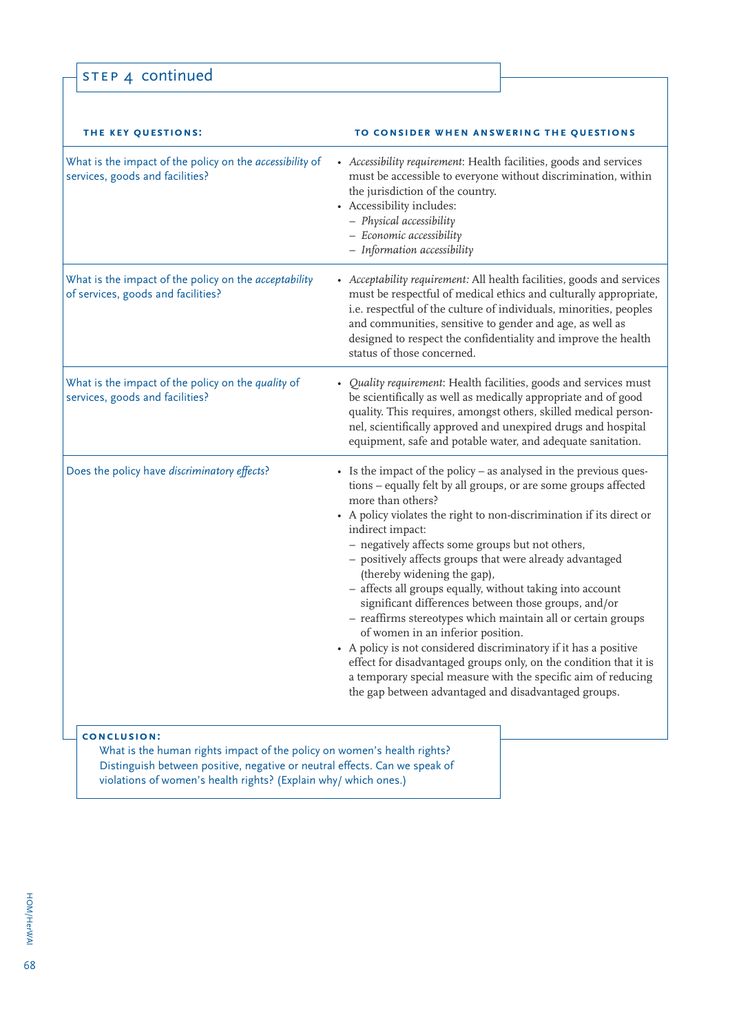## STEP 4 continued

| THE KEY QUESTIONS: | TO CONSIDER WHEN ANSWERING THE QUESTIONS |
|---|---|
| What is the impact of the policy on the *accessibility* of services, goods and facilities? | • *Accessibility requirement*: Health facilities, goods and services must be accessible to everyone without discrimination, within the jurisdiction of the country.<br>• Accessibility includes:<br>– *Physical accessibility*<br>– *Economic accessibility*<br>– *Information accessibility* |
| What is the impact of the policy on the *acceptability* of services, goods and facilities? | • *Acceptability requirement:* All health facilities, goods and services must be respectful of medical ethics and culturally appropriate, i.e. respectful of the culture of individuals, minorities, peoples and communities, sensitive to gender and age, as well as designed to respect the confidentiality and improve the health status of those concerned. |
| What is the impact of the policy on the *quality* of services, goods and facilities? | • *Quality requirement*: Health facilities, goods and services must be scientifically as well as medically appropriate and of good quality. This requires, amongst others, skilled medical personnel, scientifically approved and unexpired drugs and hospital equipment, safe and potable water, and adequate sanitation. |
| Does the policy have *discriminatory effects*? | • Is the impact of the policy – as analysed in the previous questions – equally felt by all groups, or are some groups affected more than others?<br>• A policy violates the right to non-discrimination if its direct or indirect impact:<br>– negatively affects some groups but not others,<br>– positively affects groups that were already advantaged (thereby widening the gap),<br>– affects all groups equally, without taking into account significant differences between those groups, and/or<br>– reaffirms stereotypes which maintain all or certain groups of women in an inferior position.<br>• A policy is not considered discriminatory if it has a positive effect for disadvantaged groups only, on the condition that it is a temporary special measure with the specific aim of reducing the gap between advantaged and disadvantaged groups. |

**CONCLUSION:**

What is the human rights impact of the policy on women's health rights? Distinguish between positive, negative or neutral effects. Can we speak of violations of women's health rights? (Explain why/ which ones.)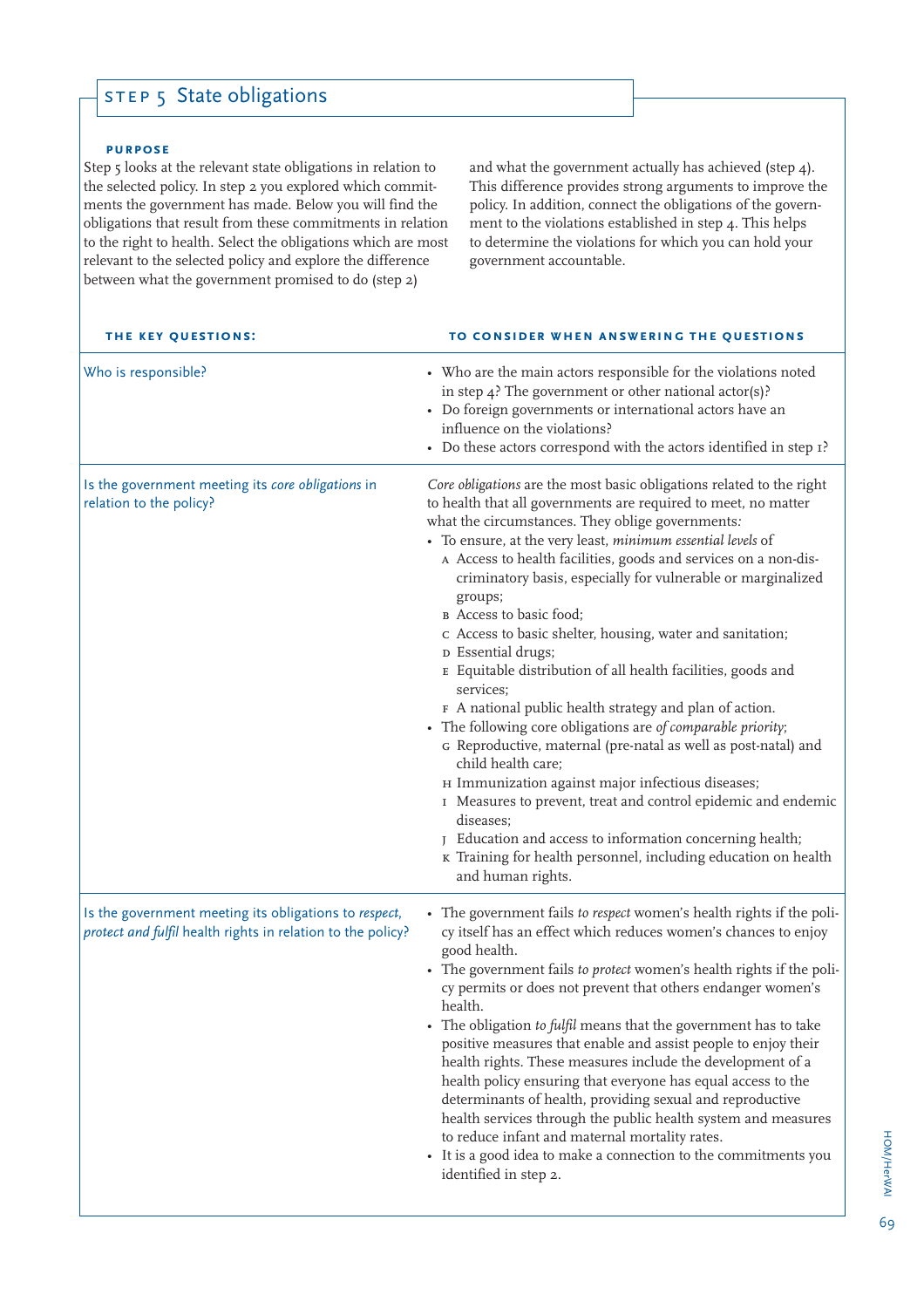# STEP 5 State obligations

**PURPOSE**

Step 5 looks at the relevant state obligations in relation to the selected policy. In step 2 you explored which commitments the government has made. Below you will find the obligations that result from these commitments in relation to the right to health. Select the obligations which are most relevant to the selected policy and explore the difference between what the government promised to do (step 2) and what the government actually has achieved (step 4). This difference provides strong arguments to improve the policy. In addition, connect the obligations of the government to the violations established in step 4. This helps to determine the violations for which you can hold your government accountable.

| THE KEY QUESTIONS: | TO CONSIDER WHEN ANSWERING THE QUESTIONS |
|---|---|
| Who is responsible? | • Who are the main actors responsible for the violations noted in step 4? The government or other national actor(s)?<br>• Do foreign governments or international actors have an influence on the violations?<br>• Do these actors correspond with the actors identified in step 1? |
| Is the government meeting its *core obligations* in relation to the policy? | *Core obligations* are the most basic obligations related to the right to health that all governments are required to meet, no matter what the circumstances. They oblige governments:<br>• To ensure, at the very least, *minimum essential levels* of<br>A Access to health facilities, goods and services on a non-discriminatory basis, especially for vulnerable or marginalized groups;<br>B Access to basic food;<br>C Access to basic shelter, housing, water and sanitation;<br>D Essential drugs;<br>E Equitable distribution of all health facilities, goods and services;<br>F A national public health strategy and plan of action.<br>• The following core obligations are *of comparable priority*;<br>G Reproductive, maternal (pre-natal as well as post-natal) and child health care;<br>H Immunization against major infectious diseases;<br>I Measures to prevent, treat and control epidemic and endemic diseases;<br>J Education and access to information concerning health;<br>K Training for health personnel, including education on health and human rights. |
| Is the government meeting its obligations to *respect, protect and fulfil* health rights in relation to the policy? | • The government fails *to respect* women's health rights if the policy itself has an effect which reduces women's chances to enjoy good health.<br>• The government fails *to protect* women's health rights if the policy permits or does not prevent that others endanger women's health.<br>• The obligation *to fulfil* means that the government has to take positive measures that enable and assist people to enjoy their health rights. These measures include the development of a health policy ensuring that everyone has equal access to the determinants of health, providing sexual and reproductive health services through the public health system and measures to reduce infant and maternal mortality rates.<br>• It is a good idea to make a connection to the commitments you identified in step 2. |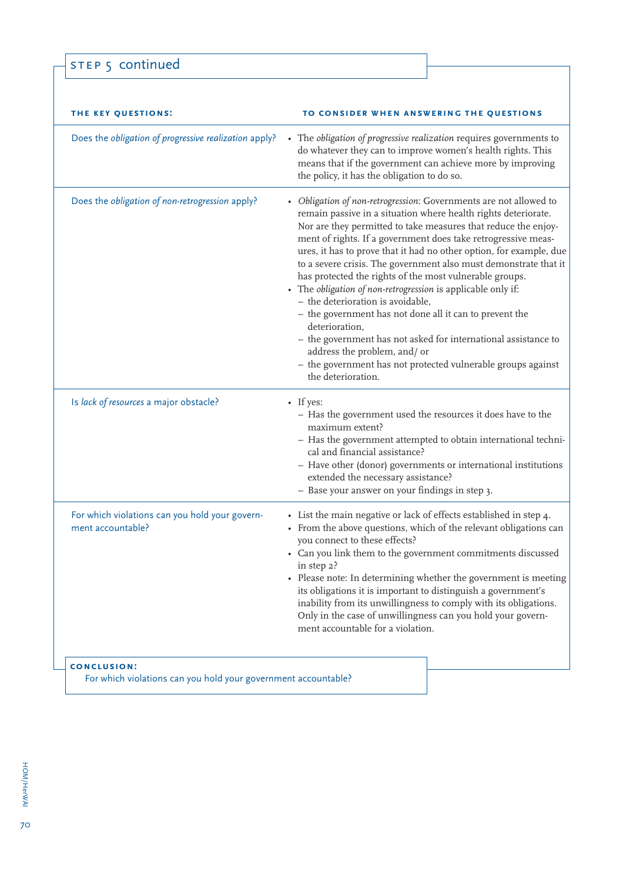## STEP 5 continued

| THE KEY QUESTIONS: | TO CONSIDER WHEN ANSWERING THE QUESTIONS |
|---|---|
| Does the *obligation of progressive realization* apply? | • The *obligation of progressive realization* requires governments to do whatever they can to improve women's health rights. This means that if the government can achieve more by improving the policy, it has the obligation to do so. |
| Does the *obligation of non-retrogression* apply? | • *Obligation of non-retrogression*: Governments are not allowed to remain passive in a situation where health rights deteriorate. Nor are they permitted to take measures that reduce the enjoyment of rights. If a government does take retrogressive measures, it has to prove that it had no other option, for example, due to a severe crisis. The government also must demonstrate that it has protected the rights of the most vulnerable groups.<br>• The *obligation of non-retrogression* is applicable only if:<br>– the deterioration is avoidable,<br>– the government has not done all it can to prevent the deterioration,<br>– the government has not asked for international assistance to address the problem, and/ or<br>– the government has not protected vulnerable groups against the deterioration. |
| Is *lack of resources* a major obstacle? | • If yes:<br>– Has the government used the resources it does have to the maximum extent?<br>– Has the government attempted to obtain international technical and financial assistance?<br>– Have other (donor) governments or international institutions extended the necessary assistance?<br>– Base your answer on your findings in step 3. |
| For which violations can you hold your government accountable? | • List the main negative or lack of effects established in step 4.<br>• From the above questions, which of the relevant obligations can you connect to these effects?<br>• Can you link them to the government commitments discussed in step 2?<br>• Please note: In determining whether the government is meeting its obligations it is important to distinguish a government's inability from its unwillingness to comply with its obligations. Only in the case of unwillingness can you hold your government accountable for a violation. |

**CONCLUSION:**
For which violations can you hold your government accountable?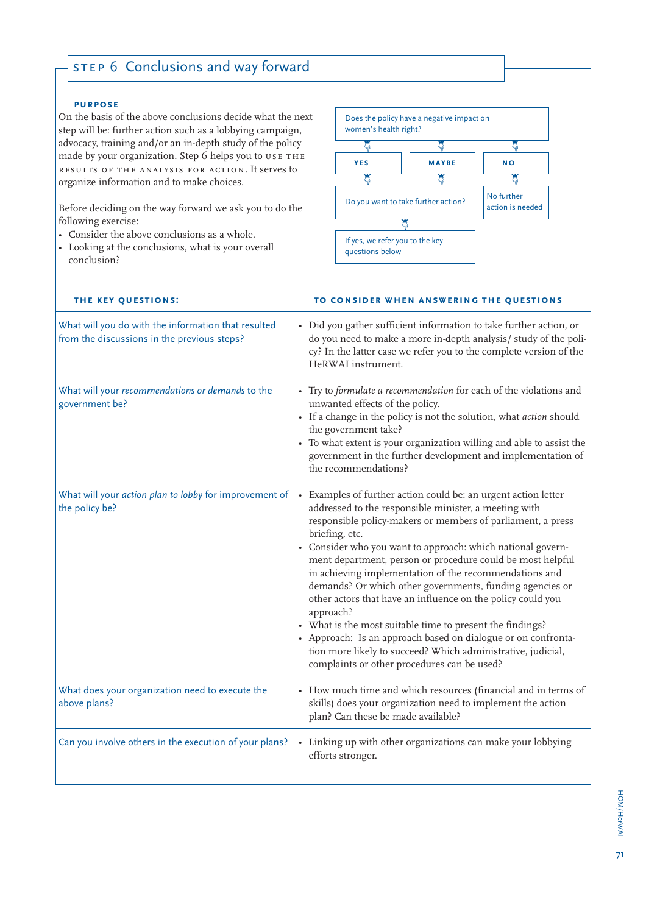# STEP 6 Conclusions and way forward

**PURPOSE**

On the basis of the above conclusions decide what the next step will be: further action such as a lobbying campaign, advocacy, training and/or an in-depth study of the policy made by your organization. Step 6 helps you to USE THE RESULTS OF THE ANALYSIS FOR ACTION. It serves to organize information and to make choices.

Before deciding on the way forward we ask you to do the following exercise:

- Consider the above conclusions as a whole.
- Looking at the conclusions, what is your overall conclusion?

Does the policy have a negative impact on women's health right?

- **YES** → Do you want to take further action? → If yes, we refer you to the key questions below
- **MAYBE** → Do you want to take further action? → If yes, we refer you to the key questions below
- **NO** → No further action is needed

| THE KEY QUESTIONS: | TO CONSIDER WHEN ANSWERING THE QUESTIONS |
|---|---|
| What will you do with the information that resulted from the discussions in the previous steps? | • Did you gather sufficient information to take further action, or do you need to make a more in-depth analysis/ study of the policy? In the latter case we refer you to the complete version of the HeRWAI instrument. |
| What will your *recommendations or demands* to the government be? | • Try to *formulate a recommendation* for each of the violations and unwanted effects of the policy.<br>• If a change in the policy is not the solution, what *action* should the government take?<br>• To what extent is your organization willing and able to assist the government in the further development and implementation of the recommendations? |
| What will your *action plan to lobby* for improvement of the policy be? | • Examples of further action could be: an urgent action letter addressed to the responsible minister, a meeting with responsible policy-makers or members of parliament, a press briefing, etc.<br>• Consider who you want to approach: which national government department, person or procedure could be most helpful in achieving implementation of the recommendations and demands? Or which other governments, funding agencies or other actors that have an influence on the policy could you approach?<br>• What is the most suitable time to present the findings?<br>• Approach: Is an approach based on dialogue or on confrontation more likely to succeed? Which administrative, judicial, complaints or other procedures can be used? |
| What does your organization need to execute the above plans? | • How much time and which resources (financial and in terms of skills) does your organization need to implement the action plan? Can these be made available? |
| Can you involve others in the execution of your plans? | • Linking up with other organizations can make your lobbying efforts stronger. |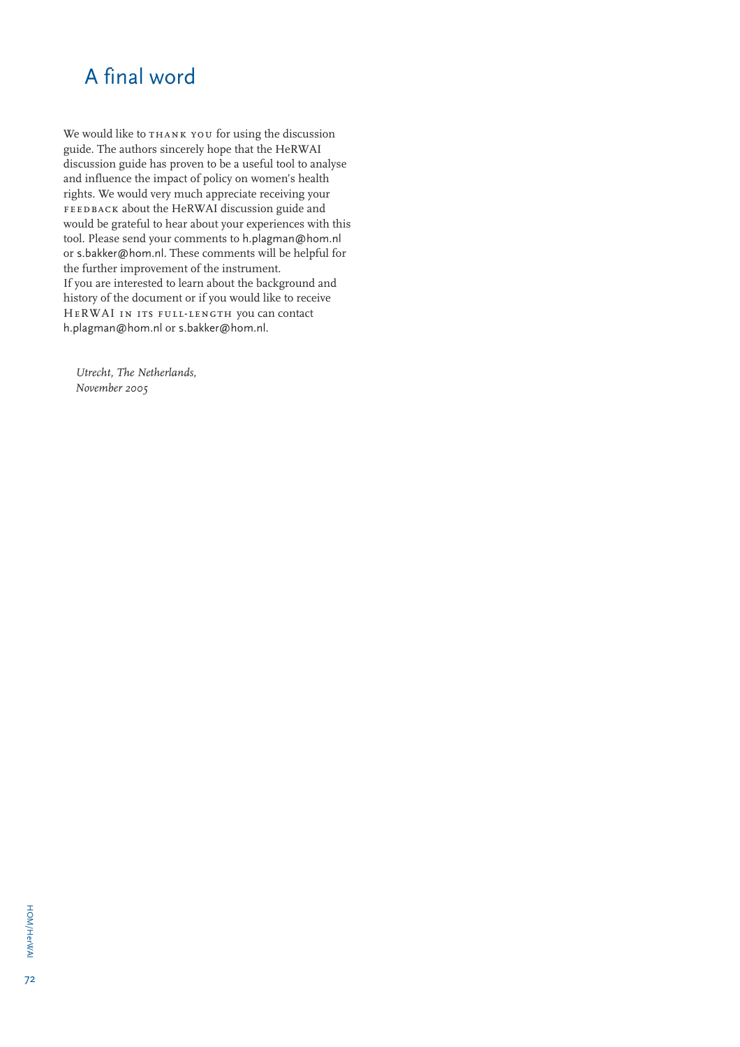# A final word

We would like to THANK YOU for using the discussion guide. The authors sincerely hope that the HeRWAI discussion guide has proven to be a useful tool to analyse and influence the impact of policy on women's health rights. We would very much appreciate receiving your FEEDBACK about the HeRWAI discussion guide and would be grateful to hear about your experiences with this tool. Please send your comments to h.plagman@hom.nl or s.bakker@hom.nl. These comments will be helpful for the further improvement of the instrument.
If you are interested to learn about the background and history of the document or if you would like to receive HERWAI IN ITS FULL-LENGTH you can contact h.plagman@hom.nl or s.bakker@hom.nl.

*Utrecht, The Netherlands,*
*November 2005*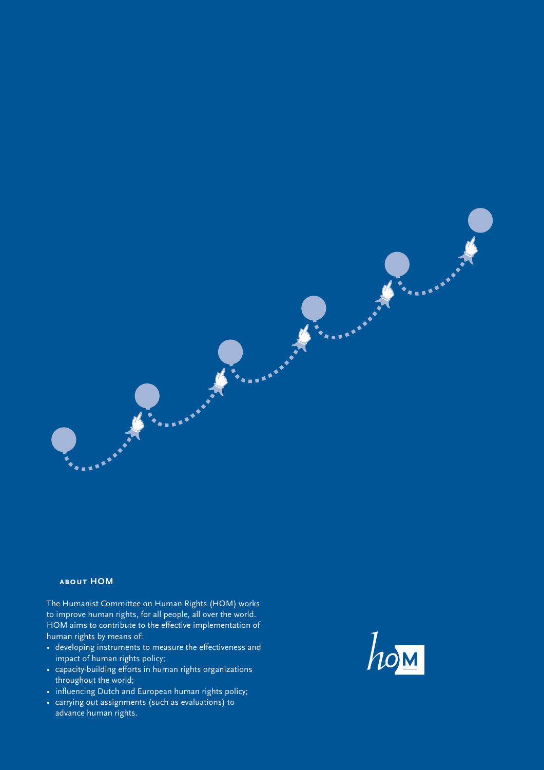## ABOUT HOM

The Humanist Committee on Human Rights (HOM) works to improve human rights, for all people, all over the world. HOM aims to contribute to the effective implementation of human rights by means of:

- developing instruments to measure the effectiveness and impact of human rights policy;
- capacity-building efforts in human rights organizations throughout the world;
- influencing Dutch and European human rights policy;
- carrying out assignments (such as evaluations) to advance human rights.